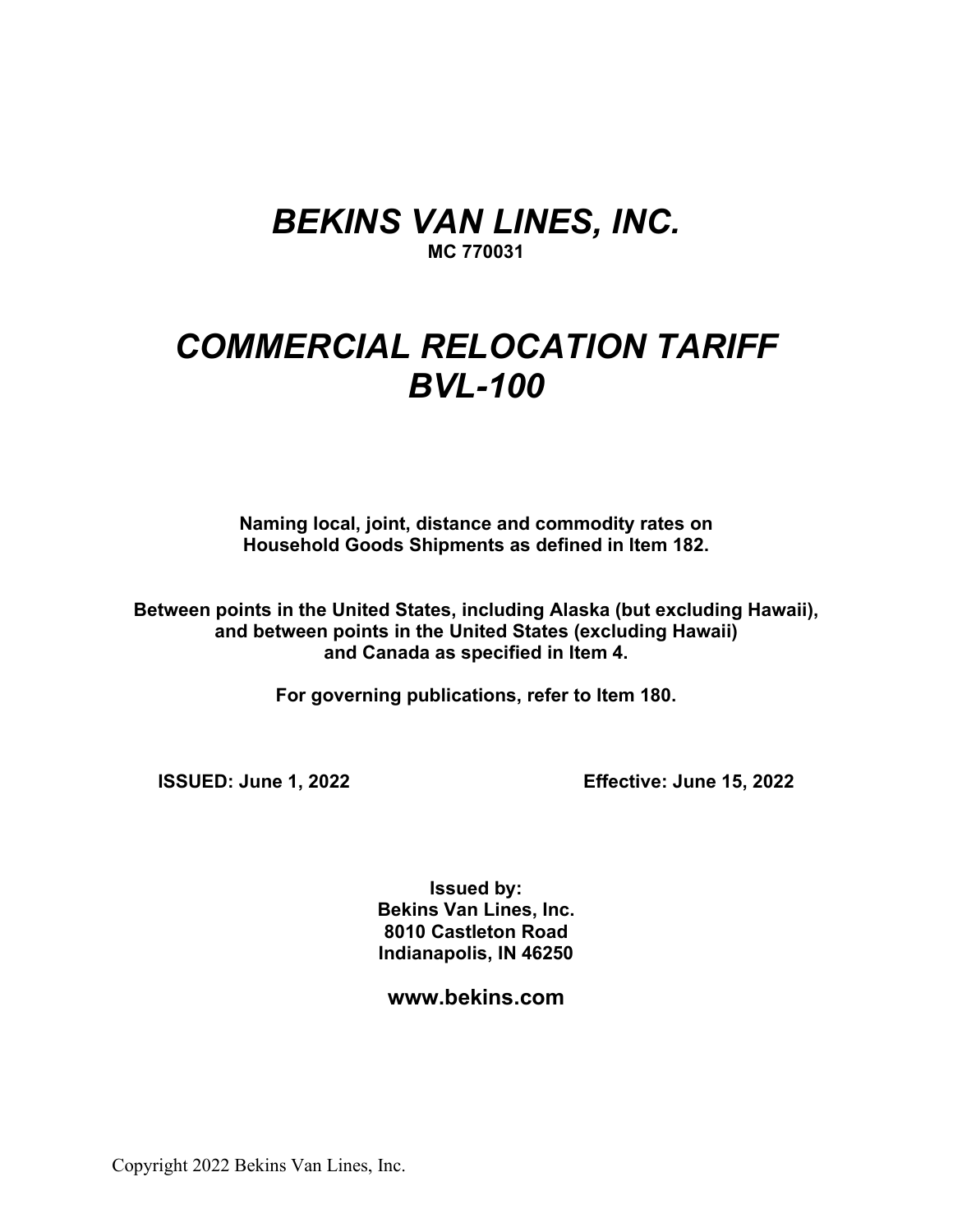# *BEKINS VAN LINES, INC.*

**MC 770031**

# *COMMERCIAL RELOCATION TARIFF BVL-100*

**Naming local, joint, distance and commodity rates on Household Goods Shipments as defined in Item 182.**

**Between points in the United States, including Alaska (but excluding Hawaii), and between points in the United States (excluding Hawaii) and Canada as specified in Item 4.**

**For governing publications, refer to Item 180.**

**ISSUED: June 1, 2022** **Effective: June 15, 2022**

**Issued by:**
**Bekins Van Lines, Inc.**
**8010 Castleton Road**
**Indianapolis, IN 46250**

**www.bekins.com**

Copyright 2022 Bekins Van Lines, Inc.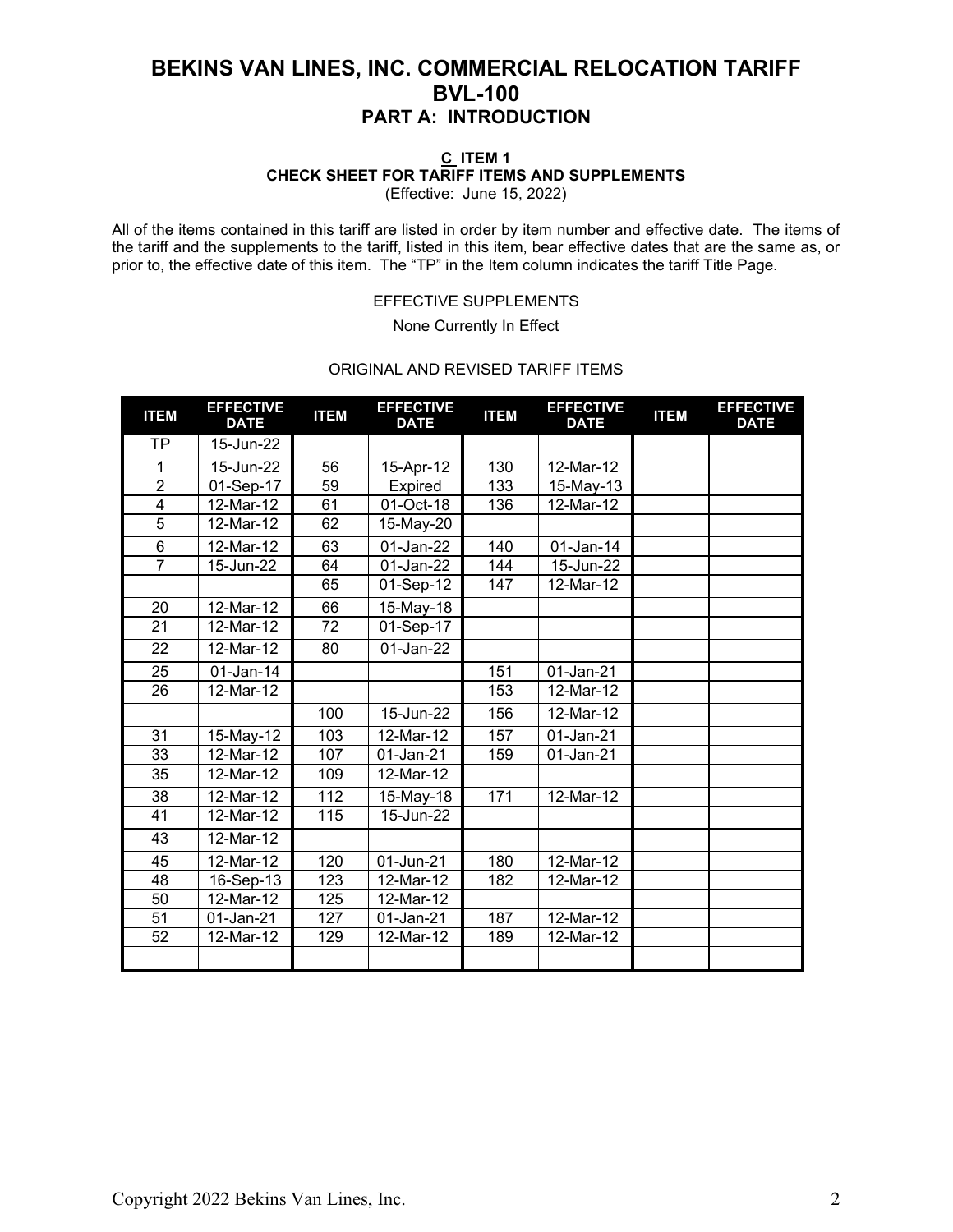# BEKINS VAN LINES, INC. COMMERCIAL RELOCATION TARIFF
# BVL-100
## PART A: INTRODUCTION

**C ITEM 1**
**CHECK SHEET FOR TARIFF ITEMS AND SUPPLEMENTS**
(Effective: June 15, 2022)

All of the items contained in this tariff are listed in order by item number and effective date. The items of the tariff and the supplements to the tariff, listed in this item, bear effective dates that are the same as, or prior to, the effective date of this item. The "TP" in the Item column indicates the tariff Title Page.

EFFECTIVE SUPPLEMENTS

None Currently In Effect

ORIGINAL AND REVISED TARIFF ITEMS

| ITEM | EFFECTIVE DATE | ITEM | EFFECTIVE DATE | ITEM | EFFECTIVE DATE | ITEM | EFFECTIVE DATE |
|---|---|---|---|---|---|---|---|
| TP | 15-Jun-22 | | | | | | |
| 1 | 15-Jun-22 | 56 | 15-Apr-12 | 130 | 12-Mar-12 | | |
| 2 | 01-Sep-17 | 59 | Expired | 133 | 15-May-13 | | |
| 4 | 12-Mar-12 | 61 | 01-Oct-18 | 136 | 12-Mar-12 | | |
| 5 | 12-Mar-12 | 62 | 15-May-20 | | | | |
| 6 | 12-Mar-12 | 63 | 01-Jan-22 | 140 | 01-Jan-14 | | |
| 7 | 15-Jun-22 | 64 | 01-Jan-22 | 144 | 15-Jun-22 | | |
| | | 65 | 01-Sep-12 | 147 | 12-Mar-12 | | |
| 20 | 12-Mar-12 | 66 | 15-May-18 | | | | |
| 21 | 12-Mar-12 | 72 | 01-Sep-17 | | | | |
| 22 | 12-Mar-12 | 80 | 01-Jan-22 | | | | |
| 25 | 01-Jan-14 | | | 151 | 01-Jan-21 | | |
| 26 | 12-Mar-12 | | | 153 | 12-Mar-12 | | |
| | | 100 | 15-Jun-22 | 156 | 12-Mar-12 | | |
| 31 | 15-May-12 | 103 | 12-Mar-12 | 157 | 01-Jan-21 | | |
| 33 | 12-Mar-12 | 107 | 01-Jan-21 | 159 | 01-Jan-21 | | |
| 35 | 12-Mar-12 | 109 | 12-Mar-12 | | | | |
| 38 | 12-Mar-12 | 112 | 15-May-18 | 171 | 12-Mar-12 | | |
| 41 | 12-Mar-12 | 115 | 15-Jun-22 | | | | |
| 43 | 12-Mar-12 | | | | | | |
| 45 | 12-Mar-12 | 120 | 01-Jun-21 | 180 | 12-Mar-12 | | |
| 48 | 16-Sep-13 | 123 | 12-Mar-12 | 182 | 12-Mar-12 | | |
| 50 | 12-Mar-12 | 125 | 12-Mar-12 | | | | |
| 51 | 01-Jan-21 | 127 | 01-Jan-21 | 187 | 12-Mar-12 | | |
| 52 | 12-Mar-12 | 129 | 12-Mar-12 | 189 | 12-Mar-12 | | |
| | | | | | | | |

Copyright 2022 Bekins Van Lines, Inc.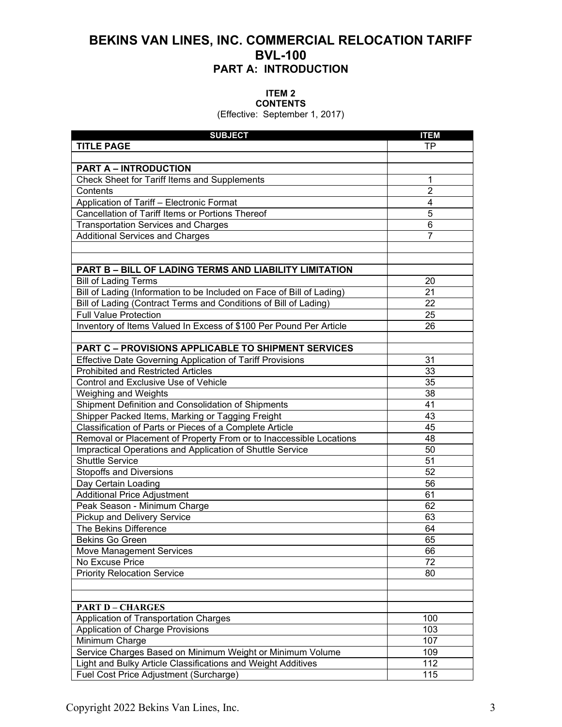# BEKINS VAN LINES, INC. COMMERCIAL RELOCATION TARIFF
# BVL-100
## PART A: INTRODUCTION

### ITEM 2
### CONTENTS
(Effective: September 1, 2017)

| SUBJECT | ITEM |
|---|---|
| **TITLE PAGE** | TP |
| | |
| **PART A – INTRODUCTION** | |
| Check Sheet for Tariff Items and Supplements | 1 |
| Contents | 2 |
| Application of Tariff – Electronic Format | 4 |
| Cancellation of Tariff Items or Portions Thereof | 5 |
| Transportation Services and Charges | 6 |
| Additional Services and Charges | 7 |
| | |
| | |
| **PART B – BILL OF LADING TERMS AND LIABILITY LIMITATION** | |
| Bill of Lading Terms | 20 |
| Bill of Lading (Information to be Included on Face of Bill of Lading) | 21 |
| Bill of Lading (Contract Terms and Conditions of Bill of Lading) | 22 |
| Full Value Protection | 25 |
| Inventory of Items Valued In Excess of $100 Per Pound Per Article | 26 |
| | |
| **PART C – PROVISIONS APPLICABLE TO SHIPMENT SERVICES** | |
| Effective Date Governing Application of Tariff Provisions | 31 |
| Prohibited and Restricted Articles | 33 |
| Control and Exclusive Use of Vehicle | 35 |
| Weighing and Weights | 38 |
| Shipment Definition and Consolidation of Shipments | 41 |
| Shipper Packed Items, Marking or Tagging Freight | 43 |
| Classification of Parts or Pieces of a Complete Article | 45 |
| Removal or Placement of Property From or to Inaccessible Locations | 48 |
| Impractical Operations and Application of Shuttle Service | 50 |
| Shuttle Service | 51 |
| Stopoffs and Diversions | 52 |
| Day Certain Loading | 56 |
| Additional Price Adjustment | 61 |
| Peak Season - Minimum Charge | 62 |
| Pickup and Delivery Service | 63 |
| The Bekins Difference | 64 |
| Bekins Go Green | 65 |
| Move Management Services | 66 |
| No Excuse Price | 72 |
| Priority Relocation Service | 80 |
| | |
| | |
| **PART D – CHARGES** | |
| Application of Transportation Charges | 100 |
| Application of Charge Provisions | 103 |
| Minimum Charge | 107 |
| Service Charges Based on Minimum Weight or Minimum Volume | 109 |
| Light and Bulky Article Classifications and Weight Additives | 112 |
| Fuel Cost Price Adjustment (Surcharge) | 115 |

Copyright 2022 Bekins Van Lines, Inc.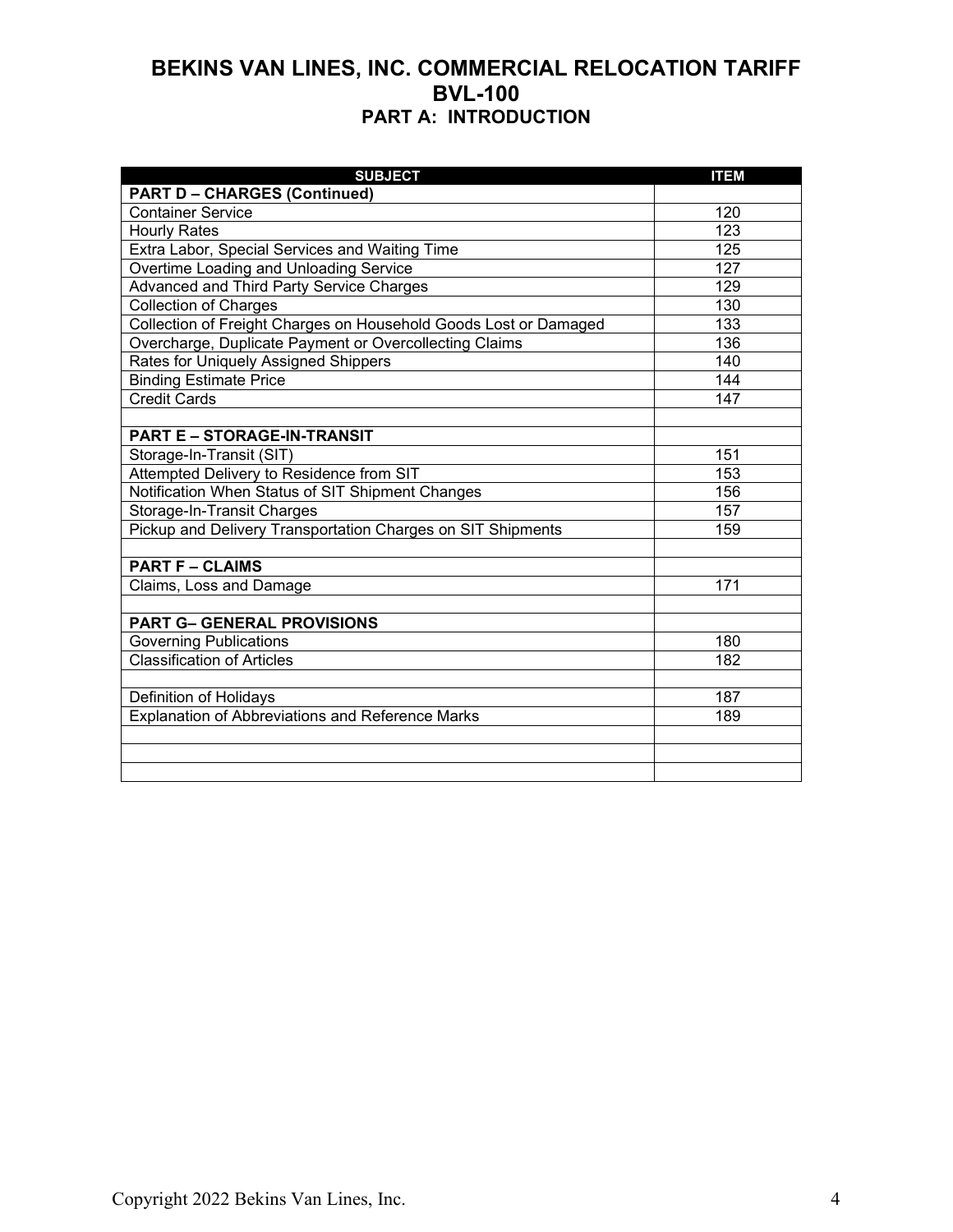# BEKINS VAN LINES, INC. COMMERCIAL RELOCATION TARIFF
# BVL-100
## PART A: INTRODUCTION

| SUBJECT | ITEM |
|---|---|
| **PART D – CHARGES (Continued)** | |
| Container Service | 120 |
| Hourly Rates | 123 |
| Extra Labor, Special Services and Waiting Time | 125 |
| Overtime Loading and Unloading Service | 127 |
| Advanced and Third Party Service Charges | 129 |
| Collection of Charges | 130 |
| Collection of Freight Charges on Household Goods Lost or Damaged | 133 |
| Overcharge, Duplicate Payment or Overcollecting Claims | 136 |
| Rates for Uniquely Assigned Shippers | 140 |
| Binding Estimate Price | 144 |
| Credit Cards | 147 |
| | |
| **PART E – STORAGE-IN-TRANSIT** | |
| Storage-In-Transit (SIT) | 151 |
| Attempted Delivery to Residence from SIT | 153 |
| Notification When Status of SIT Shipment Changes | 156 |
| Storage-In-Transit Charges | 157 |
| Pickup and Delivery Transportation Charges on SIT Shipments | 159 |
| | |
| **PART F – CLAIMS** | |
| Claims, Loss and Damage | 171 |
| | |
| **PART G– GENERAL PROVISIONS** | |
| Governing Publications | 180 |
| Classification of Articles | 182 |
| | |
| Definition of Holidays | 187 |
| Explanation of Abbreviations and Reference Marks | 189 |
| | |
| | |
| | |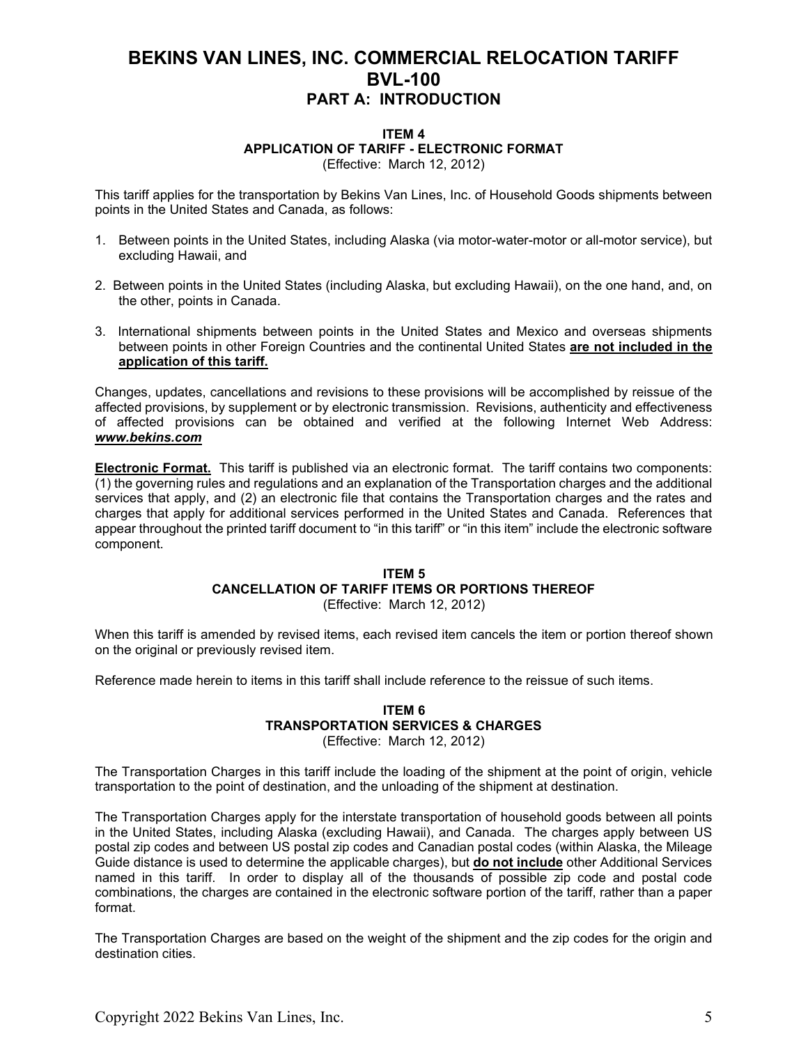# BEKINS VAN LINES, INC. COMMERCIAL RELOCATION TARIFF BVL-100

## PART A: INTRODUCTION

### ITEM 4
### APPLICATION OF TARIFF - ELECTRONIC FORMAT
(Effective: March 12, 2012)

This tariff applies for the transportation by Bekins Van Lines, Inc. of Household Goods shipments between points in the United States and Canada, as follows:

1. Between points in the United States, including Alaska (via motor-water-motor or all-motor service), but excluding Hawaii, and
2. Between points in the United States (including Alaska, but excluding Hawaii), on the one hand, and, on the other, points in Canada.
3. International shipments between points in the United States and Mexico and overseas shipments between points in other Foreign Countries and the continental United States **are not included in the application of this tariff.**

Changes, updates, cancellations and revisions to these provisions will be accomplished by reissue of the affected provisions, by supplement or by electronic transmission. Revisions, authenticity and effectiveness of affected provisions can be obtained and verified at the following Internet Web Address: ***www.bekins.com***

**Electronic Format.** This tariff is published via an electronic format. The tariff contains two components: (1) the governing rules and regulations and an explanation of the Transportation charges and the additional services that apply, and (2) an electronic file that contains the Transportation charges and the rates and charges that apply for additional services performed in the United States and Canada. References that appear throughout the printed tariff document to "in this tariff" or "in this item" include the electronic software component.

### ITEM 5
### CANCELLATION OF TARIFF ITEMS OR PORTIONS THEREOF
(Effective: March 12, 2012)

When this tariff is amended by revised items, each revised item cancels the item or portion thereof shown on the original or previously revised item.

Reference made herein to items in this tariff shall include reference to the reissue of such items.

### ITEM 6
### TRANSPORTATION SERVICES & CHARGES
(Effective: March 12, 2012)

The Transportation Charges in this tariff include the loading of the shipment at the point of origin, vehicle transportation to the point of destination, and the unloading of the shipment at destination.

The Transportation Charges apply for the interstate transportation of household goods between all points in the United States, including Alaska (excluding Hawaii), and Canada. The charges apply between US postal zip codes and between US postal zip codes and Canadian postal codes (within Alaska, the Mileage Guide distance is used to determine the applicable charges), but **do not include** other Additional Services named in this tariff. In order to display all of the thousands of possible zip code and postal code combinations, the charges are contained in the electronic software portion of the tariff, rather than a paper format.

The Transportation Charges are based on the weight of the shipment and the zip codes for the origin and destination cities.

Copyright 2022 Bekins Van Lines, Inc.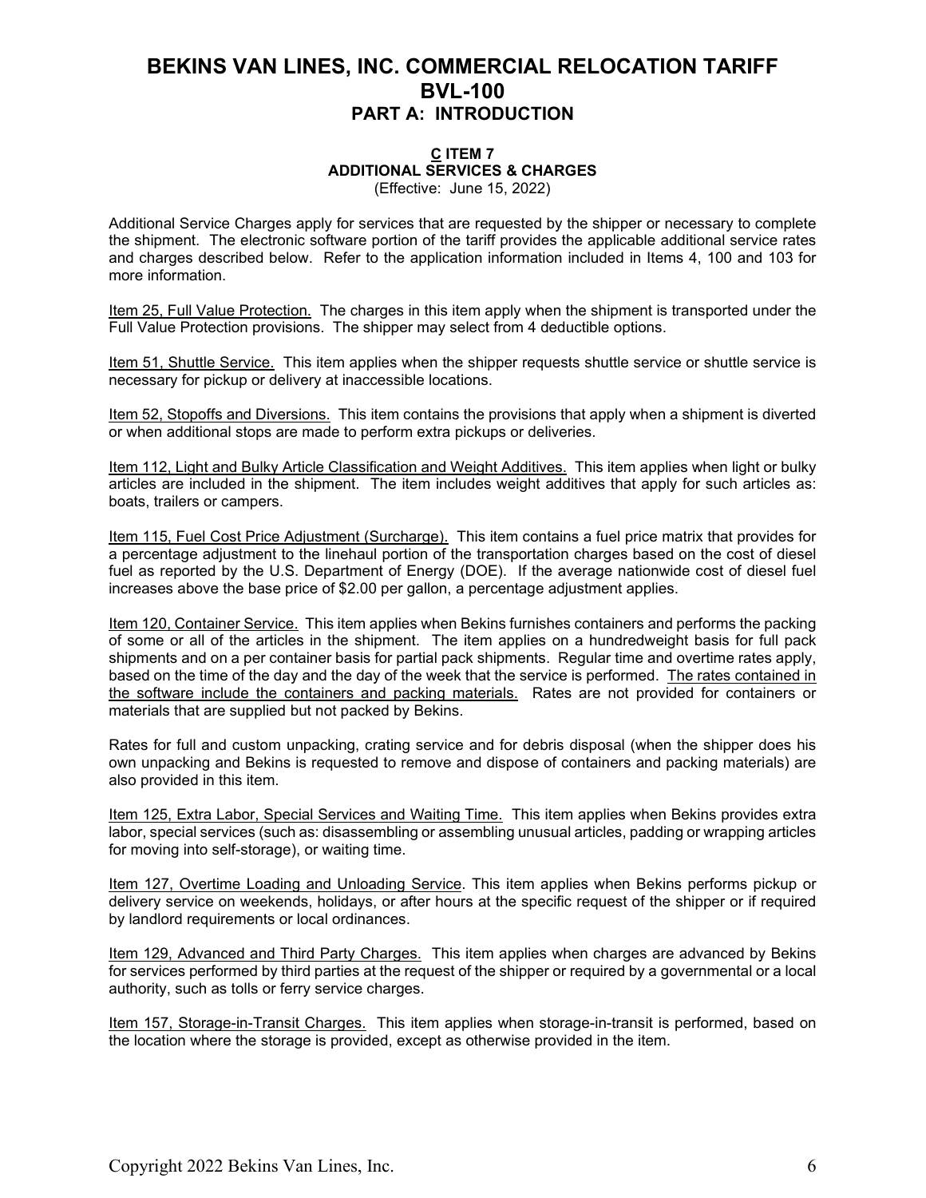# BEKINS VAN LINES, INC. COMMERCIAL RELOCATION TARIFF BVL-100

## PART A: INTRODUCTION

### C ITEM 7
### ADDITIONAL SERVICES & CHARGES

(Effective: June 15, 2022)

Additional Service Charges apply for services that are requested by the shipper or necessary to complete the shipment. The electronic software portion of the tariff provides the applicable additional service rates and charges described below. Refer to the application information included in Items 4, 100 and 103 for more information.

Item 25, Full Value Protection. The charges in this item apply when the shipment is transported under the Full Value Protection provisions. The shipper may select from 4 deductible options.

Item 51, Shuttle Service. This item applies when the shipper requests shuttle service or shuttle service is necessary for pickup or delivery at inaccessible locations.

Item 52, Stopoffs and Diversions. This item contains the provisions that apply when a shipment is diverted or when additional stops are made to perform extra pickups or deliveries.

Item 112, Light and Bulky Article Classification and Weight Additives. This item applies when light or bulky articles are included in the shipment. The item includes weight additives that apply for such articles as: boats, trailers or campers.

Item 115, Fuel Cost Price Adjustment (Surcharge). This item contains a fuel price matrix that provides for a percentage adjustment to the linehaul portion of the transportation charges based on the cost of diesel fuel as reported by the U.S. Department of Energy (DOE). If the average nationwide cost of diesel fuel increases above the base price of $2.00 per gallon, a percentage adjustment applies.

Item 120, Container Service. This item applies when Bekins furnishes containers and performs the packing of some or all of the articles in the shipment. The item applies on a hundredweight basis for full pack shipments and on a per container basis for partial pack shipments. Regular time and overtime rates apply, based on the time of the day and the day of the week that the service is performed. The rates contained in the software include the containers and packing materials. Rates are not provided for containers or materials that are supplied but not packed by Bekins.

Rates for full and custom unpacking, crating service and for debris disposal (when the shipper does his own unpacking and Bekins is requested to remove and dispose of containers and packing materials) are also provided in this item.

Item 125, Extra Labor, Special Services and Waiting Time. This item applies when Bekins provides extra labor, special services (such as: disassembling or assembling unusual articles, padding or wrapping articles for moving into self-storage), or waiting time.

Item 127, Overtime Loading and Unloading Service. This item applies when Bekins performs pickup or delivery service on weekends, holidays, or after hours at the specific request of the shipper or if required by landlord requirements or local ordinances.

Item 129, Advanced and Third Party Charges. This item applies when charges are advanced by Bekins for services performed by third parties at the request of the shipper or required by a governmental or a local authority, such as tolls or ferry service charges.

Item 157, Storage-in-Transit Charges. This item applies when storage-in-transit is performed, based on the location where the storage is provided, except as otherwise provided in the item.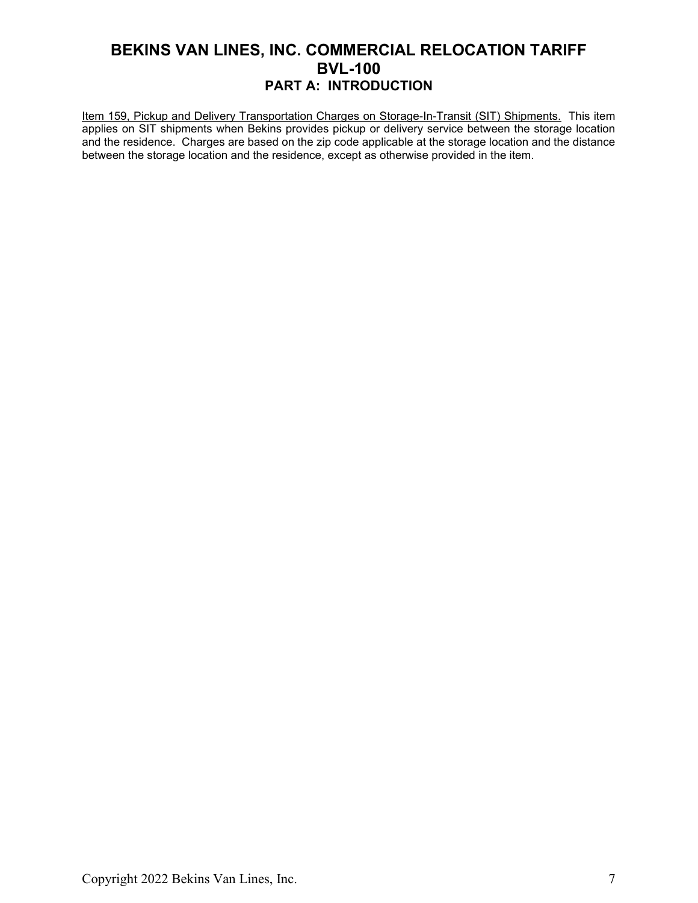Item 159, Pickup and Delivery Transportation Charges on Storage-In-Transit (SIT) Shipments. This item applies on SIT shipments when Bekins provides pickup or delivery service between the storage location and the residence. Charges are based on the zip code applicable at the storage location and the distance between the storage location and the residence, except as otherwise provided in the item.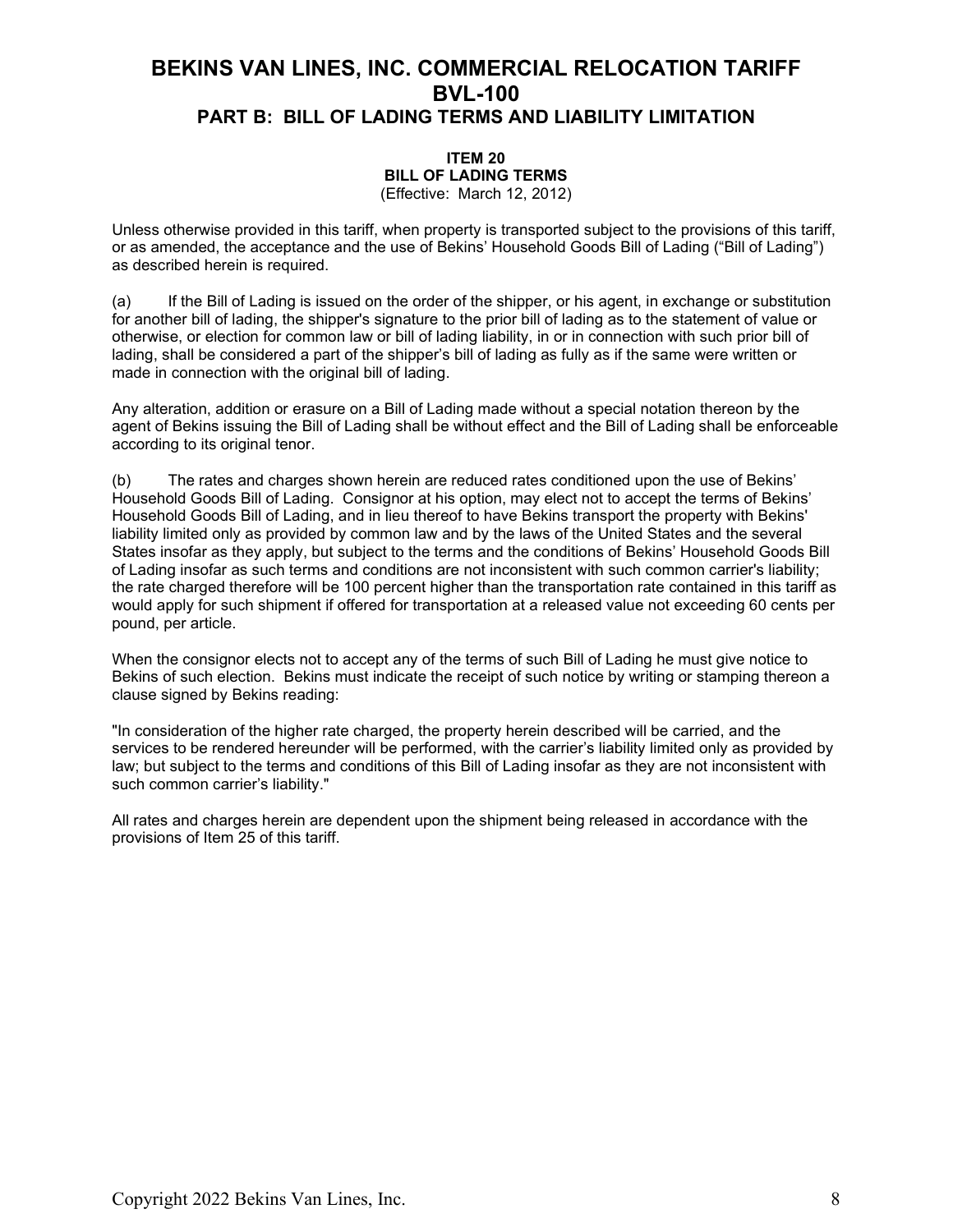# BEKINS VAN LINES, INC. COMMERCIAL RELOCATION TARIFF BVL-100

## PART B: BILL OF LADING TERMS AND LIABILITY LIMITATION

### ITEM 20
### BILL OF LADING TERMS
(Effective: March 12, 2012)

Unless otherwise provided in this tariff, when property is transported subject to the provisions of this tariff, or as amended, the acceptance and the use of Bekins' Household Goods Bill of Lading ("Bill of Lading") as described herein is required.

(a) If the Bill of Lading is issued on the order of the shipper, or his agent, in exchange or substitution for another bill of lading, the shipper's signature to the prior bill of lading as to the statement of value or otherwise, or election for common law or bill of lading liability, in or in connection with such prior bill of lading, shall be considered a part of the shipper's bill of lading as fully as if the same were written or made in connection with the original bill of lading.

Any alteration, addition or erasure on a Bill of Lading made without a special notation thereon by the agent of Bekins issuing the Bill of Lading shall be without effect and the Bill of Lading shall be enforceable according to its original tenor.

(b) The rates and charges shown herein are reduced rates conditioned upon the use of Bekins' Household Goods Bill of Lading. Consignor at his option, may elect not to accept the terms of Bekins' Household Goods Bill of Lading, and in lieu thereof to have Bekins transport the property with Bekins' liability limited only as provided by common law and by the laws of the United States and the several States insofar as they apply, but subject to the terms and the conditions of Bekins' Household Goods Bill of Lading insofar as such terms and conditions are not inconsistent with such common carrier's liability; the rate charged therefore will be 100 percent higher than the transportation rate contained in this tariff as would apply for such shipment if offered for transportation at a released value not exceeding 60 cents per pound, per article.

When the consignor elects not to accept any of the terms of such Bill of Lading he must give notice to Bekins of such election. Bekins must indicate the receipt of such notice by writing or stamping thereon a clause signed by Bekins reading:

"In consideration of the higher rate charged, the property herein described will be carried, and the services to be rendered hereunder will be performed, with the carrier's liability limited only as provided by law; but subject to the terms and conditions of this Bill of Lading insofar as they are not inconsistent with such common carrier's liability."

All rates and charges herein are dependent upon the shipment being released in accordance with the provisions of Item 25 of this tariff.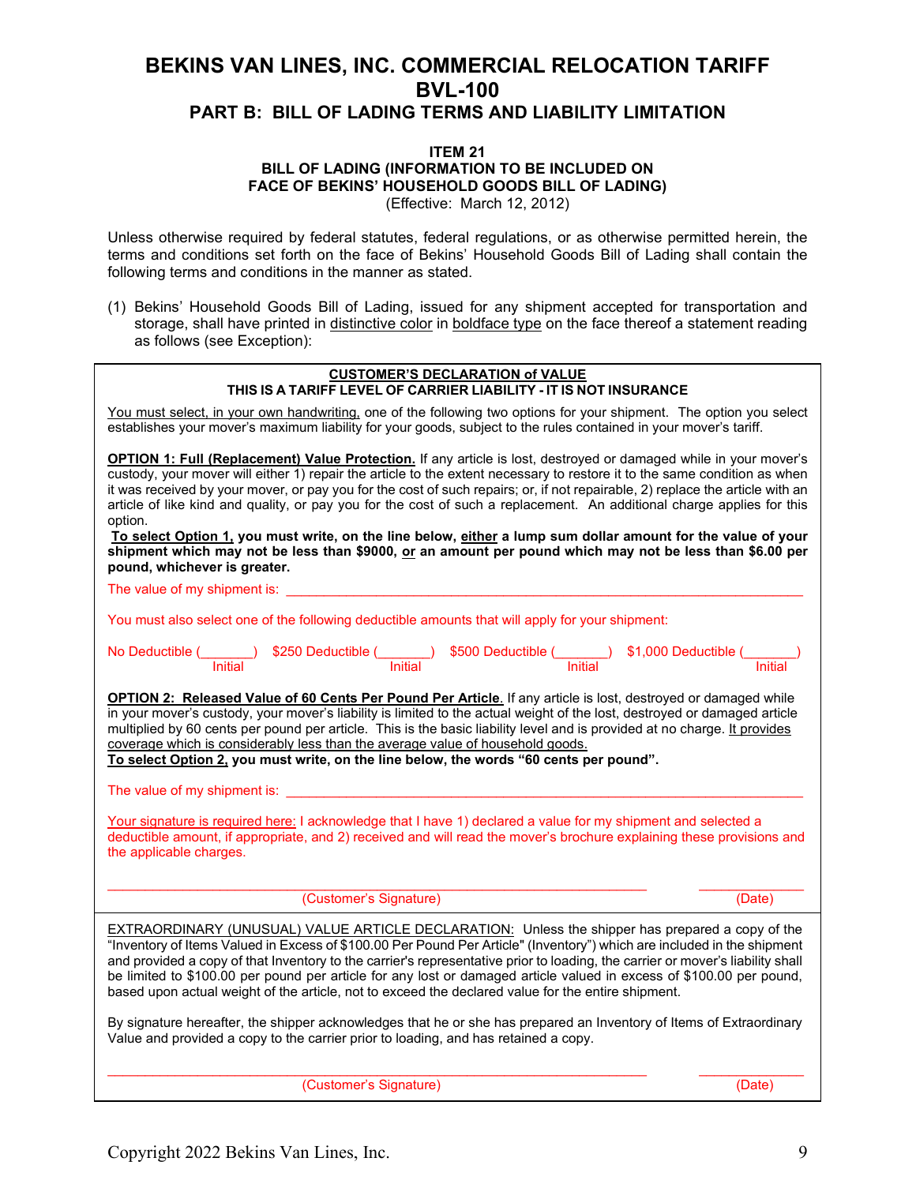# BEKINS VAN LINES, INC. COMMERCIAL RELOCATION TARIFF BVL-100

## PART B: BILL OF LADING TERMS AND LIABILITY LIMITATION

### ITEM 21
### BILL OF LADING (INFORMATION TO BE INCLUDED ON FACE OF BEKINS' HOUSEHOLD GOODS BILL OF LADING)

(Effective: March 12, 2012)

Unless otherwise required by federal statutes, federal regulations, or as otherwise permitted herein, the terms and conditions set forth on the face of Bekins' Household Goods Bill of Lading shall contain the following terms and conditions in the manner as stated.

(1) Bekins' Household Goods Bill of Lading, issued for any shipment accepted for transportation and storage, shall have printed in distinctive color in boldface type on the face thereof a statement reading as follows (see Exception):

---

**CUSTOMER'S DECLARATION of VALUE**
**THIS IS A TARIFF LEVEL OF CARRIER LIABILITY - IT IS NOT INSURANCE**

You must select, in your own handwriting, one of the following two options for your shipment. The option you select establishes your mover's maximum liability for your goods, subject to the rules contained in your mover's tariff.

**OPTION 1: Full (Replacement) Value Protection.** If any article is lost, destroyed or damaged while in your mover's custody, your mover will either 1) repair the article to the extent necessary to restore it to the same condition as when it was received by your mover, or pay you for the cost of such repairs; or, if not repairable, 2) replace the article with an article of like kind and quality, or pay you for the cost of such a replacement. An additional charge applies for this option.

**To select Option 1, you must write, on the line below, either a lump sum dollar amount for the value of your shipment which may not be less than $9000, or an amount per pound which may not be less than $6.00 per pound, whichever is greater.**

The value of my shipment is: ______________________________________________

You must also select one of the following deductible amounts that will apply for your shipment:

No Deductible (_______) $250 Deductible (_______) $500 Deductible (_______) $1,000 Deductible (_______)
Initial Initial Initial Initial

**OPTION 2: Released Value of 60 Cents Per Pound Per Article**. If any article is lost, destroyed or damaged while in your mover's custody, your mover's liability is limited to the actual weight of the lost, destroyed or damaged article multiplied by 60 cents per pound per article. This is the basic liability level and is provided at no charge. It provides coverage which is considerably less than the average value of household goods.

**To select Option 2, you must write, on the line below, the words "60 cents per pound".**

The value of my shipment is: ______________________________________________

Your signature is required here: I acknowledge that I have 1) declared a value for my shipment and selected a deductible amount, if appropriate, and 2) received and will read the mover's brochure explaining these provisions and the applicable charges.

______________________________________________ (Customer's Signature) __________ (Date)

---

EXTRAORDINARY (UNUSUAL) VALUE ARTICLE DECLARATION: Unless the shipper has prepared a copy of the "Inventory of Items Valued in Excess of $100.00 Per Pound Per Article" (Inventory") which are included in the shipment and provided a copy of that Inventory to the carrier's representative prior to loading, the carrier or mover's liability shall be limited to $100.00 per pound per article for any lost or damaged article valued in excess of $100.00 per pound, based upon actual weight of the article, not to exceed the declared value for the entire shipment.

By signature hereafter, the shipper acknowledges that he or she has prepared an Inventory of Items of Extraordinary Value and provided a copy to the carrier prior to loading, and has retained a copy.

______________________________________________ (Customer's Signature) __________ (Date)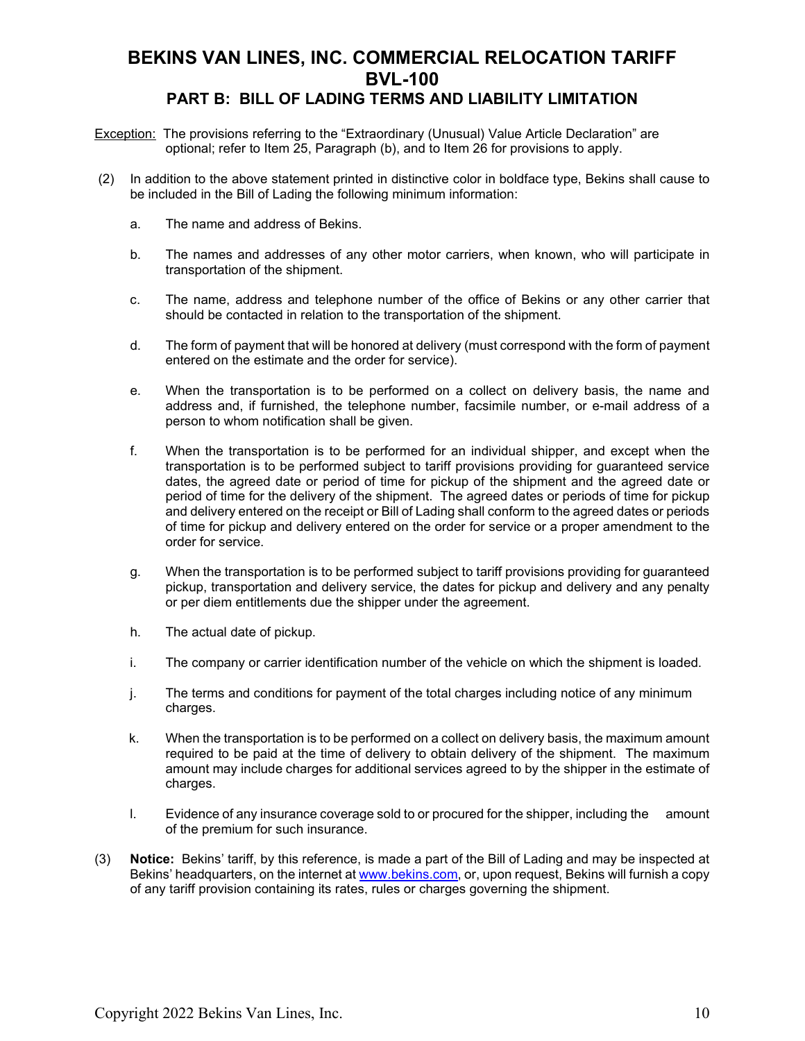# BEKINS VAN LINES, INC. COMMERCIAL RELOCATION TARIFF BVL-100

## PART B: BILL OF LADING TERMS AND LIABILITY LIMITATION

Exception: The provisions referring to the "Extraordinary (Unusual) Value Article Declaration" are optional; refer to Item 25, Paragraph (b), and to Item 26 for provisions to apply.

(2) In addition to the above statement printed in distinctive color in boldface type, Bekins shall cause to be included in the Bill of Lading the following minimum information:

a. The name and address of Bekins.

b. The names and addresses of any other motor carriers, when known, who will participate in transportation of the shipment.

c. The name, address and telephone number of the office of Bekins or any other carrier that should be contacted in relation to the transportation of the shipment.

d. The form of payment that will be honored at delivery (must correspond with the form of payment entered on the estimate and the order for service).

e. When the transportation is to be performed on a collect on delivery basis, the name and address and, if furnished, the telephone number, facsimile number, or e-mail address of a person to whom notification shall be given.

f. When the transportation is to be performed for an individual shipper, and except when the transportation is to be performed subject to tariff provisions providing for guaranteed service dates, the agreed date or period of time for pickup of the shipment and the agreed date or period of time for the delivery of the shipment. The agreed dates or periods of time for pickup and delivery entered on the receipt or Bill of Lading shall conform to the agreed dates or periods of time for pickup and delivery entered on the order for service or a proper amendment to the order for service.

g. When the transportation is to be performed subject to tariff provisions providing for guaranteed pickup, transportation and delivery service, the dates for pickup and delivery and any penalty or per diem entitlements due the shipper under the agreement.

h. The actual date of pickup.

i. The company or carrier identification number of the vehicle on which the shipment is loaded.

j. The terms and conditions for payment of the total charges including notice of any minimum charges.

k. When the transportation is to be performed on a collect on delivery basis, the maximum amount required to be paid at the time of delivery to obtain delivery of the shipment. The maximum amount may include charges for additional services agreed to by the shipper in the estimate of charges.

l. Evidence of any insurance coverage sold to or procured for the shipper, including the amount of the premium for such insurance.

(3) **Notice:** Bekins' tariff, by this reference, is made a part of the Bill of Lading and may be inspected at Bekins' headquarters, on the internet at www.bekins.com, or, upon request, Bekins will furnish a copy of any tariff provision containing its rates, rules or charges governing the shipment.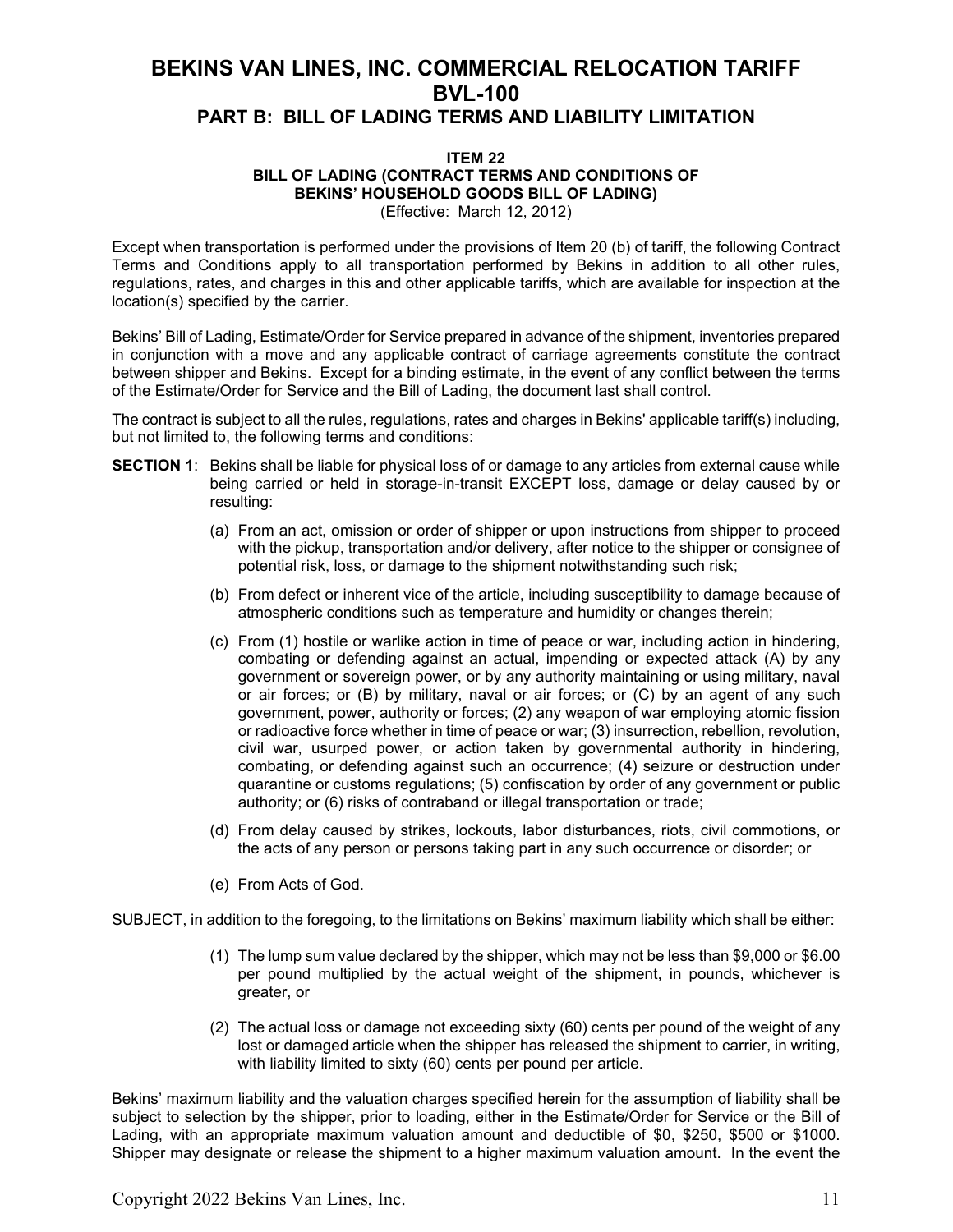# BEKINS VAN LINES, INC. COMMERCIAL RELOCATION TARIFF BVL-100

## PART B: BILL OF LADING TERMS AND LIABILITY LIMITATION

### ITEM 22
### BILL OF LADING (CONTRACT TERMS AND CONDITIONS OF BEKINS' HOUSEHOLD GOODS BILL OF LADING)

(Effective: March 12, 2012)

Except when transportation is performed under the provisions of Item 20 (b) of tariff, the following Contract Terms and Conditions apply to all transportation performed by Bekins in addition to all other rules, regulations, rates, and charges in this and other applicable tariffs, which are available for inspection at the location(s) specified by the carrier.

Bekins' Bill of Lading, Estimate/Order for Service prepared in advance of the shipment, inventories prepared in conjunction with a move and any applicable contract of carriage agreements constitute the contract between shipper and Bekins. Except for a binding estimate, in the event of any conflict between the terms of the Estimate/Order for Service and the Bill of Lading, the document last shall control.

The contract is subject to all the rules, regulations, rates and charges in Bekins' applicable tariff(s) including, but not limited to, the following terms and conditions:

**SECTION 1**: Bekins shall be liable for physical loss of or damage to any articles from external cause while being carried or held in storage-in-transit EXCEPT loss, damage or delay caused by or resulting:

(a) From an act, omission or order of shipper or upon instructions from shipper to proceed with the pickup, transportation and/or delivery, after notice to the shipper or consignee of potential risk, loss, or damage to the shipment notwithstanding such risk;

(b) From defect or inherent vice of the article, including susceptibility to damage because of atmospheric conditions such as temperature and humidity or changes therein;

(c) From (1) hostile or warlike action in time of peace or war, including action in hindering, combating or defending against an actual, impending or expected attack (A) by any government or sovereign power, or by any authority maintaining or using military, naval or air forces; or (B) by military, naval or air forces; or (C) by an agent of any such government, power, authority or forces; (2) any weapon of war employing atomic fission or radioactive force whether in time of peace or war; (3) insurrection, rebellion, revolution, civil war, usurped power, or action taken by governmental authority in hindering, combating, or defending against such an occurrence; (4) seizure or destruction under quarantine or customs regulations; (5) confiscation by order of any government or public authority; or (6) risks of contraband or illegal transportation or trade;

(d) From delay caused by strikes, lockouts, labor disturbances, riots, civil commotions, or the acts of any person or persons taking part in any such occurrence or disorder; or

(e) From Acts of God.

SUBJECT, in addition to the foregoing, to the limitations on Bekins' maximum liability which shall be either:

(1) The lump sum value declared by the shipper, which may not be less than $9,000 or $6.00 per pound multiplied by the actual weight of the shipment, in pounds, whichever is greater, or

(2) The actual loss or damage not exceeding sixty (60) cents per pound of the weight of any lost or damaged article when the shipper has released the shipment to carrier, in writing, with liability limited to sixty (60) cents per pound per article.

Bekins' maximum liability and the valuation charges specified herein for the assumption of liability shall be subject to selection by the shipper, prior to loading, either in the Estimate/Order for Service or the Bill of Lading, with an appropriate maximum valuation amount and deductible of $0, $250, $500 or $1000. Shipper may designate or release the shipment to a higher maximum valuation amount. In the event the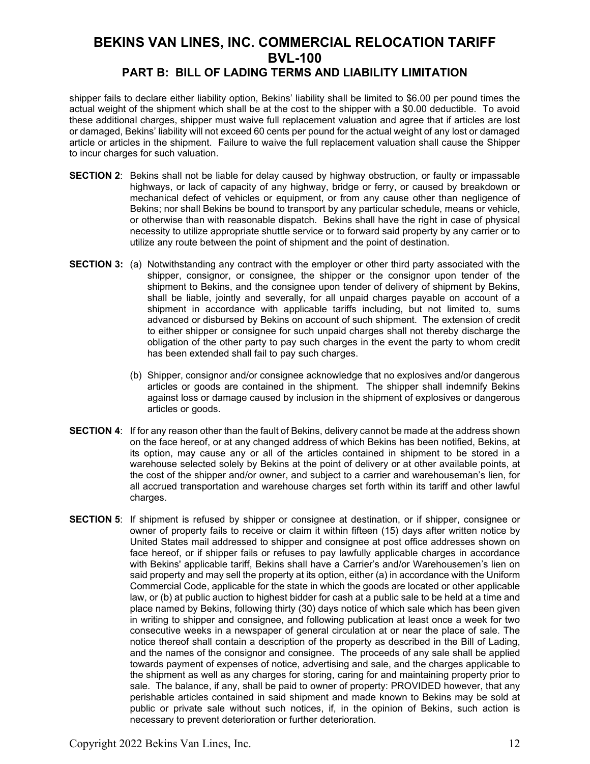shipper fails to declare either liability option, Bekins' liability shall be limited to $6.00 per pound times the actual weight of the shipment which shall be at the cost to the shipper with a $0.00 deductible. To avoid these additional charges, shipper must waive full replacement valuation and agree that if articles are lost or damaged, Bekins' liability will not exceed 60 cents per pound for the actual weight of any lost or damaged article or articles in the shipment. Failure to waive the full replacement valuation shall cause the Shipper to incur charges for such valuation.

**SECTION 2**: Bekins shall not be liable for delay caused by highway obstruction, or faulty or impassable highways, or lack of capacity of any highway, bridge or ferry, or caused by breakdown or mechanical defect of vehicles or equipment, or from any cause other than negligence of Bekins; nor shall Bekins be bound to transport by any particular schedule, means or vehicle, or otherwise than with reasonable dispatch. Bekins shall have the right in case of physical necessity to utilize appropriate shuttle service or to forward said property by any carrier or to utilize any route between the point of shipment and the point of destination.

**SECTION 3:** (a) Notwithstanding any contract with the employer or other third party associated with the shipper, consignor, or consignee, the shipper or the consignor upon tender of the shipment to Bekins, and the consignee upon tender of delivery of shipment by Bekins, shall be liable, jointly and severally, for all unpaid charges payable on account of a shipment in accordance with applicable tariffs including, but not limited to, sums advanced or disbursed by Bekins on account of such shipment. The extension of credit to either shipper or consignee for such unpaid charges shall not thereby discharge the obligation of the other party to pay such charges in the event the party to whom credit has been extended shall fail to pay such charges.

(b) Shipper, consignor and/or consignee acknowledge that no explosives and/or dangerous articles or goods are contained in the shipment. The shipper shall indemnify Bekins against loss or damage caused by inclusion in the shipment of explosives or dangerous articles or goods.

**SECTION 4**: If for any reason other than the fault of Bekins, delivery cannot be made at the address shown on the face hereof, or at any changed address of which Bekins has been notified, Bekins, at its option, may cause any or all of the articles contained in shipment to be stored in a warehouse selected solely by Bekins at the point of delivery or at other available points, at the cost of the shipper and/or owner, and subject to a carrier and warehouseman's lien, for all accrued transportation and warehouse charges set forth within its tariff and other lawful charges.

**SECTION 5**: If shipment is refused by shipper or consignee at destination, or if shipper, consignee or owner of property fails to receive or claim it within fifteen (15) days after written notice by United States mail addressed to shipper and consignee at post office addresses shown on face hereof, or if shipper fails or refuses to pay lawfully applicable charges in accordance with Bekins' applicable tariff, Bekins shall have a Carrier's and/or Warehousemen's lien on said property and may sell the property at its option, either (a) in accordance with the Uniform Commercial Code, applicable for the state in which the goods are located or other applicable law, or (b) at public auction to highest bidder for cash at a public sale to be held at a time and place named by Bekins, following thirty (30) days notice of which sale which has been given in writing to shipper and consignee, and following publication at least once a week for two consecutive weeks in a newspaper of general circulation at or near the place of sale. The notice thereof shall contain a description of the property as described in the Bill of Lading, and the names of the consignor and consignee. The proceeds of any sale shall be applied towards payment of expenses of notice, advertising and sale, and the charges applicable to the shipment as well as any charges for storing, caring for and maintaining property prior to sale. The balance, if any, shall be paid to owner of property: PROVIDED however, that any perishable articles contained in said shipment and made known to Bekins may be sold at public or private sale without such notices, if, in the opinion of Bekins, such action is necessary to prevent deterioration or further deterioration.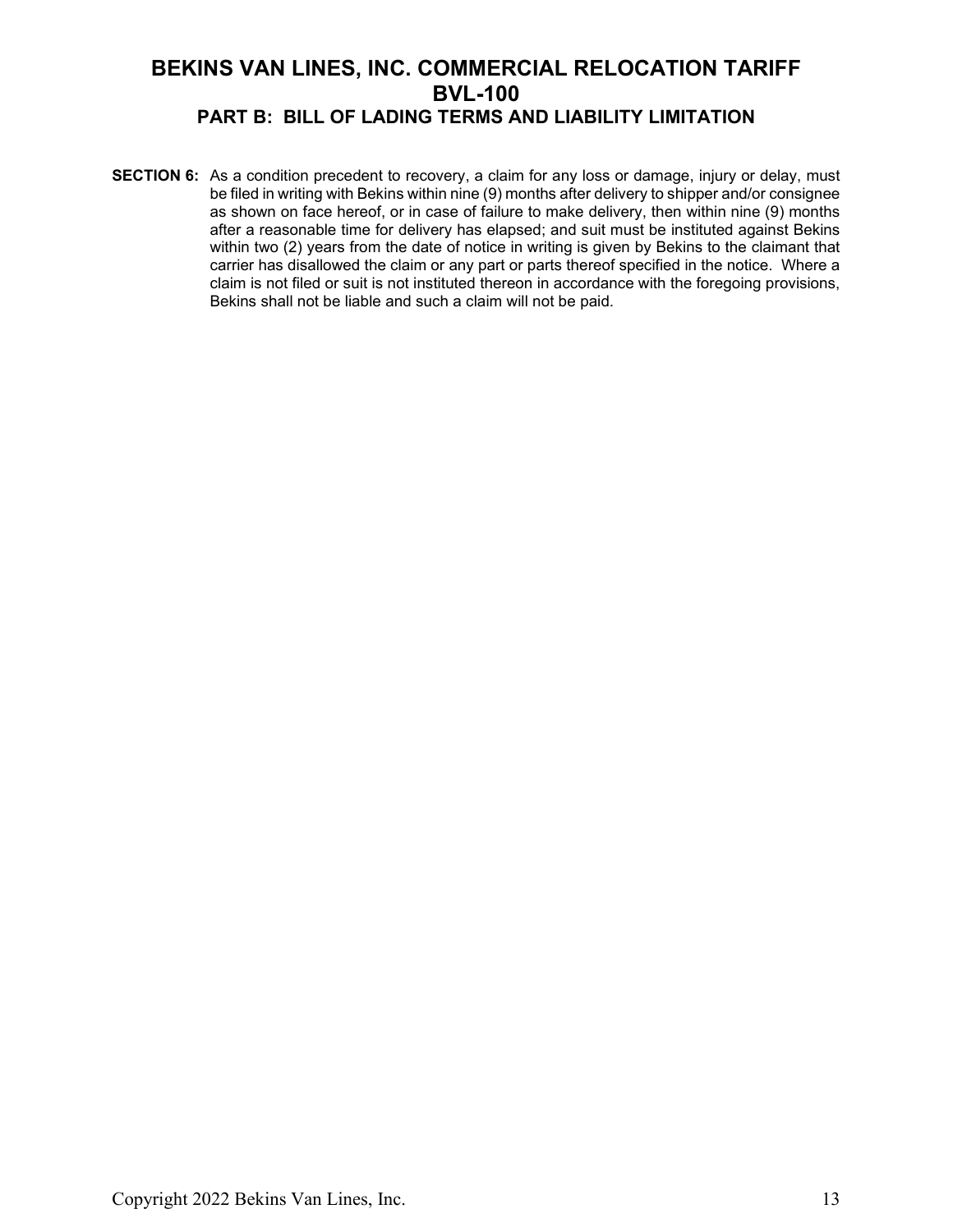**SECTION 6:** As a condition precedent to recovery, a claim for any loss or damage, injury or delay, must be filed in writing with Bekins within nine (9) months after delivery to shipper and/or consignee as shown on face hereof, or in case of failure to make delivery, then within nine (9) months after a reasonable time for delivery has elapsed; and suit must be instituted against Bekins within two (2) years from the date of notice in writing is given by Bekins to the claimant that carrier has disallowed the claim or any part or parts thereof specified in the notice. Where a claim is not filed or suit is not instituted thereon in accordance with the foregoing provisions, Bekins shall not be liable and such a claim will not be paid.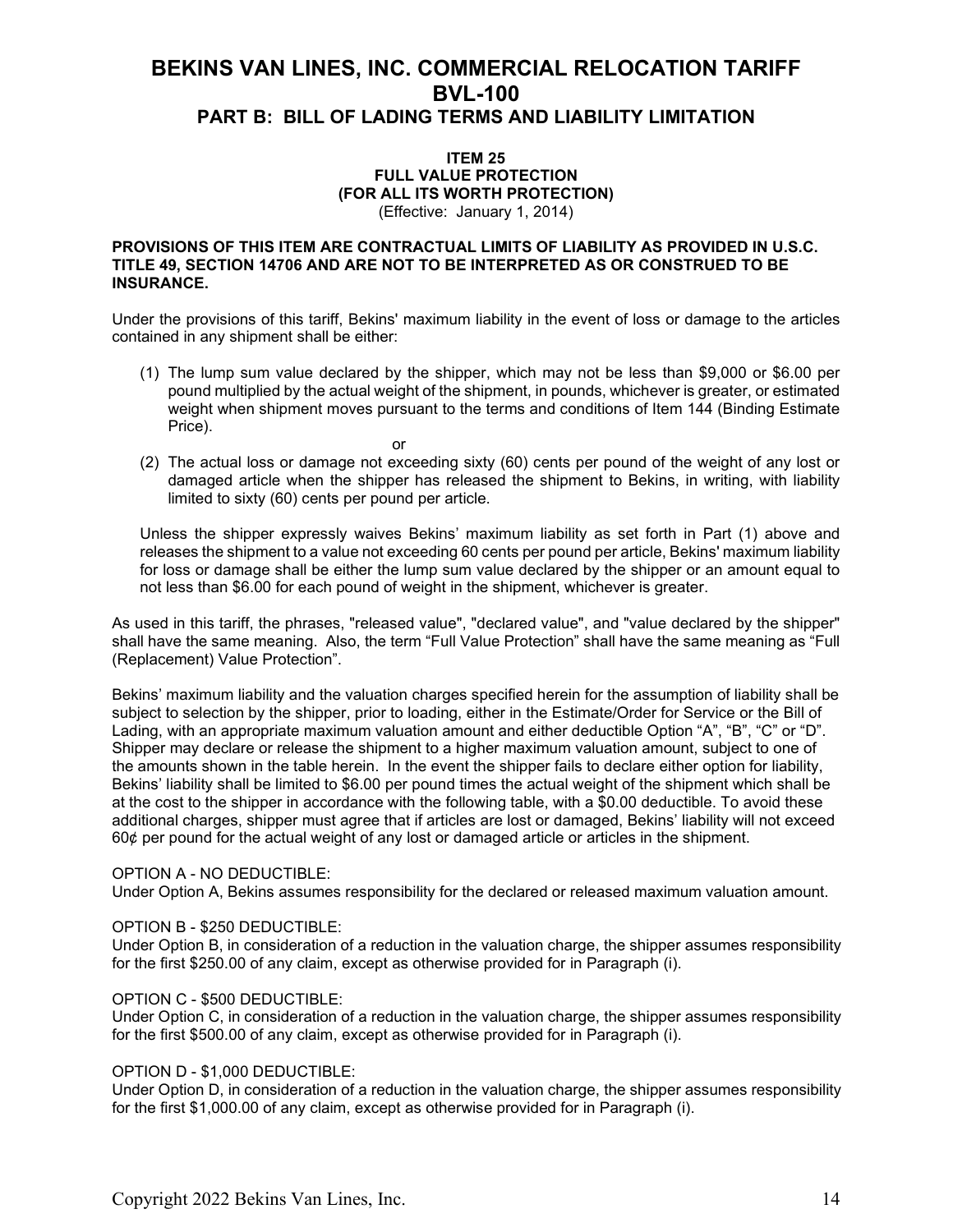# BEKINS VAN LINES, INC. COMMERCIAL RELOCATION TARIFF BVL-100

## PART B: BILL OF LADING TERMS AND LIABILITY LIMITATION

### ITEM 25
### FULL VALUE PROTECTION
### (FOR ALL ITS WORTH PROTECTION)

(Effective: January 1, 2014)

**PROVISIONS OF THIS ITEM ARE CONTRACTUAL LIMITS OF LIABILITY AS PROVIDED IN U.S.C. TITLE 49, SECTION 14706 AND ARE NOT TO BE INTERPRETED AS OR CONSTRUED TO BE INSURANCE.**

Under the provisions of this tariff, Bekins' maximum liability in the event of loss or damage to the articles contained in any shipment shall be either:

(1) The lump sum value declared by the shipper, which may not be less than $9,000 or $6.00 per pound multiplied by the actual weight of the shipment, in pounds, whichever is greater, or estimated weight when shipment moves pursuant to the terms and conditions of Item 144 (Binding Estimate Price).

or

(2) The actual loss or damage not exceeding sixty (60) cents per pound of the weight of any lost or damaged article when the shipper has released the shipment to Bekins, in writing, with liability limited to sixty (60) cents per pound per article.

Unless the shipper expressly waives Bekins' maximum liability as set forth in Part (1) above and releases the shipment to a value not exceeding 60 cents per pound per article, Bekins' maximum liability for loss or damage shall be either the lump sum value declared by the shipper or an amount equal to not less than $6.00 for each pound of weight in the shipment, whichever is greater.

As used in this tariff, the phrases, "released value", "declared value", and "value declared by the shipper" shall have the same meaning. Also, the term "Full Value Protection" shall have the same meaning as "Full (Replacement) Value Protection".

Bekins' maximum liability and the valuation charges specified herein for the assumption of liability shall be subject to selection by the shipper, prior to loading, either in the Estimate/Order for Service or the Bill of Lading, with an appropriate maximum valuation amount and either deductible Option "A", "B", "C" or "D". Shipper may declare or release the shipment to a higher maximum valuation amount, subject to one of the amounts shown in the table herein. In the event the shipper fails to declare either option for liability, Bekins' liability shall be limited to $6.00 per pound times the actual weight of the shipment which shall be at the cost to the shipper in accordance with the following table, with a $0.00 deductible. To avoid these additional charges, shipper must agree that if articles are lost or damaged, Bekins' liability will not exceed 60¢ per pound for the actual weight of any lost or damaged article or articles in the shipment.

OPTION A - NO DEDUCTIBLE:
Under Option A, Bekins assumes responsibility for the declared or released maximum valuation amount.

OPTION B - $250 DEDUCTIBLE:
Under Option B, in consideration of a reduction in the valuation charge, the shipper assumes responsibility for the first $250.00 of any claim, except as otherwise provided for in Paragraph (i).

OPTION C - $500 DEDUCTIBLE:
Under Option C, in consideration of a reduction in the valuation charge, the shipper assumes responsibility for the first $500.00 of any claim, except as otherwise provided for in Paragraph (i).

OPTION D - $1,000 DEDUCTIBLE:
Under Option D, in consideration of a reduction in the valuation charge, the shipper assumes responsibility for the first $1,000.00 of any claim, except as otherwise provided for in Paragraph (i).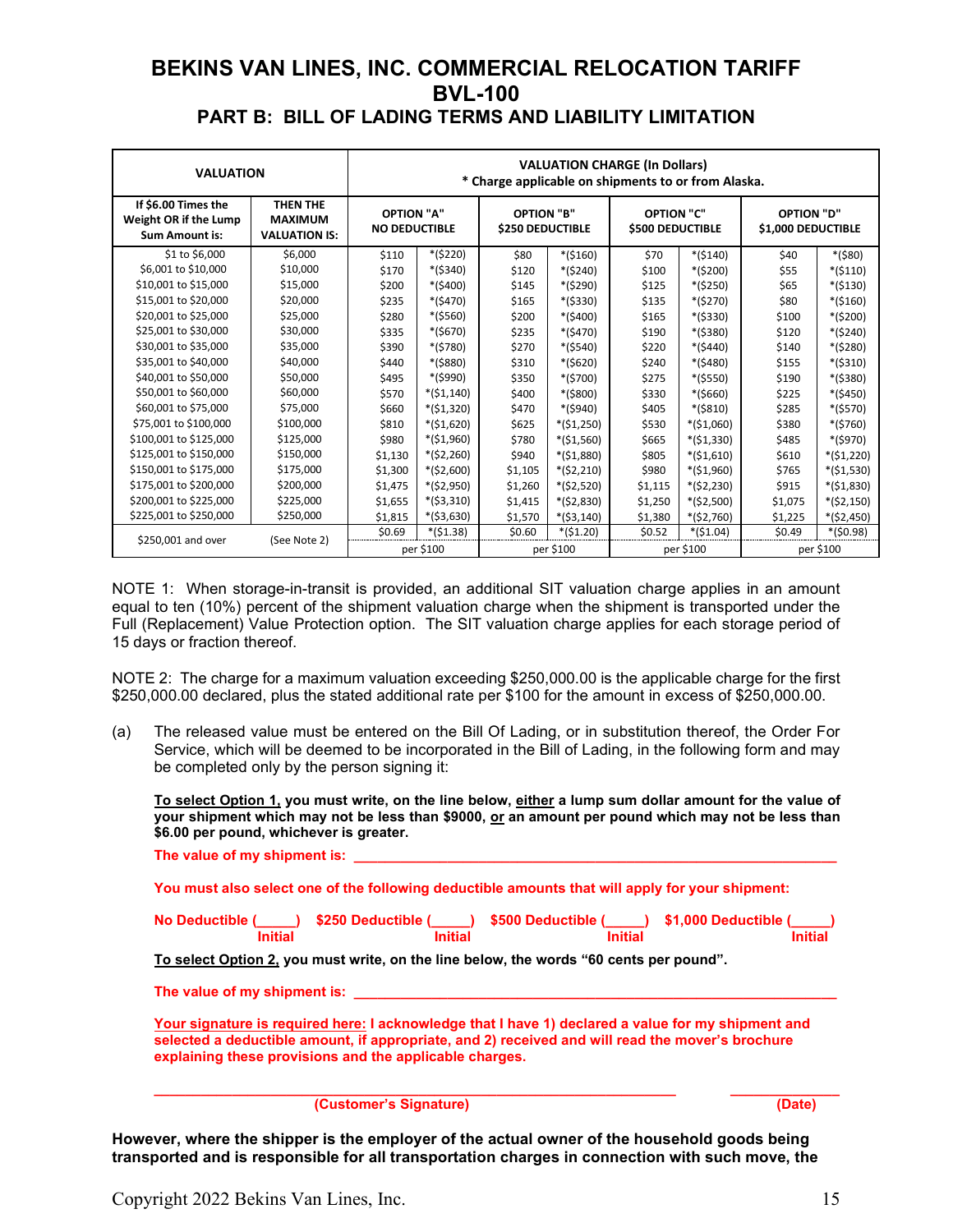# BEKINS VAN LINES, INC. COMMERCIAL RELOCATION TARIFF BVL-100

## PART B: BILL OF LADING TERMS AND LIABILITY LIMITATION

| VALUATION | | VALUATION CHARGE (In Dollars) * Charge applicable on shipments to or from Alaska. | | | | | | | |
|---|---|---|---|---|---|---|---|---|---|
| If $6.00 Times the Weight OR if the Lump Sum Amount is: | THEN THE MAXIMUM VALUATION IS: | OPTION "A" NO DEDUCTIBLE | | OPTION "B" $250 DEDUCTIBLE | | OPTION "C" $500 DEDUCTIBLE | | OPTION "D" $1,000 DEDUCTIBLE | |
| $1 to $6,000 | $6,000 | $110 | *($220) | $80 | *($160) | $70 | *($140) | $40 | *($80) |
| $6,001 to $10,000 | $10,000 | $170 | *($340) | $120 | *($240) | $100 | *($200) | $55 | *($110) |
| $10,001 to $15,000 | $15,000 | $200 | *($400) | $145 | *($290) | $125 | *($250) | $65 | *($130) |
| $15,001 to $20,000 | $20,000 | $235 | *($470) | $165 | *($330) | $135 | *($270) | $80 | *($160) |
| $20,001 to $25,000 | $25,000 | $280 | *($560) | $200 | *($400) | $165 | *($330) | $100 | *($200) |
| $25,001 to $30,000 | $30,000 | $335 | *($670) | $235 | *($470) | $190 | *($380) | $120 | *($240) |
| $30,001 to $35,000 | $35,000 | $390 | *($780) | $270 | *($540) | $220 | *($440) | $140 | *($280) |
| $35,001 to $40,000 | $40,000 | $440 | *($880) | $310 | *($620) | $240 | *($480) | $155 | *($310) |
| $40,001 to $50,000 | $50,000 | $495 | *($990) | $350 | *($700) | $275 | *($550) | $190 | *($380) |
| $50,001 to $60,000 | $60,000 | $570 | *($1,140) | $400 | *($800) | $330 | *($660) | $225 | *($450) |
| $60,001 to $75,000 | $75,000 | $660 | *($1,320) | $470 | *($940) | $405 | *($810) | $285 | *($570) |
| $75,001 to $100,000 | $100,000 | $810 | *($1,620) | $625 | *($1,250) | $530 | *($1,060) | $380 | *($760) |
| $100,001 to $125,000 | $125,000 | $980 | *($1,960) | $780 | *($1,560) | $665 | *($1,330) | $485 | *($970) |
| $125,001 to $150,000 | $150,000 | $1,130 | *($2,260) | $940 | *($1,880) | $805 | *($1,610) | $610 | *($1,220) |
| $150,001 to $175,000 | $175,000 | $1,300 | *($2,600) | $1,105 | *($2,210) | $980 | *($1,960) | $765 | *($1,530) |
| $175,001 to $200,000 | $200,000 | $1,475 | *($2,950) | $1,260 | *($2,520) | $1,115 | *($2,230) | $915 | *($1,830) |
| $200,001 to $225,000 | $225,000 | $1,655 | *($3,310) | $1,415 | *($2,830) | $1,250 | *($2,500) | $1,075 | *($2,150) |
| $225,001 to $250,000 | $250,000 | $1,815 | *($3,630) | $1,570 | *($3,140) | $1,380 | *($2,760) | $1,225 | *($2,450) |
| $250,001 and over | (See Note 2) | $0.69 | *($1.38) | $0.60 | *($1.20) | $0.52 | *($1.04) | $0.49 | *($0.98) |
| | | per $100 | | per $100 | | per $100 | | per $100 | |

NOTE 1: When storage-in-transit is provided, an additional SIT valuation charge applies in an amount equal to ten (10%) percent of the shipment valuation charge when the shipment is transported under the Full (Replacement) Value Protection option. The SIT valuation charge applies for each storage period of 15 days or fraction thereof.

NOTE 2: The charge for a maximum valuation exceeding $250,000.00 is the applicable charge for the first $250,000.00 declared, plus the stated additional rate per $100 for the amount in excess of $250,000.00.

(a) The released value must be entered on the Bill Of Lading, or in substitution thereof, the Order For Service, which will be deemed to be incorporated in the Bill of Lading, in the following form and may be completed only by the person signing it:

**To select Option 1, you must write, on the line below, either a lump sum dollar amount for the value of your shipment which may not be less than $9000, or an amount per pound which may not be less than $6.00 per pound, whichever is greater.**

**The value of my shipment is: ____________________________________________**

**You must also select one of the following deductible amounts that will apply for your shipment:**

**No Deductible (_____) Initial $250 Deductible (_____) Initial $500 Deductible (_____) Initial $1,000 Deductible (_____) Initial**

**To select Option 2, you must write, on the line below, the words "60 cents per pound".**

**The value of my shipment is: ____________________________________________**

**Your signature is required here: I acknowledge that I have 1) declared a value for my shipment and selected a deductible amount, if appropriate, and 2) received and will read the mover's brochure explaining these provisions and the applicable charges.**

**______________________________________ (Customer's Signature) ______________ (Date)**

**However, where the shipper is the employer of the actual owner of the household goods being transported and is responsible for all transportation charges in connection with such move, the**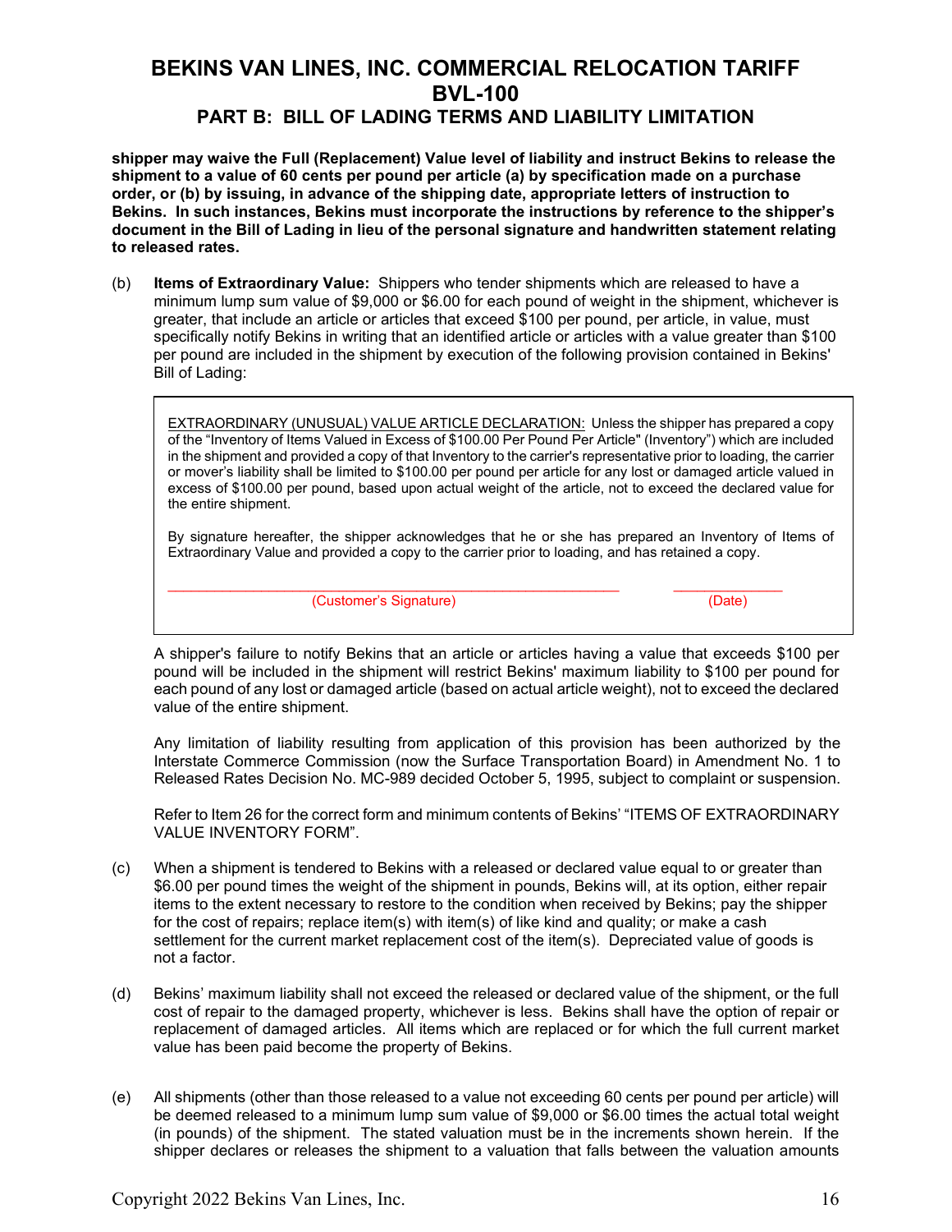**shipper may waive the Full (Replacement) Value level of liability and instruct Bekins to release the shipment to a value of 60 cents per pound per article (a) by specification made on a purchase order, or (b) by issuing, in advance of the shipping date, appropriate letters of instruction to Bekins. In such instances, Bekins must incorporate the instructions by reference to the shipper's document in the Bill of Lading in lieu of the personal signature and handwritten statement relating to released rates.**

(b) **Items of Extraordinary Value:** Shippers who tender shipments which are released to have a minimum lump sum value of $9,000 or $6.00 for each pound of weight in the shipment, whichever is greater, that include an article or articles that exceed $100 per pound, per article, in value, must specifically notify Bekins in writing that an identified article or articles with a value greater than $100 per pound are included in the shipment by execution of the following provision contained in Bekins' Bill of Lading:

> EXTRAORDINARY (UNUSUAL) VALUE ARTICLE DECLARATION: Unless the shipper has prepared a copy of the "Inventory of Items Valued in Excess of $100.00 Per Pound Per Article" (Inventory") which are included in the shipment and provided a copy of that Inventory to the carrier's representative prior to loading, the carrier or mover's liability shall be limited to $100.00 per pound per article for any lost or damaged article valued in excess of $100.00 per pound, based upon actual weight of the article, not to exceed the declared value for the entire shipment.
>
> By signature hereafter, the shipper acknowledges that he or she has prepared an Inventory of Items of Extraordinary Value and provided a copy to the carrier prior to loading, and has retained a copy.
>
> ______________________________________________ ____________
> (Customer's Signature) (Date)

A shipper's failure to notify Bekins that an article or articles having a value that exceeds $100 per pound will be included in the shipment will restrict Bekins' maximum liability to $100 per pound for each pound of any lost or damaged article (based on actual article weight), not to exceed the declared value of the entire shipment.

Any limitation of liability resulting from application of this provision has been authorized by the Interstate Commerce Commission (now the Surface Transportation Board) in Amendment No. 1 to Released Rates Decision No. MC-989 decided October 5, 1995, subject to complaint or suspension.

Refer to Item 26 for the correct form and minimum contents of Bekins' "ITEMS OF EXTRAORDINARY VALUE INVENTORY FORM".

(c) When a shipment is tendered to Bekins with a released or declared value equal to or greater than $6.00 per pound times the weight of the shipment in pounds, Bekins will, at its option, either repair items to the extent necessary to restore to the condition when received by Bekins; pay the shipper for the cost of repairs; replace item(s) with item(s) of like kind and quality; or make a cash settlement for the current market replacement cost of the item(s). Depreciated value of goods is not a factor.

(d) Bekins' maximum liability shall not exceed the released or declared value of the shipment, or the full cost of repair to the damaged property, whichever is less. Bekins shall have the option of repair or replacement of damaged articles. All items which are replaced or for which the full current market value has been paid become the property of Bekins.

(e) All shipments (other than those released to a value not exceeding 60 cents per pound per article) will be deemed released to a minimum lump sum value of $9,000 or $6.00 times the actual total weight (in pounds) of the shipment. The stated valuation must be in the increments shown herein. If the shipper declares or releases the shipment to a valuation that falls between the valuation amounts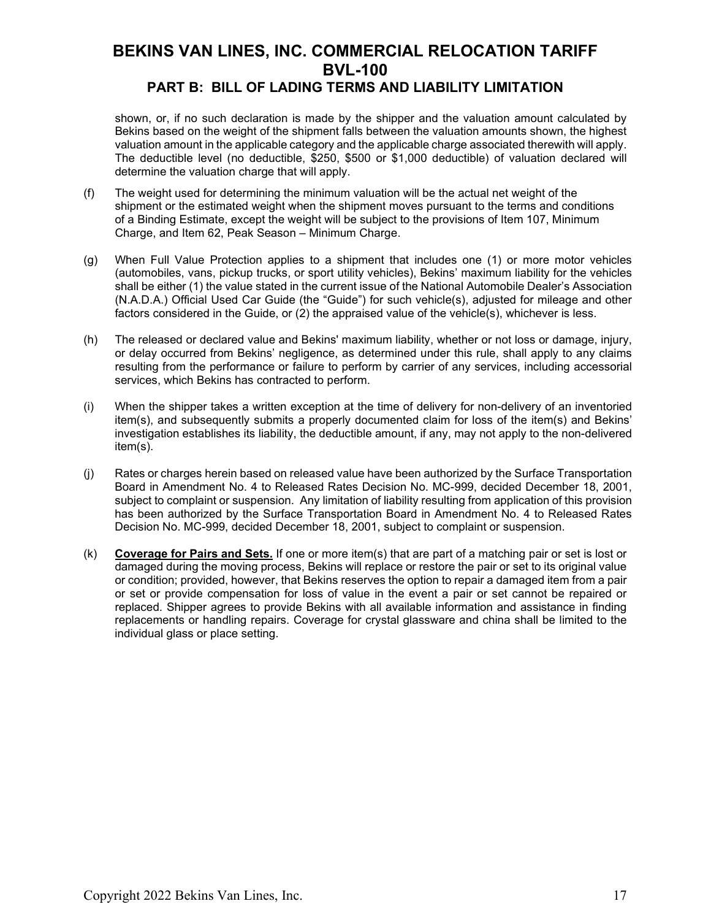# BEKINS VAN LINES, INC. COMMERCIAL RELOCATION TARIFF BVL-100

## PART B: BILL OF LADING TERMS AND LIABILITY LIMITATION

shown, or, if no such declaration is made by the shipper and the valuation amount calculated by Bekins based on the weight of the shipment falls between the valuation amounts shown, the highest valuation amount in the applicable category and the applicable charge associated therewith will apply. The deductible level (no deductible, $250, $500 or $1,000 deductible) of valuation declared will determine the valuation charge that will apply.

(f) The weight used for determining the minimum valuation will be the actual net weight of the shipment or the estimated weight when the shipment moves pursuant to the terms and conditions of a Binding Estimate, except the weight will be subject to the provisions of Item 107, Minimum Charge, and Item 62, Peak Season – Minimum Charge.

(g) When Full Value Protection applies to a shipment that includes one (1) or more motor vehicles (automobiles, vans, pickup trucks, or sport utility vehicles), Bekins' maximum liability for the vehicles shall be either (1) the value stated in the current issue of the National Automobile Dealer's Association (N.A.D.A.) Official Used Car Guide (the "Guide") for such vehicle(s), adjusted for mileage and other factors considered in the Guide, or (2) the appraised value of the vehicle(s), whichever is less.

(h) The released or declared value and Bekins' maximum liability, whether or not loss or damage, injury, or delay occurred from Bekins' negligence, as determined under this rule, shall apply to any claims resulting from the performance or failure to perform by carrier of any services, including accessorial services, which Bekins has contracted to perform.

(i) When the shipper takes a written exception at the time of delivery for non-delivery of an inventoried item(s), and subsequently submits a properly documented claim for loss of the item(s) and Bekins' investigation establishes its liability, the deductible amount, if any, may not apply to the non-delivered item(s).

(j) Rates or charges herein based on released value have been authorized by the Surface Transportation Board in Amendment No. 4 to Released Rates Decision No. MC-999, decided December 18, 2001, subject to complaint or suspension. Any limitation of liability resulting from application of this provision has been authorized by the Surface Transportation Board in Amendment No. 4 to Released Rates Decision No. MC-999, decided December 18, 2001, subject to complaint or suspension.

(k) **Coverage for Pairs and Sets.** If one or more item(s) that are part of a matching pair or set is lost or damaged during the moving process, Bekins will replace or restore the pair or set to its original value or condition; provided, however, that Bekins reserves the option to repair a damaged item from a pair or set or provide compensation for loss of value in the event a pair or set cannot be repaired or replaced. Shipper agrees to provide Bekins with all available information and assistance in finding replacements or handling repairs. Coverage for crystal glassware and china shall be limited to the individual glass or place setting.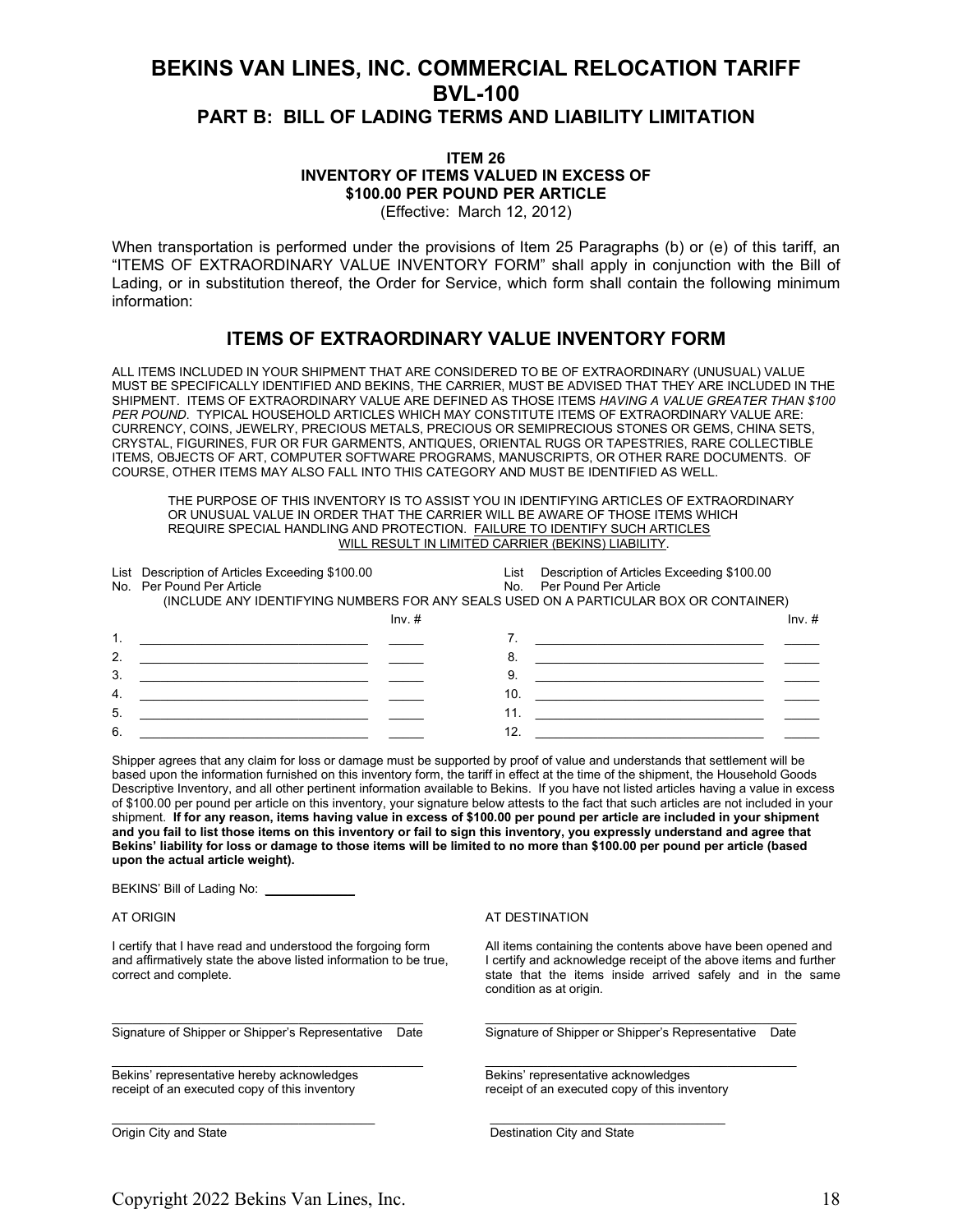# BEKINS VAN LINES, INC. COMMERCIAL RELOCATION TARIFF BVL-100

## PART B: BILL OF LADING TERMS AND LIABILITY LIMITATION

### ITEM 26
### INVENTORY OF ITEMS VALUED IN EXCESS OF $100.00 PER POUND PER ARTICLE

(Effective: March 12, 2012)

When transportation is performed under the provisions of Item 25 Paragraphs (b) or (e) of this tariff, an "ITEMS OF EXTRAORDINARY VALUE INVENTORY FORM" shall apply in conjunction with the Bill of Lading, or in substitution thereof, the Order for Service, which form shall contain the following minimum information:

## ITEMS OF EXTRAORDINARY VALUE INVENTORY FORM

ALL ITEMS INCLUDED IN YOUR SHIPMENT THAT ARE CONSIDERED TO BE OF EXTRAORDINARY (UNUSUAL) VALUE MUST BE SPECIFICALLY IDENTIFIED AND BEKINS, THE CARRIER, MUST BE ADVISED THAT THEY ARE INCLUDED IN THE SHIPMENT. ITEMS OF EXTRAORDINARY VALUE ARE DEFINED AS THOSE ITEMS *HAVING A VALUE GREATER THAN $100 PER POUND*. TYPICAL HOUSEHOLD ARTICLES WHICH MAY CONSTITUTE ITEMS OF EXTRAORDINARY VALUE ARE: CURRENCY, COINS, JEWELRY, PRECIOUS METALS, PRECIOUS OR SEMIPRECIOUS STONES OR GEMS, CHINA SETS, CRYSTAL, FIGURINES, FUR OR FUR GARMENTS, ANTIQUES, ORIENTAL RUGS OR TAPESTRIES, RARE COLLECTIBLE ITEMS, OBJECTS OF ART, COMPUTER SOFTWARE PROGRAMS, MANUSCRIPTS, OR OTHER RARE DOCUMENTS. OF COURSE, OTHER ITEMS MAY ALSO FALL INTO THIS CATEGORY AND MUST BE IDENTIFIED AS WELL.

THE PURPOSE OF THIS INVENTORY IS TO ASSIST YOU IN IDENTIFYING ARTICLES OF EXTRAORDINARY OR UNUSUAL VALUE IN ORDER THAT THE CARRIER WILL BE AWARE OF THOSE ITEMS WHICH REQUIRE SPECIAL HANDLING AND PROTECTION. <u>FAILURE TO IDENTIFY SUCH ARTICLES WILL RESULT IN LIMITED CARRIER (BEKINS) LIABILITY</u>.

(INCLUDE ANY IDENTIFYING NUMBERS FOR ANY SEALS USED ON A PARTICULAR BOX OR CONTAINER)

| List No. | Description of Articles Exceeding $100.00 Per Pound Per Article | Inv. # | List No. | Description of Articles Exceeding $100.00 Per Pound Per Article | Inv. # |
|---|---|---|---|---|---|
| 1. | | | 7. | | |
| 2. | | | 8. | | |
| 3. | | | 9. | | |
| 4. | | | 10. | | |
| 5. | | | 11. | | |
| 6. | | | 12. | | |

Shipper agrees that any claim for loss or damage must be supported by proof of value and understands that settlement will be based upon the information furnished on this inventory form, the tariff in effect at the time of the shipment, the Household Goods Descriptive Inventory, and all other pertinent information available to Bekins. If you have not listed articles having a value in excess of $100.00 per pound per article on this inventory, your signature below attests to the fact that such articles are not included in your shipment. **If for any reason, items having value in excess of $100.00 per pound per article are included in your shipment and you fail to list those items on this inventory or fail to sign this inventory, you expressly understand and agree that Bekins' liability for loss or damage to those items will be limited to no more than $100.00 per pound per article (based upon the actual article weight).**

BEKINS' Bill of Lading No: ____________

**AT ORIGIN**

I certify that I have read and understood the forgoing form and affirmatively state the above listed information to be true, correct and complete.

______________________________
Signature of Shipper or Shipper's Representative Date

______________________________
Bekins' representative hereby acknowledges receipt of an executed copy of this inventory

______________________________
Origin City and State

**AT DESTINATION**

All items containing the contents above have been opened and I certify and acknowledge receipt of the above items and further state that the items inside arrived safely and in the same condition as at origin.

______________________________
Signature of Shipper or Shipper's Representative Date

______________________________
Bekins' representative acknowledges receipt of an executed copy of this inventory

______________________________
Destination City and State

Copyright 2022 Bekins Van Lines, Inc.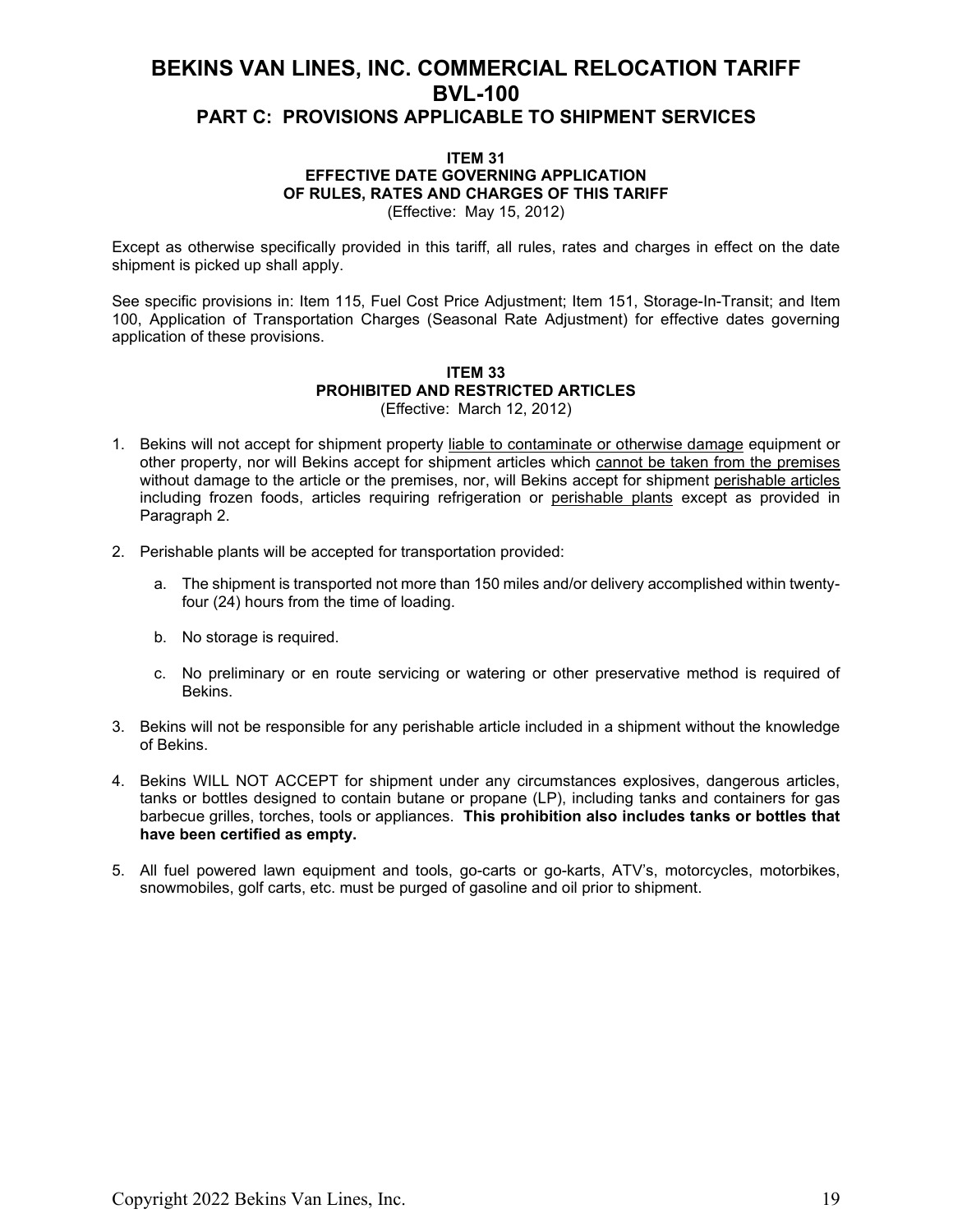# BEKINS VAN LINES, INC. COMMERCIAL RELOCATION TARIFF BVL-100

## PART C: PROVISIONS APPLICABLE TO SHIPMENT SERVICES

### ITEM 31
### EFFECTIVE DATE GOVERNING APPLICATION OF RULES, RATES AND CHARGES OF THIS TARIFF

(Effective: May 15, 2012)

Except as otherwise specifically provided in this tariff, all rules, rates and charges in effect on the date shipment is picked up shall apply.

See specific provisions in: Item 115, Fuel Cost Price Adjustment; Item 151, Storage-In-Transit; and Item 100, Application of Transportation Charges (Seasonal Rate Adjustment) for effective dates governing application of these provisions.

### ITEM 33
### PROHIBITED AND RESTRICTED ARTICLES

(Effective: March 12, 2012)

1. Bekins will not accept for shipment property <u>liable to contaminate or otherwise damage</u> equipment or other property, nor will Bekins accept for shipment articles which <u>cannot be taken from the premises</u> without damage to the article or the premises, nor, will Bekins accept for shipment <u>perishable articles</u> including frozen foods, articles requiring refrigeration or <u>perishable plants</u> except as provided in Paragraph 2.

2. Perishable plants will be accepted for transportation provided:

    a. The shipment is transported not more than 150 miles and/or delivery accomplished within twenty-four (24) hours from the time of loading.

    b. No storage is required.

    c. No preliminary or en route servicing or watering or other preservative method is required of Bekins.

3. Bekins will not be responsible for any perishable article included in a shipment without the knowledge of Bekins.

4. Bekins WILL NOT ACCEPT for shipment under any circumstances explosives, dangerous articles, tanks or bottles designed to contain butane or propane (LP), including tanks and containers for gas barbecue grilles, torches, tools or appliances. **This prohibition also includes tanks or bottles that have been certified as empty.**

5. All fuel powered lawn equipment and tools, go-carts or go-karts, ATV's, motorcycles, motorbikes, snowmobiles, golf carts, etc. must be purged of gasoline and oil prior to shipment.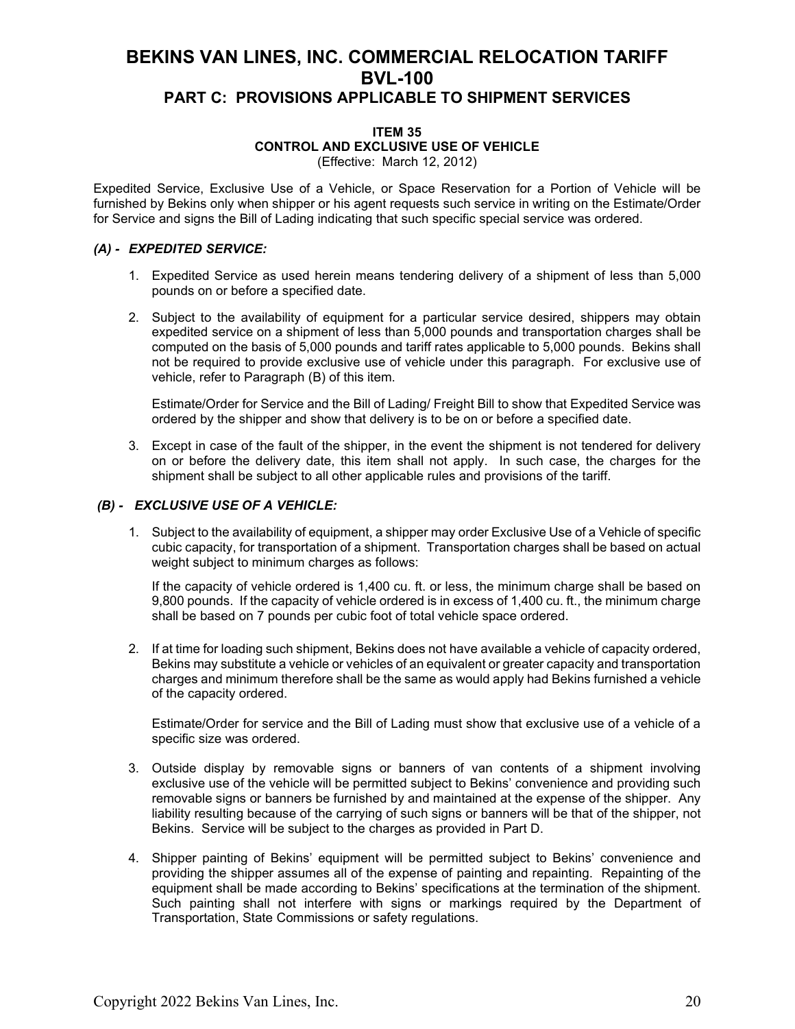# BEKINS VAN LINES, INC. COMMERCIAL RELOCATION TARIFF BVL-100

## PART C: PROVISIONS APPLICABLE TO SHIPMENT SERVICES

### ITEM 35
### CONTROL AND EXCLUSIVE USE OF VEHICLE

(Effective: March 12, 2012)

Expedited Service, Exclusive Use of a Vehicle, or Space Reservation for a Portion of Vehicle will be furnished by Bekins only when shipper or his agent requests such service in writing on the Estimate/Order for Service and signs the Bill of Lading indicating that such specific special service was ordered.

***(A) - EXPEDITED SERVICE:***

1. Expedited Service as used herein means tendering delivery of a shipment of less than 5,000 pounds on or before a specified date.

2. Subject to the availability of equipment for a particular service desired, shippers may obtain expedited service on a shipment of less than 5,000 pounds and transportation charges shall be computed on the basis of 5,000 pounds and tariff rates applicable to 5,000 pounds. Bekins shall not be required to provide exclusive use of vehicle under this paragraph. For exclusive use of vehicle, refer to Paragraph (B) of this item.

   Estimate/Order for Service and the Bill of Lading/ Freight Bill to show that Expedited Service was ordered by the shipper and show that delivery is to be on or before a specified date.

3. Except in case of the fault of the shipper, in the event the shipment is not tendered for delivery on or before the delivery date, this item shall not apply. In such case, the charges for the shipment shall be subject to all other applicable rules and provisions of the tariff.

***(B) - EXCLUSIVE USE OF A VEHICLE:***

1. Subject to the availability of equipment, a shipper may order Exclusive Use of a Vehicle of specific cubic capacity, for transportation of a shipment. Transportation charges shall be based on actual weight subject to minimum charges as follows:

   If the capacity of vehicle ordered is 1,400 cu. ft. or less, the minimum charge shall be based on 9,800 pounds. If the capacity of vehicle ordered is in excess of 1,400 cu. ft., the minimum charge shall be based on 7 pounds per cubic foot of total vehicle space ordered.

2. If at time for loading such shipment, Bekins does not have available a vehicle of capacity ordered, Bekins may substitute a vehicle or vehicles of an equivalent or greater capacity and transportation charges and minimum therefore shall be the same as would apply had Bekins furnished a vehicle of the capacity ordered.

   Estimate/Order for service and the Bill of Lading must show that exclusive use of a vehicle of a specific size was ordered.

3. Outside display by removable signs or banners of van contents of a shipment involving exclusive use of the vehicle will be permitted subject to Bekins' convenience and providing such removable signs or banners be furnished by and maintained at the expense of the shipper. Any liability resulting because of the carrying of such signs or banners will be that of the shipper, not Bekins. Service will be subject to the charges as provided in Part D.

4. Shipper painting of Bekins' equipment will be permitted subject to Bekins' convenience and providing the shipper assumes all of the expense of painting and repainting. Repainting of the equipment shall be made according to Bekins' specifications at the termination of the shipment. Such painting shall not interfere with signs or markings required by the Department of Transportation, State Commissions or safety regulations.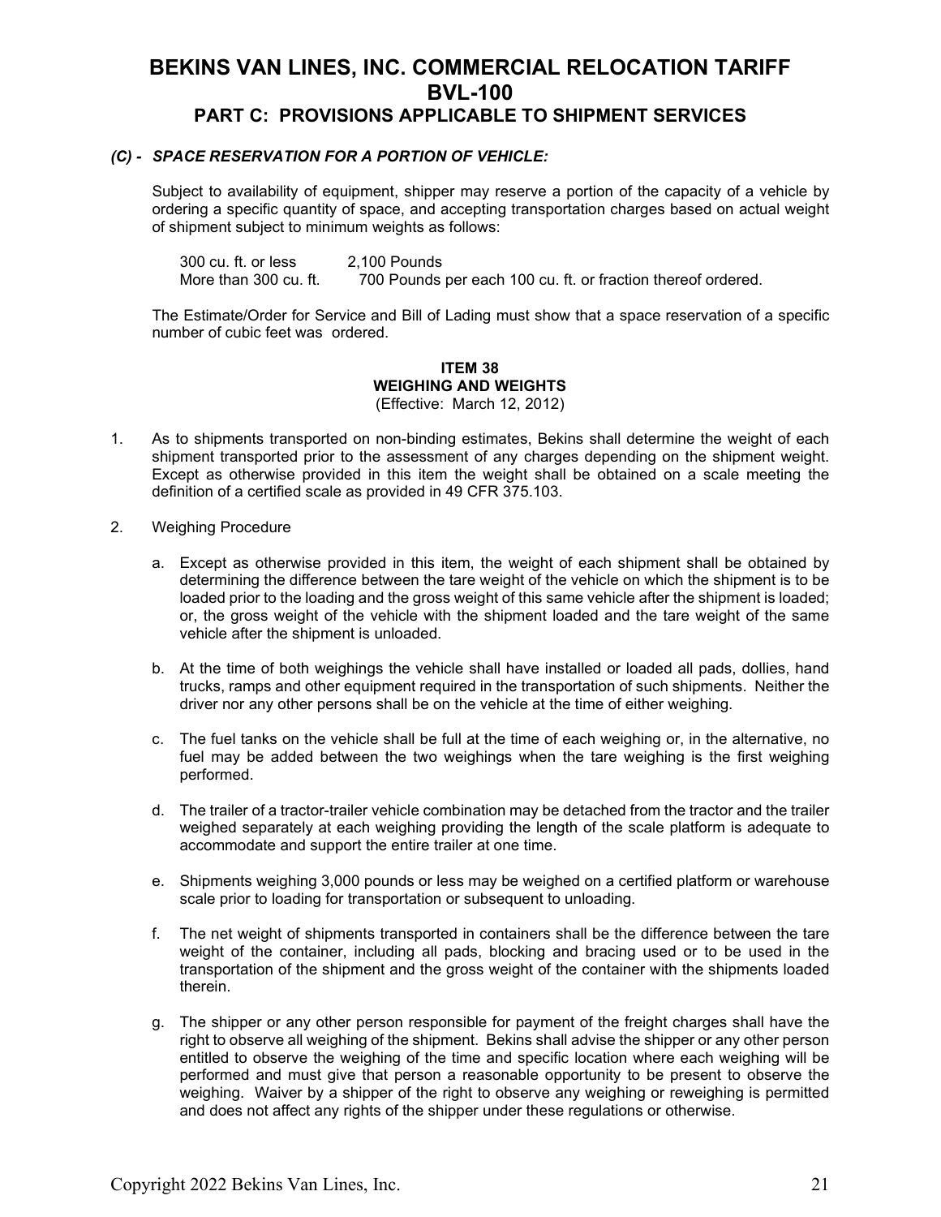# BEKINS VAN LINES, INC. COMMERCIAL RELOCATION TARIFF BVL-100

## PART C: PROVISIONS APPLICABLE TO SHIPMENT SERVICES

***(C) - SPACE RESERVATION FOR A PORTION OF VEHICLE:***

Subject to availability of equipment, shipper may reserve a portion of the capacity of a vehicle by ordering a specific quantity of space, and accepting transportation charges based on actual weight of shipment subject to minimum weights as follows:

| | |
|---|---|
| 300 cu. ft. or less | 2,100 Pounds |
| More than 300 cu. ft. | 700 Pounds per each 100 cu. ft. or fraction thereof ordered. |

The Estimate/Order for Service and Bill of Lading must show that a space reservation of a specific number of cubic feet was ordered.

### ITEM 38
### WEIGHING AND WEIGHTS
(Effective: March 12, 2012)

1. As to shipments transported on non-binding estimates, Bekins shall determine the weight of each shipment transported prior to the assessment of any charges depending on the shipment weight. Except as otherwise provided in this item the weight shall be obtained on a scale meeting the definition of a certified scale as provided in 49 CFR 375.103.

2. Weighing Procedure

   a. Except as otherwise provided in this item, the weight of each shipment shall be obtained by determining the difference between the tare weight of the vehicle on which the shipment is to be loaded prior to the loading and the gross weight of this same vehicle after the shipment is loaded; or, the gross weight of the vehicle with the shipment loaded and the tare weight of the same vehicle after the shipment is unloaded.

   b. At the time of both weighings the vehicle shall have installed or loaded all pads, dollies, hand trucks, ramps and other equipment required in the transportation of such shipments. Neither the driver nor any other persons shall be on the vehicle at the time of either weighing.

   c. The fuel tanks on the vehicle shall be full at the time of each weighing or, in the alternative, no fuel may be added between the two weighings when the tare weighing is the first weighing performed.

   d. The trailer of a tractor-trailer vehicle combination may be detached from the tractor and the trailer weighed separately at each weighing providing the length of the scale platform is adequate to accommodate and support the entire trailer at one time.

   e. Shipments weighing 3,000 pounds or less may be weighed on a certified platform or warehouse scale prior to loading for transportation or subsequent to unloading.

   f. The net weight of shipments transported in containers shall be the difference between the tare weight of the container, including all pads, blocking and bracing used or to be used in the transportation of the shipment and the gross weight of the container with the shipments loaded therein.

   g. The shipper or any other person responsible for payment of the freight charges shall have the right to observe all weighing of the shipment. Bekins shall advise the shipper or any other person entitled to observe the weighing of the time and specific location where each weighing will be performed and must give that person a reasonable opportunity to be present to observe the weighing. Waiver by a shipper of the right to observe any weighing or reweighing is permitted and does not affect any rights of the shipper under these regulations or otherwise.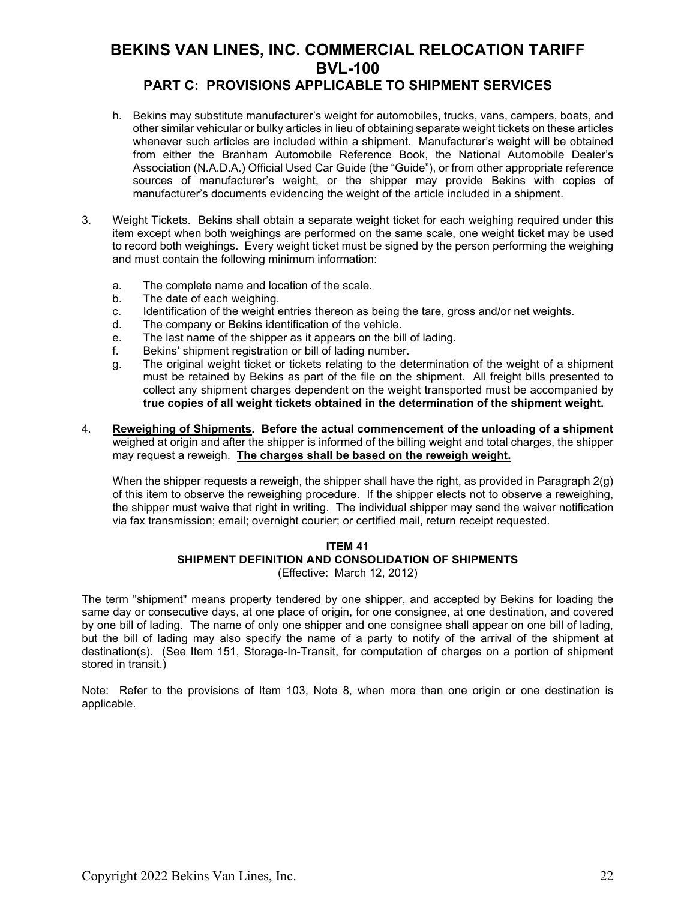h. Bekins may substitute manufacturer's weight for automobiles, trucks, vans, campers, boats, and other similar vehicular or bulky articles in lieu of obtaining separate weight tickets on these articles whenever such articles are included within a shipment. Manufacturer's weight will be obtained from either the Branham Automobile Reference Book, the National Automobile Dealer's Association (N.A.D.A.) Official Used Car Guide (the "Guide"), or from other appropriate reference sources of manufacturer's weight, or the shipper may provide Bekins with copies of manufacturer's documents evidencing the weight of the article included in a shipment.

3. Weight Tickets. Bekins shall obtain a separate weight ticket for each weighing required under this item except when both weighings are performed on the same scale, one weight ticket may be used to record both weighings. Every weight ticket must be signed by the person performing the weighing and must contain the following minimum information:

   a. The complete name and location of the scale.
   b. The date of each weighing.
   c. Identification of the weight entries thereon as being the tare, gross and/or net weights.
   d. The company or Bekins identification of the vehicle.
   e. The last name of the shipper as it appears on the bill of lading.
   f. Bekins' shipment registration or bill of lading number.
   g. The original weight ticket or tickets relating to the determination of the weight of a shipment must be retained by Bekins as part of the file on the shipment. All freight bills presented to collect any shipment charges dependent on the weight transported must be accompanied by **true copies of all weight tickets obtained in the determination of the shipment weight.**

4. **Reweighing of Shipments. Before the actual commencement of the unloading of a shipment** weighed at origin and after the shipper is informed of the billing weight and total charges, the shipper may request a reweigh. **The charges shall be based on the reweigh weight.**

   When the shipper requests a reweigh, the shipper shall have the right, as provided in Paragraph 2(g) of this item to observe the reweighing procedure. If the shipper elects not to observe a reweighing, the shipper must waive that right in writing. The individual shipper may send the waiver notification via fax transmission; email; overnight courier; or certified mail, return receipt requested.

### ITEM 41
### SHIPMENT DEFINITION AND CONSOLIDATION OF SHIPMENTS
(Effective: March 12, 2012)

The term "shipment" means property tendered by one shipper, and accepted by Bekins for loading the same day or consecutive days, at one place of origin, for one consignee, at one destination, and covered by one bill of lading. The name of only one shipper and one consignee shall appear on one bill of lading, but the bill of lading may also specify the name of a party to notify of the arrival of the shipment at destination(s). (See Item 151, Storage-In-Transit, for computation of charges on a portion of shipment stored in transit.)

Note: Refer to the provisions of Item 103, Note 8, when more than one origin or one destination is applicable.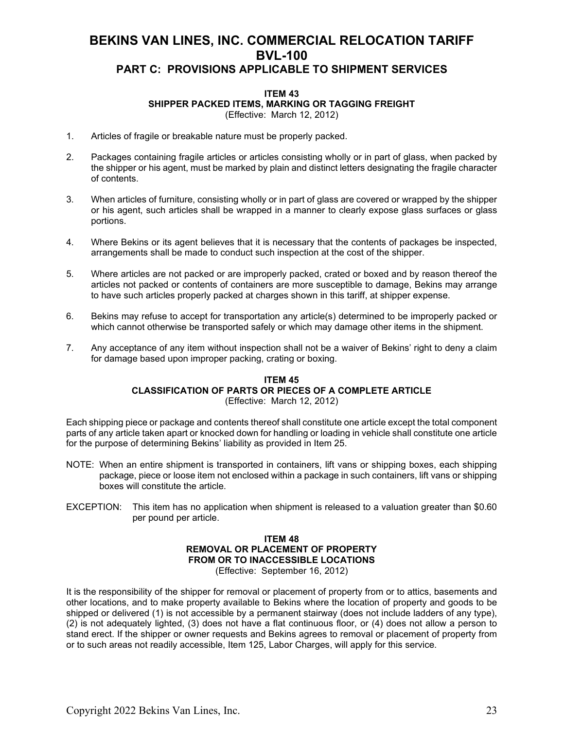# BEKINS VAN LINES, INC. COMMERCIAL RELOCATION TARIFF BVL-100

## PART C: PROVISIONS APPLICABLE TO SHIPMENT SERVICES

### ITEM 43
### SHIPPER PACKED ITEMS, MARKING OR TAGGING FREIGHT
(Effective: March 12, 2012)

1. Articles of fragile or breakable nature must be properly packed.

2. Packages containing fragile articles or articles consisting wholly or in part of glass, when packed by the shipper or his agent, must be marked by plain and distinct letters designating the fragile character of contents.

3. When articles of furniture, consisting wholly or in part of glass are covered or wrapped by the shipper or his agent, such articles shall be wrapped in a manner to clearly expose glass surfaces or glass portions.

4. Where Bekins or its agent believes that it is necessary that the contents of packages be inspected, arrangements shall be made to conduct such inspection at the cost of the shipper.

5. Where articles are not packed or are improperly packed, crated or boxed and by reason thereof the articles not packed or contents of containers are more susceptible to damage, Bekins may arrange to have such articles properly packed at charges shown in this tariff, at shipper expense.

6. Bekins may refuse to accept for transportation any article(s) determined to be improperly packed or which cannot otherwise be transported safely or which may damage other items in the shipment.

7. Any acceptance of any item without inspection shall not be a waiver of Bekins' right to deny a claim for damage based upon improper packing, crating or boxing.

### ITEM 45
### CLASSIFICATION OF PARTS OR PIECES OF A COMPLETE ARTICLE
(Effective: March 12, 2012)

Each shipping piece or package and contents thereof shall constitute one article except the total component parts of any article taken apart or knocked down for handling or loading in vehicle shall constitute one article for the purpose of determining Bekins' liability as provided in Item 25.

NOTE: When an entire shipment is transported in containers, lift vans or shipping boxes, each shipping package, piece or loose item not enclosed within a package in such containers, lift vans or shipping boxes will constitute the article.

EXCEPTION: This item has no application when shipment is released to a valuation greater than $0.60 per pound per article.

### ITEM 48
### REMOVAL OR PLACEMENT OF PROPERTY FROM OR TO INACCESSIBLE LOCATIONS
(Effective: September 16, 2012)

It is the responsibility of the shipper for removal or placement of property from or to attics, basements and other locations, and to make property available to Bekins where the location of property and goods to be shipped or delivered (1) is not accessible by a permanent stairway (does not include ladders of any type), (2) is not adequately lighted, (3) does not have a flat continuous floor, or (4) does not allow a person to stand erect. If the shipper or owner requests and Bekins agrees to removal or placement of property from or to such areas not readily accessible, Item 125, Labor Charges, will apply for this service.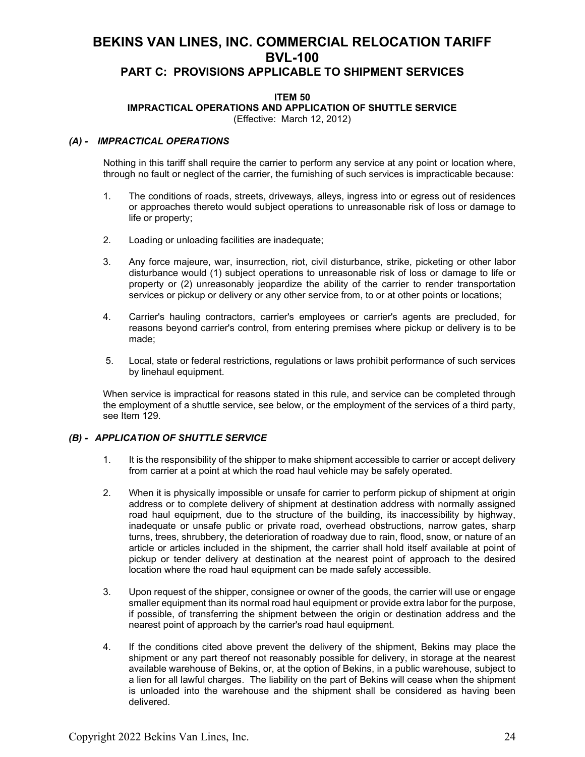# BEKINS VAN LINES, INC. COMMERCIAL RELOCATION TARIFF BVL-100

## PART C: PROVISIONS APPLICABLE TO SHIPMENT SERVICES

### ITEM 50
### IMPRACTICAL OPERATIONS AND APPLICATION OF SHUTTLE SERVICE

(Effective: March 12, 2012)

#### *(A) - IMPRACTICAL OPERATIONS*

Nothing in this tariff shall require the carrier to perform any service at any point or location where, through no fault or neglect of the carrier, the furnishing of such services is impracticable because:

1. The conditions of roads, streets, driveways, alleys, ingress into or egress out of residences or approaches thereto would subject operations to unreasonable risk of loss or damage to life or property;

2. Loading or unloading facilities are inadequate;

3. Any force majeure, war, insurrection, riot, civil disturbance, strike, picketing or other labor disturbance would (1) subject operations to unreasonable risk of loss or damage to life or property or (2) unreasonably jeopardize the ability of the carrier to render transportation services or pickup or delivery or any other service from, to or at other points or locations;

4. Carrier's hauling contractors, carrier's employees or carrier's agents are precluded, for reasons beyond carrier's control, from entering premises where pickup or delivery is to be made;

5. Local, state or federal restrictions, regulations or laws prohibit performance of such services by linehaul equipment.

When service is impractical for reasons stated in this rule, and service can be completed through the employment of a shuttle service, see below, or the employment of the services of a third party, see Item 129.

#### *(B) - APPLICATION OF SHUTTLE SERVICE*

1. It is the responsibility of the shipper to make shipment accessible to carrier or accept delivery from carrier at a point at which the road haul vehicle may be safely operated.

2. When it is physically impossible or unsafe for carrier to perform pickup of shipment at origin address or to complete delivery of shipment at destination address with normally assigned road haul equipment, due to the structure of the building, its inaccessibility by highway, inadequate or unsafe public or private road, overhead obstructions, narrow gates, sharp turns, trees, shrubbery, the deterioration of roadway due to rain, flood, snow, or nature of an article or articles included in the shipment, the carrier shall hold itself available at point of pickup or tender delivery at destination at the nearest point of approach to the desired location where the road haul equipment can be made safely accessible.

3. Upon request of the shipper, consignee or owner of the goods, the carrier will use or engage smaller equipment than its normal road haul equipment or provide extra labor for the purpose, if possible, of transferring the shipment between the origin or destination address and the nearest point of approach by the carrier's road haul equipment.

4. If the conditions cited above prevent the delivery of the shipment, Bekins may place the shipment or any part thereof not reasonably possible for delivery, in storage at the nearest available warehouse of Bekins, or, at the option of Bekins, in a public warehouse, subject to a lien for all lawful charges. The liability on the part of Bekins will cease when the shipment is unloaded into the warehouse and the shipment shall be considered as having been delivered.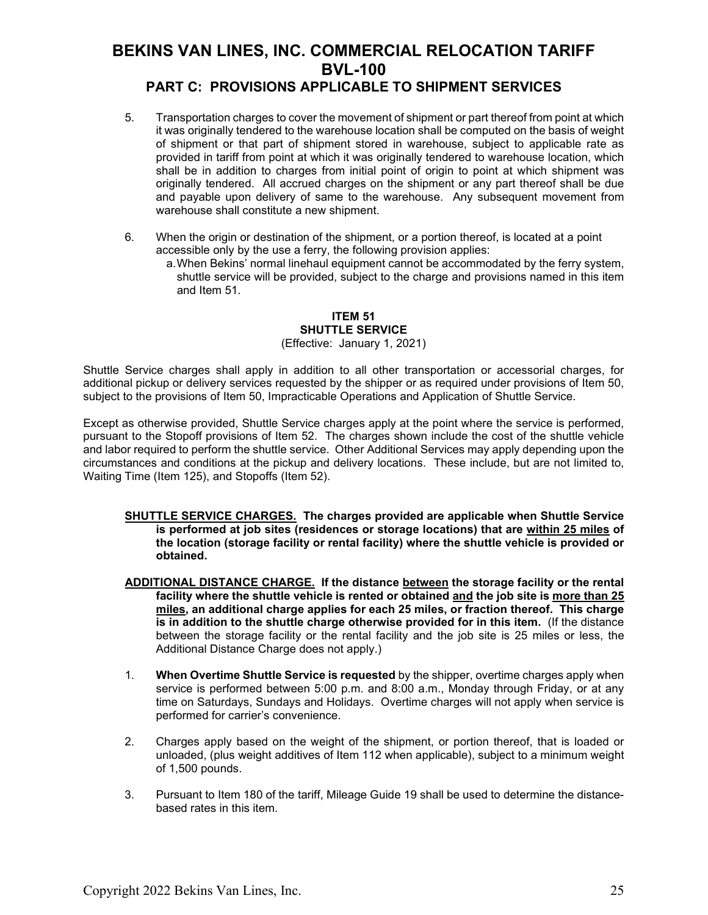5. Transportation charges to cover the movement of shipment or part thereof from point at which it was originally tendered to the warehouse location shall be computed on the basis of weight of shipment or that part of shipment stored in warehouse, subject to applicable rate as provided in tariff from point at which it was originally tendered to warehouse location, which shall be in addition to charges from initial point of origin to point at which shipment was originally tendered. All accrued charges on the shipment or any part thereof shall be due and payable upon delivery of same to the warehouse. Any subsequent movement from warehouse shall constitute a new shipment.

6. When the origin or destination of the shipment, or a portion thereof, is located at a point accessible only by the use a ferry, the following provision applies:
   a. When Bekins' normal linehaul equipment cannot be accommodated by the ferry system, shuttle service will be provided, subject to the charge and provisions named in this item and Item 51.

### ITEM 51
### SHUTTLE SERVICE
(Effective: January 1, 2021)

Shuttle Service charges shall apply in addition to all other transportation or accessorial charges, for additional pickup or delivery services requested by the shipper or as required under provisions of Item 50, subject to the provisions of Item 50, Impracticable Operations and Application of Shuttle Service.

Except as otherwise provided, Shuttle Service charges apply at the point where the service is performed, pursuant to the Stopoff provisions of Item 52. The charges shown include the cost of the shuttle vehicle and labor required to perform the shuttle service. Other Additional Services may apply depending upon the circumstances and conditions at the pickup and delivery locations. These include, but are not limited to, Waiting Time (Item 125), and Stopoffs (Item 52).

**SHUTTLE SERVICE CHARGES. The charges provided are applicable when Shuttle Service is performed at job sites (residences or storage locations) that are within 25 miles of the location (storage facility or rental facility) where the shuttle vehicle is provided or obtained.**

**ADDITIONAL DISTANCE CHARGE. If the distance between the storage facility or the rental facility where the shuttle vehicle is rented or obtained and the job site is more than 25 miles, an additional charge applies for each 25 miles, or fraction thereof. This charge is in addition to the shuttle charge otherwise provided for in this item.** (If the distance between the storage facility or the rental facility and the job site is 25 miles or less, the Additional Distance Charge does not apply.)

1. **When Overtime Shuttle Service is requested** by the shipper, overtime charges apply when service is performed between 5:00 p.m. and 8:00 a.m., Monday through Friday, or at any time on Saturdays, Sundays and Holidays. Overtime charges will not apply when service is performed for carrier's convenience.

2. Charges apply based on the weight of the shipment, or portion thereof, that is loaded or unloaded, (plus weight additives of Item 112 when applicable), subject to a minimum weight of 1,500 pounds.

3. Pursuant to Item 180 of the tariff, Mileage Guide 19 shall be used to determine the distance-based rates in this item.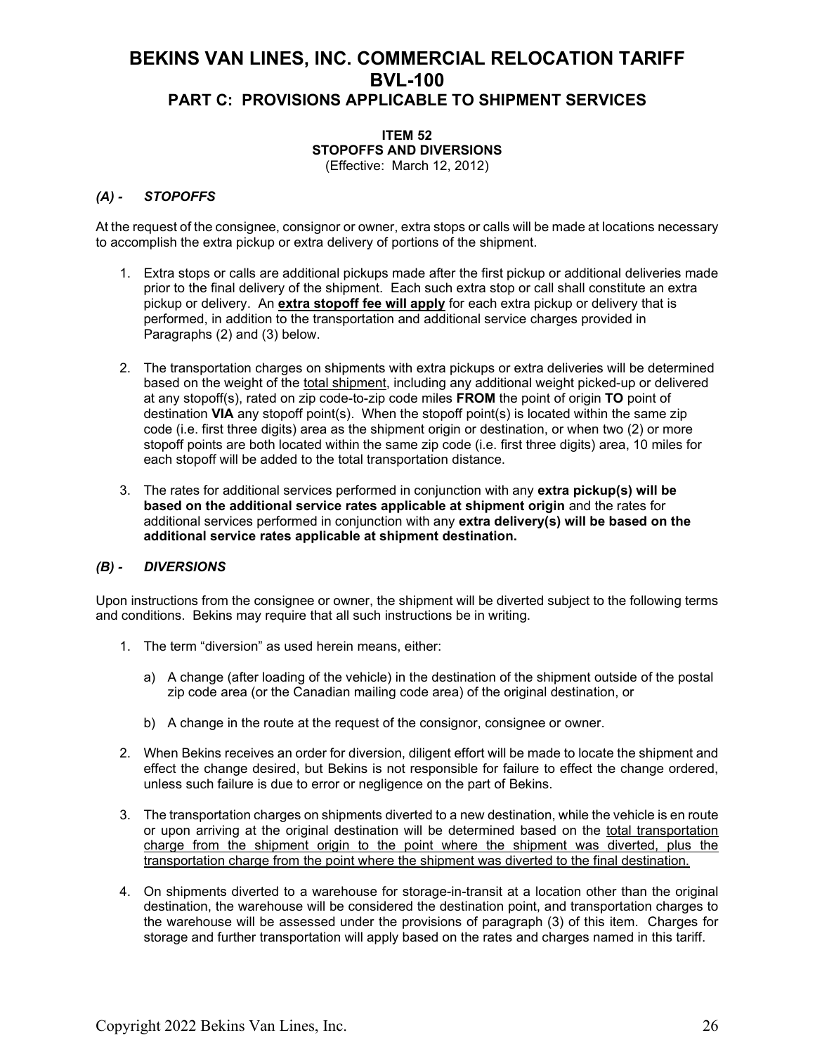# BEKINS VAN LINES, INC. COMMERCIAL RELOCATION TARIFF BVL-100

## PART C: PROVISIONS APPLICABLE TO SHIPMENT SERVICES

### ITEM 52
### STOPOFFS AND DIVERSIONS
(Effective: March 12, 2012)

***(A) - STOPOFFS***

At the request of the consignee, consignor or owner, extra stops or calls will be made at locations necessary to accomplish the extra pickup or extra delivery of portions of the shipment.

1. Extra stops or calls are additional pickups made after the first pickup or additional deliveries made prior to the final delivery of the shipment. Each such extra stop or call shall constitute an extra pickup or delivery. An **extra stopoff fee will apply** for each extra pickup or delivery that is performed, in addition to the transportation and additional service charges provided in Paragraphs (2) and (3) below.

2. The transportation charges on shipments with extra pickups or extra deliveries will be determined based on the weight of the total shipment, including any additional weight picked-up or delivered at any stopoff(s), rated on zip code-to-zip code miles **FROM** the point of origin **TO** point of destination **VIA** any stopoff point(s). When the stopoff point(s) is located within the same zip code (i.e. first three digits) area as the shipment origin or destination, or when two (2) or more stopoff points are both located within the same zip code (i.e. first three digits) area, 10 miles for each stopoff will be added to the total transportation distance.

3. The rates for additional services performed in conjunction with any **extra pickup(s) will be based on the additional service rates applicable at shipment origin** and the rates for additional services performed in conjunction with any **extra delivery(s) will be based on the additional service rates applicable at shipment destination.**

***(B) - DIVERSIONS***

Upon instructions from the consignee or owner, the shipment will be diverted subject to the following terms and conditions. Bekins may require that all such instructions be in writing.

1. The term "diversion" as used herein means, either:

   a) A change (after loading of the vehicle) in the destination of the shipment outside of the postal zip code area (or the Canadian mailing code area) of the original destination, or

   b) A change in the route at the request of the consignor, consignee or owner.

2. When Bekins receives an order for diversion, diligent effort will be made to locate the shipment and effect the change desired, but Bekins is not responsible for failure to effect the change ordered, unless such failure is due to error or negligence on the part of Bekins.

3. The transportation charges on shipments diverted to a new destination, while the vehicle is en route or upon arriving at the original destination will be determined based on the total transportation charge from the shipment origin to the point where the shipment was diverted, plus the transportation charge from the point where the shipment was diverted to the final destination.

4. On shipments diverted to a warehouse for storage-in-transit at a location other than the original destination, the warehouse will be considered the destination point, and transportation charges to the warehouse will be assessed under the provisions of paragraph (3) of this item. Charges for storage and further transportation will apply based on the rates and charges named in this tariff.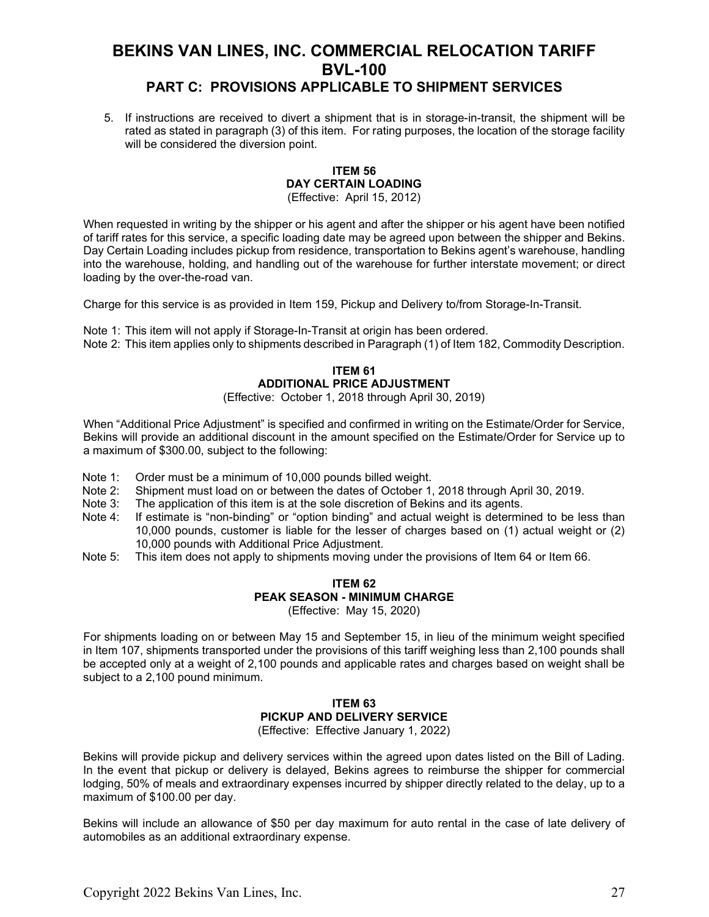5. If instructions are received to divert a shipment that is in storage-in-transit, the shipment will be rated as stated in paragraph (3) of this item. For rating purposes, the location of the storage facility will be considered the diversion point.

### ITEM 56
### DAY CERTAIN LOADING
(Effective: April 15, 2012)

When requested in writing by the shipper or his agent and after the shipper or his agent have been notified of tariff rates for this service, a specific loading date may be agreed upon between the shipper and Bekins. Day Certain Loading includes pickup from residence, transportation to Bekins agent's warehouse, handling into the warehouse, holding, and handling out of the warehouse for further interstate movement; or direct loading by the over-the-road van.

Charge for this service is as provided in Item 159, Pickup and Delivery to/from Storage-In-Transit.

Note 1: This item will not apply if Storage-In-Transit at origin has been ordered.
Note 2: This item applies only to shipments described in Paragraph (1) of Item 182, Commodity Description.

### ITEM 61
### ADDITIONAL PRICE ADJUSTMENT
(Effective: October 1, 2018 through April 30, 2019)

When "Additional Price Adjustment" is specified and confirmed in writing on the Estimate/Order for Service, Bekins will provide an additional discount in the amount specified on the Estimate/Order for Service up to a maximum of $300.00, subject to the following:

Note 1: Order must be a minimum of 10,000 pounds billed weight.
Note 2: Shipment must load on or between the dates of October 1, 2018 through April 30, 2019.
Note 3: The application of this item is at the sole discretion of Bekins and its agents.
Note 4: If estimate is "non-binding" or "option binding" and actual weight is determined to be less than 10,000 pounds, customer is liable for the lesser of charges based on (1) actual weight or (2) 10,000 pounds with Additional Price Adjustment.
Note 5: This item does not apply to shipments moving under the provisions of Item 64 or Item 66.

### ITEM 62
### PEAK SEASON - MINIMUM CHARGE
(Effective: May 15, 2020)

For shipments loading on or between May 15 and September 15, in lieu of the minimum weight specified in Item 107, shipments transported under the provisions of this tariff weighing less than 2,100 pounds shall be accepted only at a weight of 2,100 pounds and applicable rates and charges based on weight shall be subject to a 2,100 pound minimum.

### ITEM 63
### PICKUP AND DELIVERY SERVICE
(Effective: Effective January 1, 2022)

Bekins will provide pickup and delivery services within the agreed upon dates listed on the Bill of Lading. In the event that pickup or delivery is delayed, Bekins agrees to reimburse the shipper for commercial lodging, 50% of meals and extraordinary expenses incurred by shipper directly related to the delay, up to a maximum of $100.00 per day.

Bekins will include an allowance of $50 per day maximum for auto rental in the case of late delivery of automobiles as an additional extraordinary expense.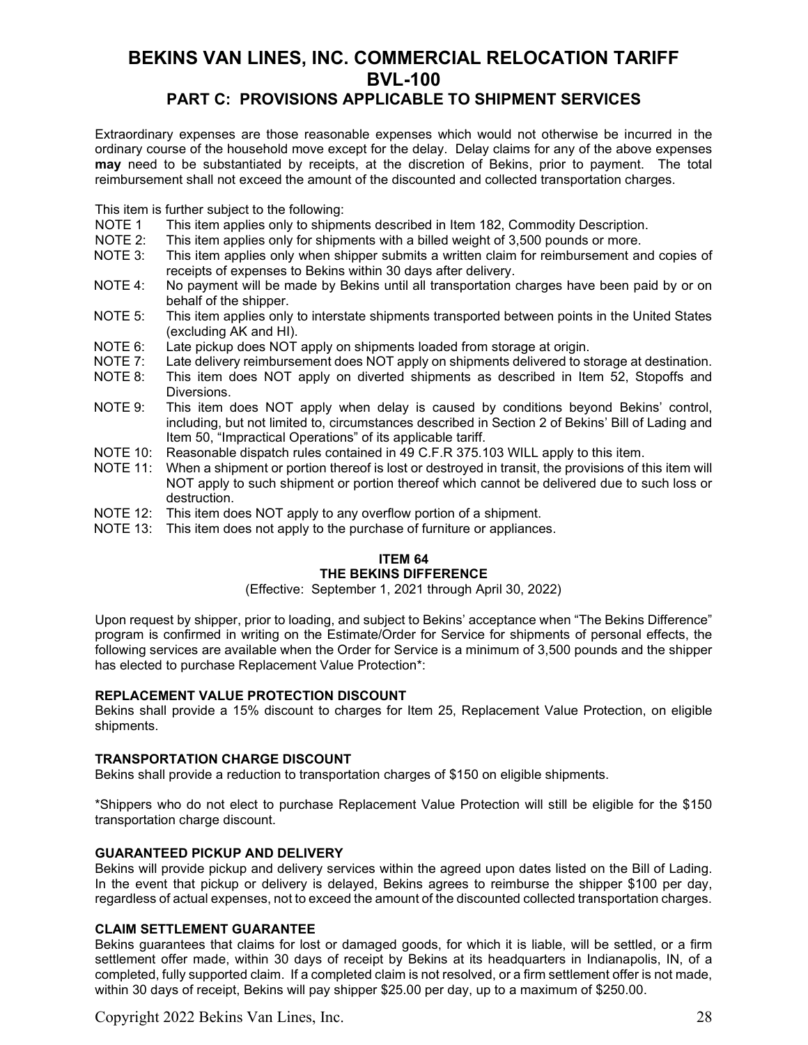Extraordinary expenses are those reasonable expenses which would not otherwise be incurred in the ordinary course of the household move except for the delay. Delay claims for any of the above expenses **may** need to be substantiated by receipts, at the discretion of Bekins, prior to payment. The total reimbursement shall not exceed the amount of the discounted and collected transportation charges.

This item is further subject to the following:

- NOTE 1 This item applies only to shipments described in Item 182, Commodity Description.
- NOTE 2: This item applies only for shipments with a billed weight of 3,500 pounds or more.
- NOTE 3: This item applies only when shipper submits a written claim for reimbursement and copies of receipts of expenses to Bekins within 30 days after delivery.
- NOTE 4: No payment will be made by Bekins until all transportation charges have been paid by or on behalf of the shipper.
- NOTE 5: This item applies only to interstate shipments transported between points in the United States (excluding AK and HI).
- NOTE 6: Late pickup does NOT apply on shipments loaded from storage at origin.
- NOTE 7: Late delivery reimbursement does NOT apply on shipments delivered to storage at destination.
- NOTE 8: This item does NOT apply on diverted shipments as described in Item 52, Stopoffs and Diversions.
- NOTE 9: This item does NOT apply when delay is caused by conditions beyond Bekins' control, including, but not limited to, circumstances described in Section 2 of Bekins' Bill of Lading and Item 50, "Impractical Operations" of its applicable tariff.
- NOTE 10: Reasonable dispatch rules contained in 49 C.F.R 375.103 WILL apply to this item.
- NOTE 11: When a shipment or portion thereof is lost or destroyed in transit, the provisions of this item will NOT apply to such shipment or portion thereof which cannot be delivered due to such loss or destruction.
- NOTE 12: This item does NOT apply to any overflow portion of a shipment.
- NOTE 13: This item does not apply to the purchase of furniture or appliances.

## ITEM 64
## THE BEKINS DIFFERENCE

(Effective: September 1, 2021 through April 30, 2022)

Upon request by shipper, prior to loading, and subject to Bekins' acceptance when "The Bekins Difference" program is confirmed in writing on the Estimate/Order for Service for shipments of personal effects, the following services are available when the Order for Service is a minimum of 3,500 pounds and the shipper has elected to purchase Replacement Value Protection*:

### REPLACEMENT VALUE PROTECTION DISCOUNT

Bekins shall provide a 15% discount to charges for Item 25, Replacement Value Protection, on eligible shipments.

### TRANSPORTATION CHARGE DISCOUNT

Bekins shall provide a reduction to transportation charges of $150 on eligible shipments.

*Shippers who do not elect to purchase Replacement Value Protection will still be eligible for the $150 transportation charge discount.

### GUARANTEED PICKUP AND DELIVERY

Bekins will provide pickup and delivery services within the agreed upon dates listed on the Bill of Lading. In the event that pickup or delivery is delayed, Bekins agrees to reimburse the shipper $100 per day, regardless of actual expenses, not to exceed the amount of the discounted collected transportation charges.

### CLAIM SETTLEMENT GUARANTEE

Bekins guarantees that claims for lost or damaged goods, for which it is liable, will be settled, or a firm settlement offer made, within 30 days of receipt by Bekins at its headquarters in Indianapolis, IN, of a completed, fully supported claim. If a completed claim is not resolved, or a firm settlement offer is not made, within 30 days of receipt, Bekins will pay shipper $25.00 per day, up to a maximum of $250.00.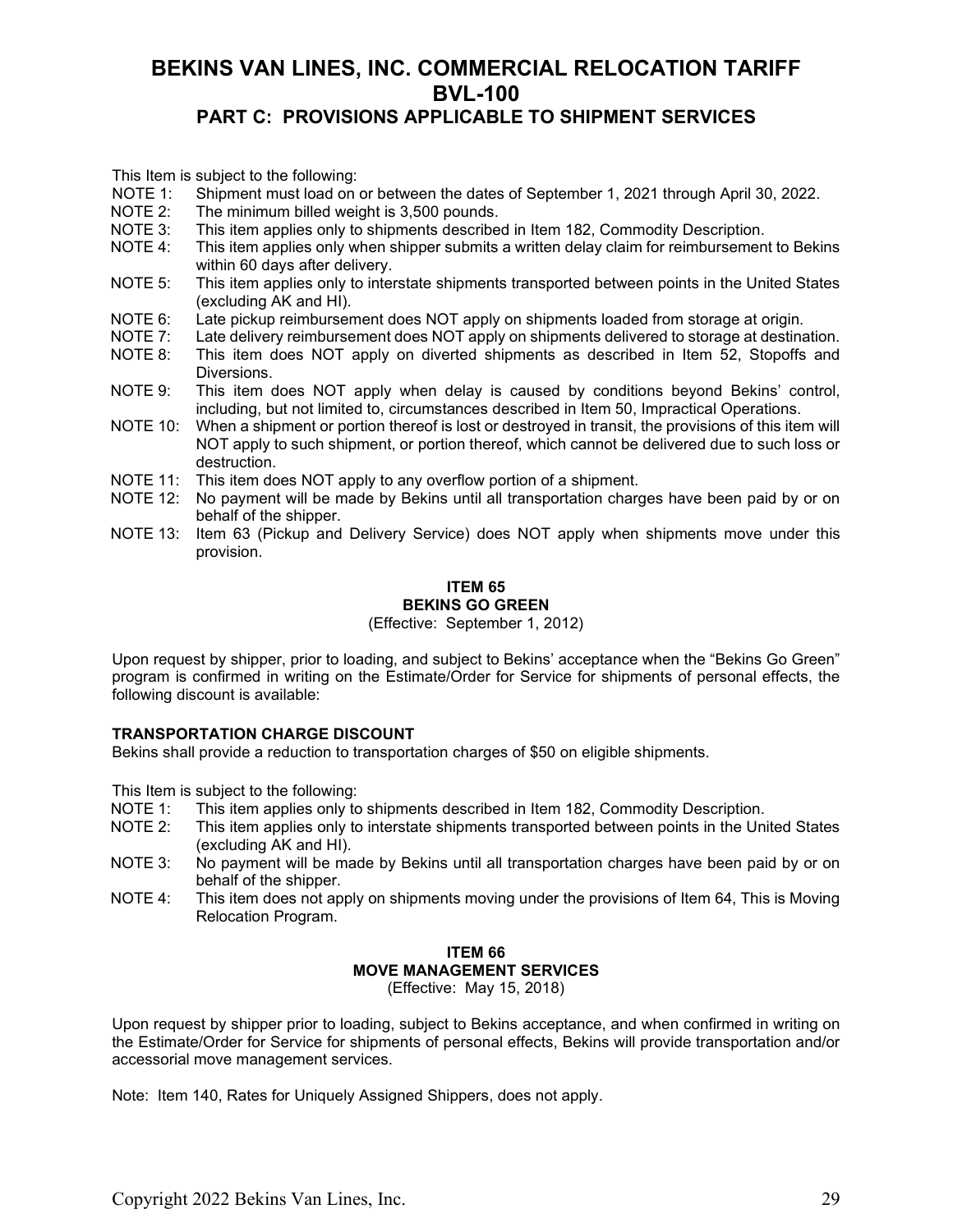# BEKINS VAN LINES, INC. COMMERCIAL RELOCATION TARIFF BVL-100

## PART C: PROVISIONS APPLICABLE TO SHIPMENT SERVICES

This Item is subject to the following:

- NOTE 1: Shipment must load on or between the dates of September 1, 2021 through April 30, 2022.
- NOTE 2: The minimum billed weight is 3,500 pounds.
- NOTE 3: This item applies only to shipments described in Item 182, Commodity Description.
- NOTE 4: This item applies only when shipper submits a written delay claim for reimbursement to Bekins within 60 days after delivery.
- NOTE 5: This item applies only to interstate shipments transported between points in the United States (excluding AK and HI).
- NOTE 6: Late pickup reimbursement does NOT apply on shipments loaded from storage at origin.
- NOTE 7: Late delivery reimbursement does NOT apply on shipments delivered to storage at destination.
- NOTE 8: This item does NOT apply on diverted shipments as described in Item 52, Stopoffs and Diversions.
- NOTE 9: This item does NOT apply when delay is caused by conditions beyond Bekins' control, including, but not limited to, circumstances described in Item 50, Impractical Operations.
- NOTE 10: When a shipment or portion thereof is lost or destroyed in transit, the provisions of this item will NOT apply to such shipment, or portion thereof, which cannot be delivered due to such loss or destruction.
- NOTE 11: This item does NOT apply to any overflow portion of a shipment.
- NOTE 12: No payment will be made by Bekins until all transportation charges have been paid by or on behalf of the shipper.
- NOTE 13: Item 63 (Pickup and Delivery Service) does NOT apply when shipments move under this provision.

### ITEM 65
### BEKINS GO GREEN

(Effective: September 1, 2012)

Upon request by shipper, prior to loading, and subject to Bekins' acceptance when the "Bekins Go Green" program is confirmed in writing on the Estimate/Order for Service for shipments of personal effects, the following discount is available:

**TRANSPORTATION CHARGE DISCOUNT**

Bekins shall provide a reduction to transportation charges of $50 on eligible shipments.

This Item is subject to the following:

- NOTE 1: This item applies only to shipments described in Item 182, Commodity Description.
- NOTE 2: This item applies only to interstate shipments transported between points in the United States (excluding AK and HI).
- NOTE 3: No payment will be made by Bekins until all transportation charges have been paid by or on behalf of the shipper.
- NOTE 4: This item does not apply on shipments moving under the provisions of Item 64, This is Moving Relocation Program.

### ITEM 66
### MOVE MANAGEMENT SERVICES

(Effective: May 15, 2018)

Upon request by shipper prior to loading, subject to Bekins acceptance, and when confirmed in writing on the Estimate/Order for Service for shipments of personal effects, Bekins will provide transportation and/or accessorial move management services.

Note: Item 140, Rates for Uniquely Assigned Shippers, does not apply.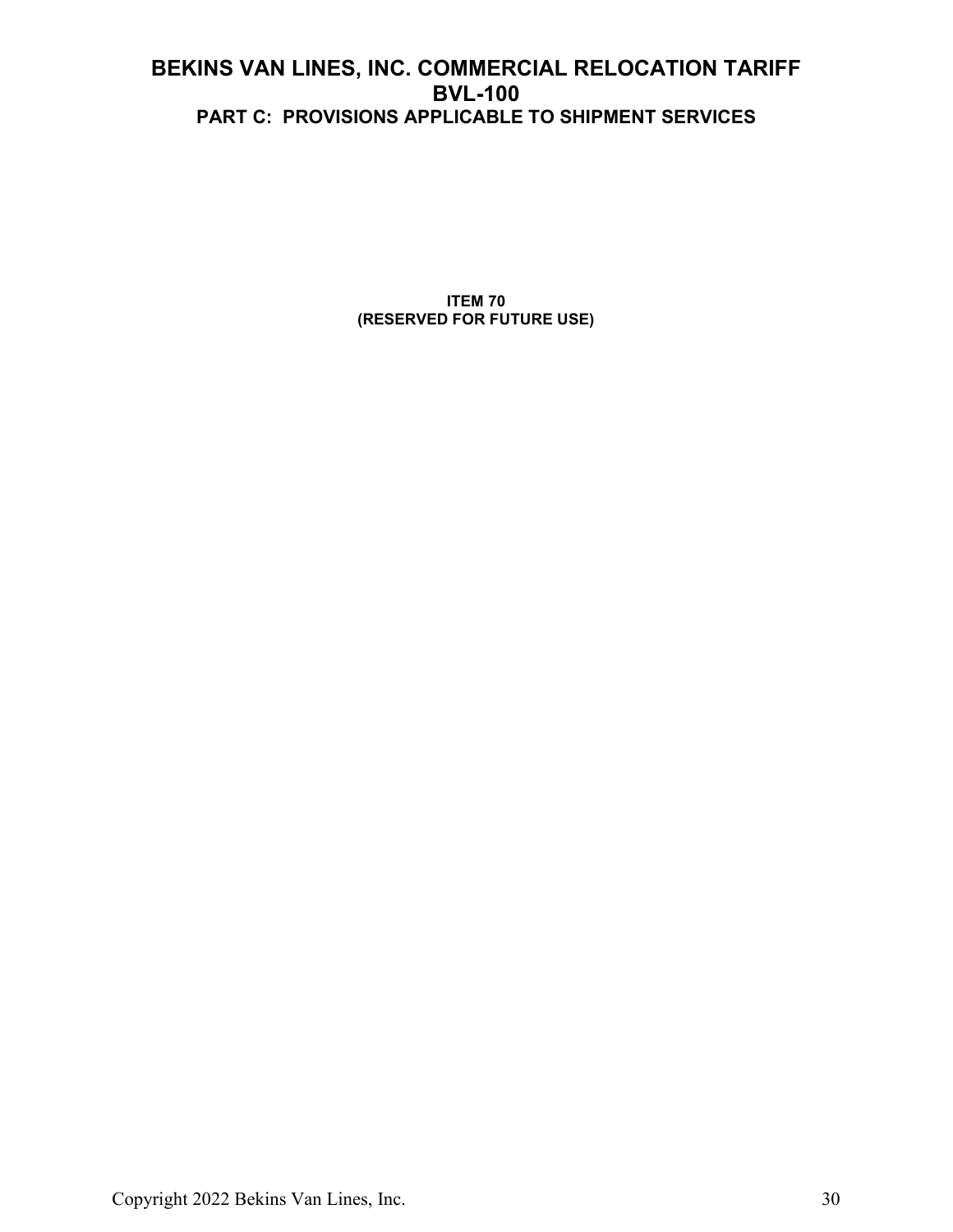**ITEM 70**
**(RESERVED FOR FUTURE USE)**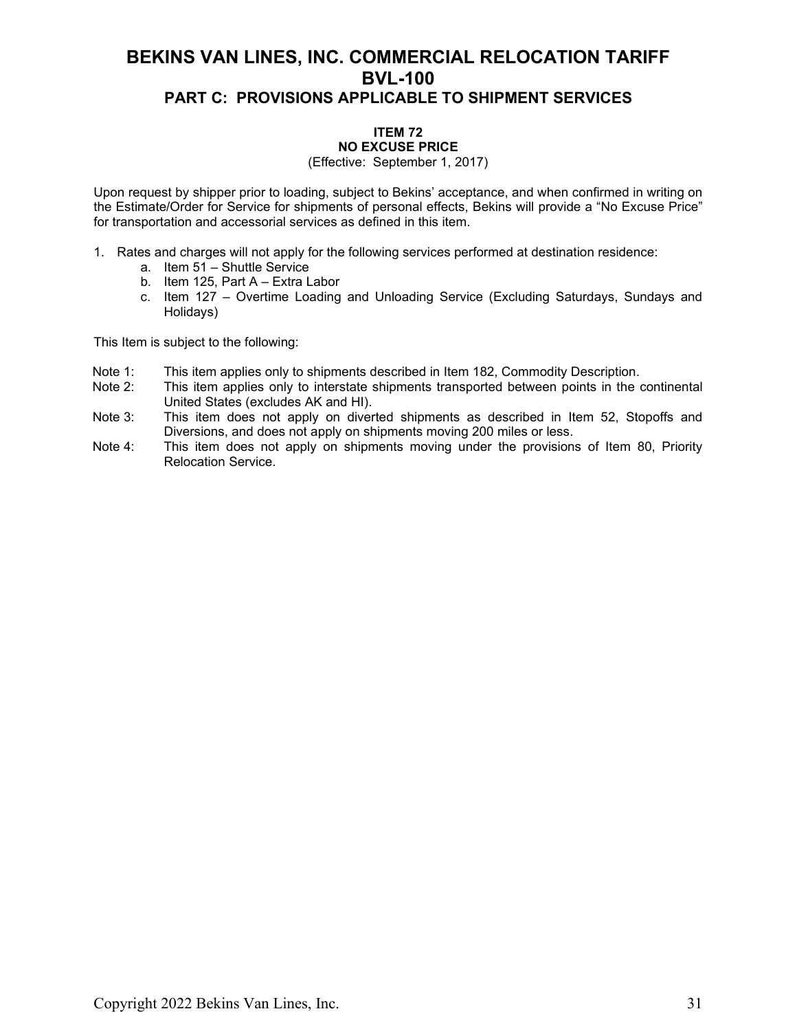# BEKINS VAN LINES, INC. COMMERCIAL RELOCATION TARIFF BVL-100

## PART C: PROVISIONS APPLICABLE TO SHIPMENT SERVICES

### ITEM 72
### NO EXCUSE PRICE

(Effective: September 1, 2017)

Upon request by shipper prior to loading, subject to Bekins' acceptance, and when confirmed in writing on the Estimate/Order for Service for shipments of personal effects, Bekins will provide a "No Excuse Price" for transportation and accessorial services as defined in this item.

1. Rates and charges will not apply for the following services performed at destination residence:
   a. Item 51 – Shuttle Service
   b. Item 125, Part A – Extra Labor
   c. Item 127 – Overtime Loading and Unloading Service (Excluding Saturdays, Sundays and Holidays)

This Item is subject to the following:

Note 1: This item applies only to shipments described in Item 182, Commodity Description.

Note 2: This item applies only to interstate shipments transported between points in the continental United States (excludes AK and HI).

Note 3: This item does not apply on diverted shipments as described in Item 52, Stopoffs and Diversions, and does not apply on shipments moving 200 miles or less.

Note 4: This item does not apply on shipments moving under the provisions of Item 80, Priority Relocation Service.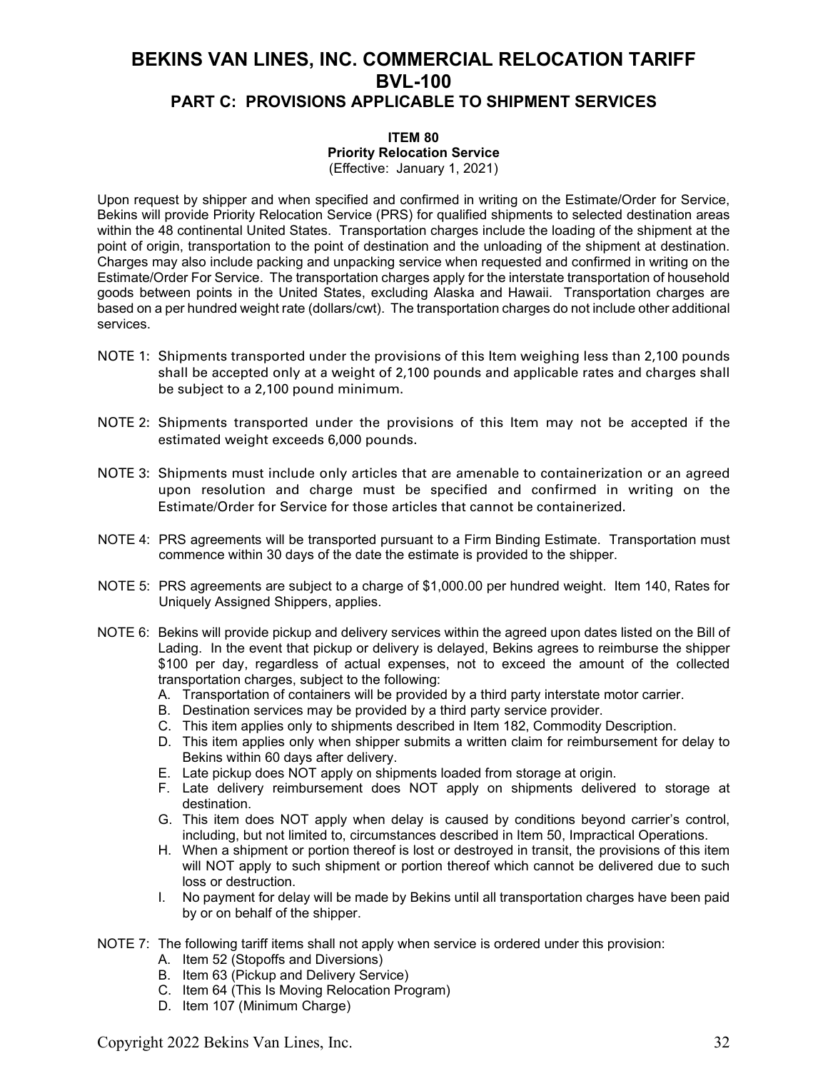# BEKINS VAN LINES, INC. COMMERCIAL RELOCATION TARIFF BVL-100

## PART C: PROVISIONS APPLICABLE TO SHIPMENT SERVICES

### ITEM 80
**Priority Relocation Service**
(Effective: January 1, 2021)

Upon request by shipper and when specified and confirmed in writing on the Estimate/Order for Service, Bekins will provide Priority Relocation Service (PRS) for qualified shipments to selected destination areas within the 48 continental United States. Transportation charges include the loading of the shipment at the point of origin, transportation to the point of destination and the unloading of the shipment at destination. Charges may also include packing and unpacking service when requested and confirmed in writing on the Estimate/Order For Service. The transportation charges apply for the interstate transportation of household goods between points in the United States, excluding Alaska and Hawaii. Transportation charges are based on a per hundred weight rate (dollars/cwt). The transportation charges do not include other additional services.

NOTE 1: Shipments transported under the provisions of this Item weighing less than 2,100 pounds shall be accepted only at a weight of 2,100 pounds and applicable rates and charges shall be subject to a 2,100 pound minimum.

NOTE 2: Shipments transported under the provisions of this Item may not be accepted if the estimated weight exceeds 6,000 pounds.

NOTE 3: Shipments must include only articles that are amenable to containerization or an agreed upon resolution and charge must be specified and confirmed in writing on the Estimate/Order for Service for those articles that cannot be containerized.

NOTE 4: PRS agreements will be transported pursuant to a Firm Binding Estimate. Transportation must commence within 30 days of the date the estimate is provided to the shipper.

NOTE 5: PRS agreements are subject to a charge of $1,000.00 per hundred weight. Item 140, Rates for Uniquely Assigned Shippers, applies.

NOTE 6: Bekins will provide pickup and delivery services within the agreed upon dates listed on the Bill of Lading. In the event that pickup or delivery is delayed, Bekins agrees to reimburse the shipper $100 per day, regardless of actual expenses, not to exceed the amount of the collected transportation charges, subject to the following:

A. Transportation of containers will be provided by a third party interstate motor carrier.
B. Destination services may be provided by a third party service provider.
C. This item applies only to shipments described in Item 182, Commodity Description.
D. This item applies only when shipper submits a written claim for reimbursement for delay to Bekins within 60 days after delivery.
E. Late pickup does NOT apply on shipments loaded from storage at origin.
F. Late delivery reimbursement does NOT apply on shipments delivered to storage at destination.
G. This item does NOT apply when delay is caused by conditions beyond carrier's control, including, but not limited to, circumstances described in Item 50, Impractical Operations.
H. When a shipment or portion thereof is lost or destroyed in transit, the provisions of this item will NOT apply to such shipment or portion thereof which cannot be delivered due to such loss or destruction.
I. No payment for delay will be made by Bekins until all transportation charges have been paid by or on behalf of the shipper.

NOTE 7: The following tariff items shall not apply when service is ordered under this provision:

A. Item 52 (Stopoffs and Diversions)
B. Item 63 (Pickup and Delivery Service)
C. Item 64 (This Is Moving Relocation Program)
D. Item 107 (Minimum Charge)

Copyright 2022 Bekins Van Lines, Inc.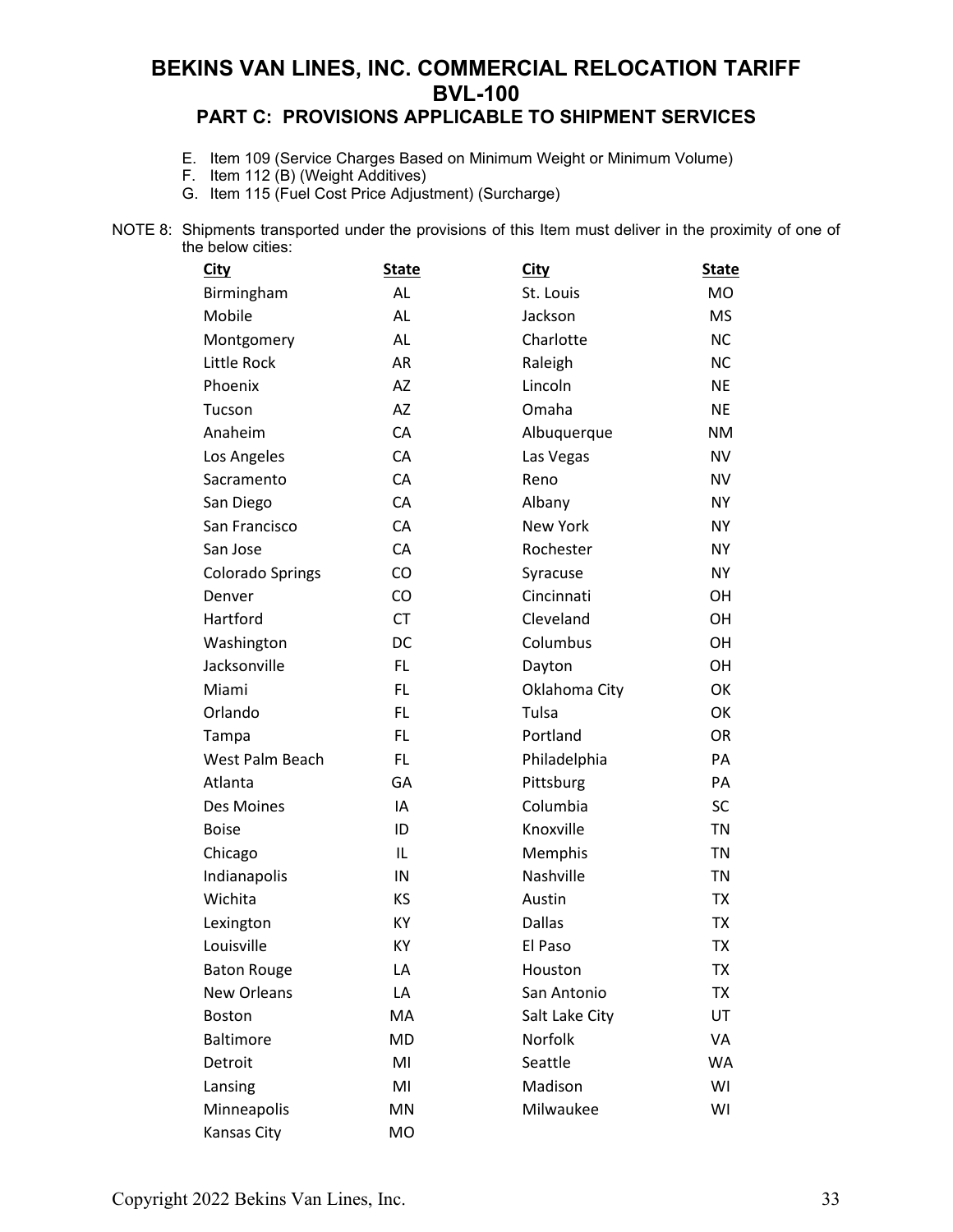# BEKINS VAN LINES, INC. COMMERCIAL RELOCATION TARIFF BVL-100

## PART C: PROVISIONS APPLICABLE TO SHIPMENT SERVICES

E. Item 109 (Service Charges Based on Minimum Weight or Minimum Volume)
F. Item 112 (B) (Weight Additives)
G. Item 115 (Fuel Cost Price Adjustment) (Surcharge)

NOTE 8: Shipments transported under the provisions of this Item must deliver in the proximity of one of the below cities:

| City | State | City | State |
|---|---|---|---|
| Birmingham | AL | St. Louis | MO |
| Mobile | AL | Jackson | MS |
| Montgomery | AL | Charlotte | NC |
| Little Rock | AR | Raleigh | NC |
| Phoenix | AZ | Lincoln | NE |
| Tucson | AZ | Omaha | NE |
| Anaheim | CA | Albuquerque | NM |
| Los Angeles | CA | Las Vegas | NV |
| Sacramento | CA | Reno | NV |
| San Diego | CA | Albany | NY |
| San Francisco | CA | New York | NY |
| San Jose | CA | Rochester | NY |
| Colorado Springs | CO | Syracuse | NY |
| Denver | CO | Cincinnati | OH |
| Hartford | CT | Cleveland | OH |
| Washington | DC | Columbus | OH |
| Jacksonville | FL | Dayton | OH |
| Miami | FL | Oklahoma City | OK |
| Orlando | FL | Tulsa | OK |
| Tampa | FL | Portland | OR |
| West Palm Beach | FL | Philadelphia | PA |
| Atlanta | GA | Pittsburg | PA |
| Des Moines | IA | Columbia | SC |
| Boise | ID | Knoxville | TN |
| Chicago | IL | Memphis | TN |
| Indianapolis | IN | Nashville | TN |
| Wichita | KS | Austin | TX |
| Lexington | KY | Dallas | TX |
| Louisville | KY | El Paso | TX |
| Baton Rouge | LA | Houston | TX |
| New Orleans | LA | San Antonio | TX |
| Boston | MA | Salt Lake City | UT |
| Baltimore | MD | Norfolk | VA |
| Detroit | MI | Seattle | WA |
| Lansing | MI | Madison | WI |
| Minneapolis | MN | Milwaukee | WI |
| Kansas City | MO | | |

Copyright 2022 Bekins Van Lines, Inc.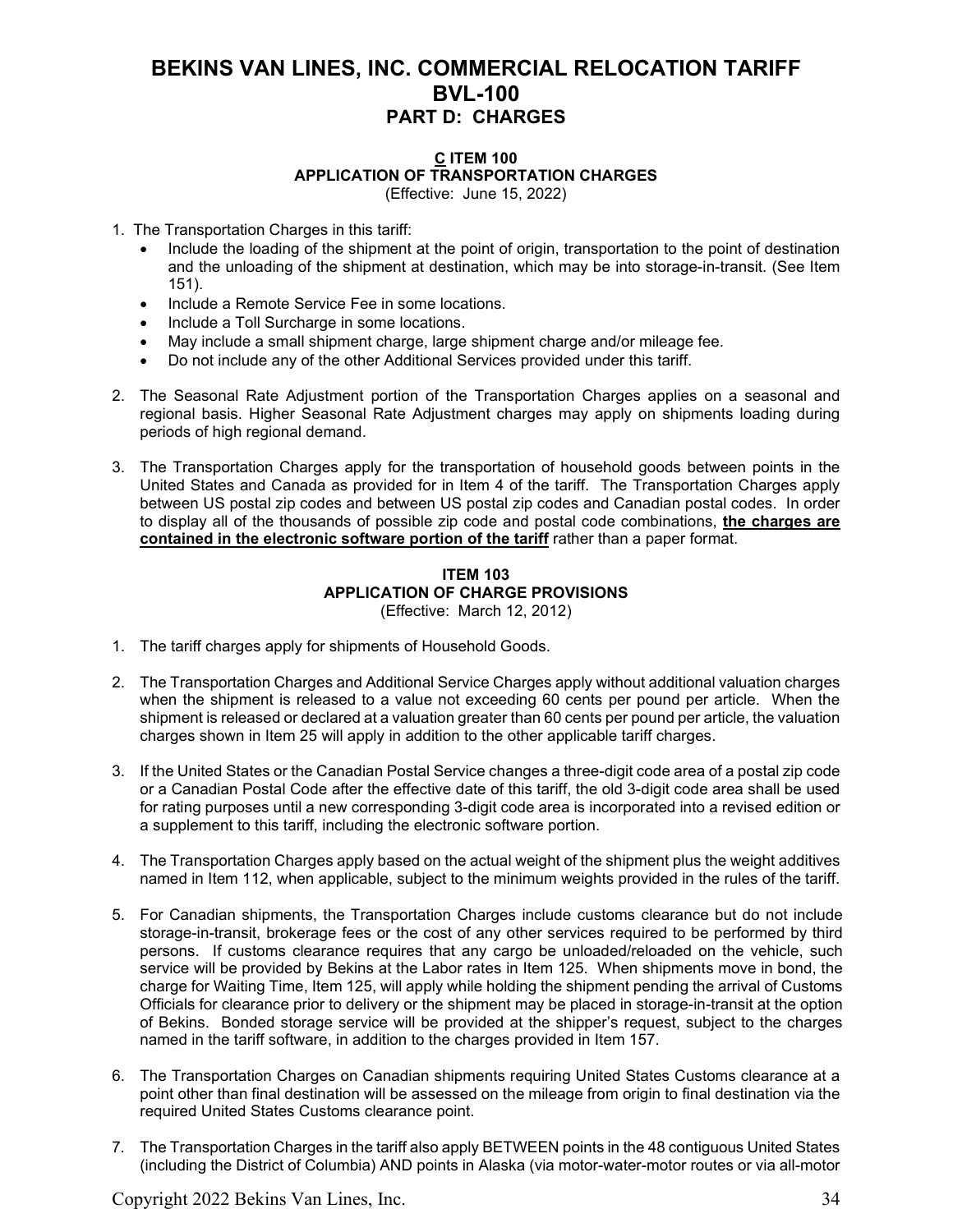# BEKINS VAN LINES, INC. COMMERCIAL RELOCATION TARIFF BVL-100

## PART D: CHARGES

### C ITEM 100
### APPLICATION OF TRANSPORTATION CHARGES
(Effective: June 15, 2022)

1. The Transportation Charges in this tariff:
   - Include the loading of the shipment at the point of origin, transportation to the point of destination and the unloading of the shipment at destination, which may be into storage-in-transit. (See Item 151).
   - Include a Remote Service Fee in some locations.
   - Include a Toll Surcharge in some locations.
   - May include a small shipment charge, large shipment charge and/or mileage fee.
   - Do not include any of the other Additional Services provided under this tariff.

2. The Seasonal Rate Adjustment portion of the Transportation Charges applies on a seasonal and regional basis. Higher Seasonal Rate Adjustment charges may apply on shipments loading during periods of high regional demand.

3. The Transportation Charges apply for the transportation of household goods between points in the United States and Canada as provided for in Item 4 of the tariff. The Transportation Charges apply between US postal zip codes and between US postal zip codes and Canadian postal codes. In order to display all of the thousands of possible zip code and postal code combinations, **the charges are contained in the electronic software portion of the tariff** rather than a paper format.

### ITEM 103
### APPLICATION OF CHARGE PROVISIONS
(Effective: March 12, 2012)

1. The tariff charges apply for shipments of Household Goods.

2. The Transportation Charges and Additional Service Charges apply without additional valuation charges when the shipment is released to a value not exceeding 60 cents per pound per article. When the shipment is released or declared at a valuation greater than 60 cents per pound per article, the valuation charges shown in Item 25 will apply in addition to the other applicable tariff charges.

3. If the United States or the Canadian Postal Service changes a three-digit code area of a postal zip code or a Canadian Postal Code after the effective date of this tariff, the old 3-digit code area shall be used for rating purposes until a new corresponding 3-digit code area is incorporated into a revised edition or a supplement to this tariff, including the electronic software portion.

4. The Transportation Charges apply based on the actual weight of the shipment plus the weight additives named in Item 112, when applicable, subject to the minimum weights provided in the rules of the tariff.

5. For Canadian shipments, the Transportation Charges include customs clearance but do not include storage-in-transit, brokerage fees or the cost of any other services required to be performed by third persons. If customs clearance requires that any cargo be unloaded/reloaded on the vehicle, such service will be provided by Bekins at the Labor rates in Item 125. When shipments move in bond, the charge for Waiting Time, Item 125, will apply while holding the shipment pending the arrival of Customs Officials for clearance prior to delivery or the shipment may be placed in storage-in-transit at the option of Bekins. Bonded storage service will be provided at the shipper's request, subject to the charges named in the tariff software, in addition to the charges provided in Item 157.

6. The Transportation Charges on Canadian shipments requiring United States Customs clearance at a point other than final destination will be assessed on the mileage from origin to final destination via the required United States Customs clearance point.

7. The Transportation Charges in the tariff also apply BETWEEN points in the 48 contiguous United States (including the District of Columbia) AND points in Alaska (via motor-water-motor routes or via all-motor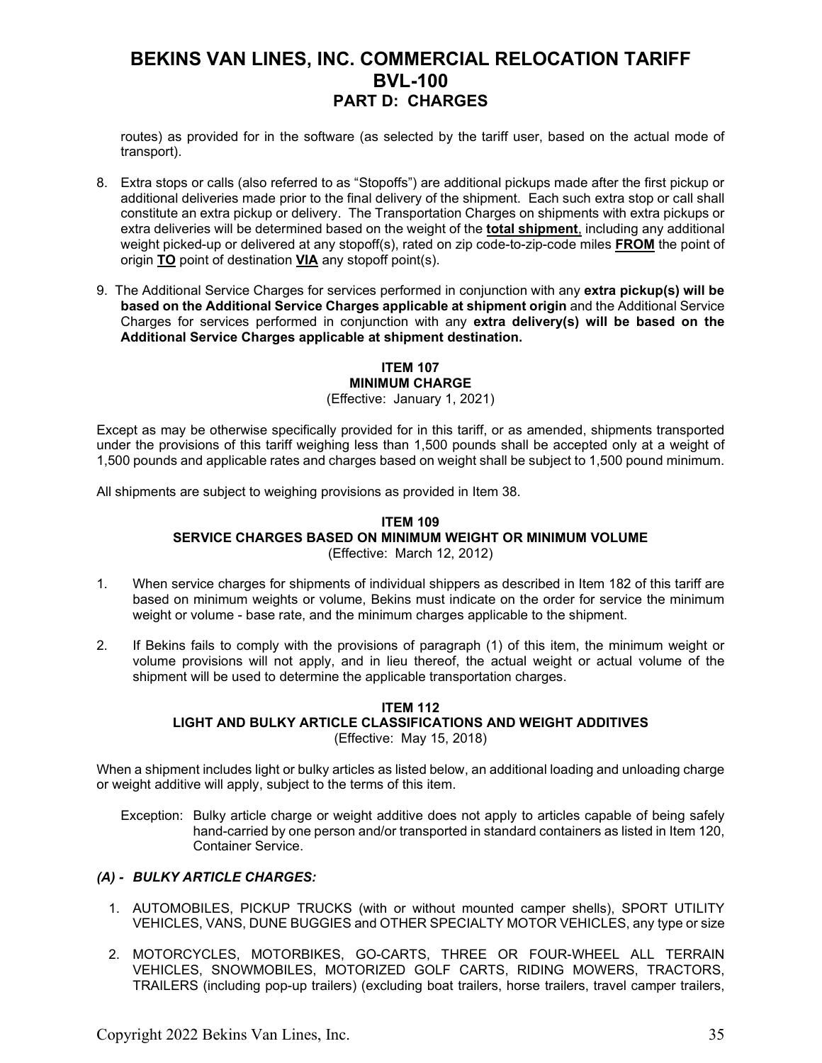routes) as provided for in the software (as selected by the tariff user, based on the actual mode of transport).

8. Extra stops or calls (also referred to as "Stopoffs") are additional pickups made after the first pickup or additional deliveries made prior to the final delivery of the shipment. Each such extra stop or call shall constitute an extra pickup or delivery. The Transportation Charges on shipments with extra pickups or extra deliveries will be determined based on the weight of the **total shipment**, including any additional weight picked-up or delivered at any stopoff(s), rated on zip code-to-zip-code miles **FROM** the point of origin **TO** point of destination **VIA** any stopoff point(s).

9. The Additional Service Charges for services performed in conjunction with any **extra pickup(s) will be based on the Additional Service Charges applicable at shipment origin** and the Additional Service Charges for services performed in conjunction with any **extra delivery(s) will be based on the Additional Service Charges applicable at shipment destination.**

### ITEM 107
### MINIMUM CHARGE

(Effective: January 1, 2021)

Except as may be otherwise specifically provided for in this tariff, or as amended, shipments transported under the provisions of this tariff weighing less than 1,500 pounds shall be accepted only at a weight of 1,500 pounds and applicable rates and charges based on weight shall be subject to 1,500 pound minimum.

All shipments are subject to weighing provisions as provided in Item 38.

### ITEM 109
### SERVICE CHARGES BASED ON MINIMUM WEIGHT OR MINIMUM VOLUME

(Effective: March 12, 2012)

1. When service charges for shipments of individual shippers as described in Item 182 of this tariff are based on minimum weights or volume, Bekins must indicate on the order for service the minimum weight or volume - base rate, and the minimum charges applicable to the shipment.

2. If Bekins fails to comply with the provisions of paragraph (1) of this item, the minimum weight or volume provisions will not apply, and in lieu thereof, the actual weight or actual volume of the shipment will be used to determine the applicable transportation charges.

### ITEM 112
### LIGHT AND BULKY ARTICLE CLASSIFICATIONS AND WEIGHT ADDITIVES

(Effective: May 15, 2018)

When a shipment includes light or bulky articles as listed below, an additional loading and unloading charge or weight additive will apply, subject to the terms of this item.

Exception: Bulky article charge or weight additive does not apply to articles capable of being safely hand-carried by one person and/or transported in standard containers as listed in Item 120, Container Service.

***(A) - BULKY ARTICLE CHARGES:***

1. AUTOMOBILES, PICKUP TRUCKS (with or without mounted camper shells), SPORT UTILITY VEHICLES, VANS, DUNE BUGGIES and OTHER SPECIALTY MOTOR VEHICLES, any type or size

2. MOTORCYCLES, MOTORBIKES, GO-CARTS, THREE OR FOUR-WHEEL ALL TERRAIN VEHICLES, SNOWMOBILES, MOTORIZED GOLF CARTS, RIDING MOWERS, TRACTORS, TRAILERS (including pop-up trailers) (excluding boat trailers, horse trailers, travel camper trailers,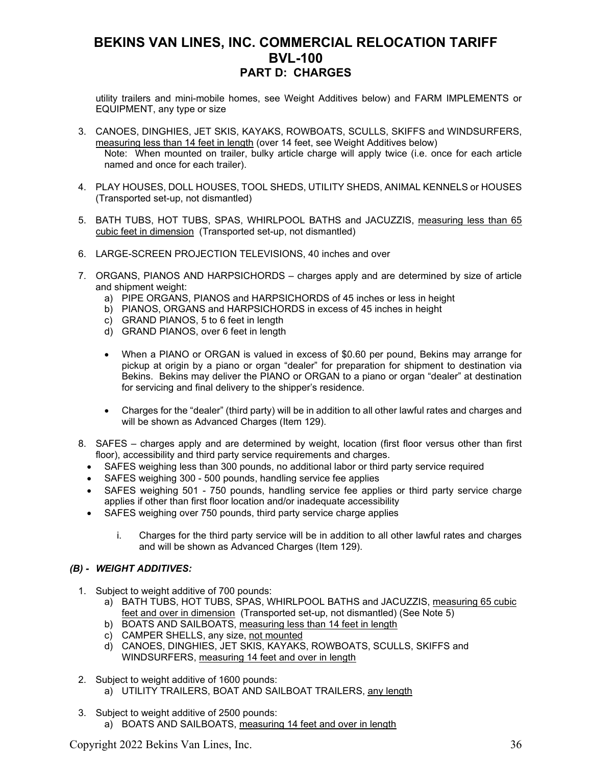utility trailers and mini-mobile homes, see Weight Additives below) and FARM IMPLEMENTS or EQUIPMENT, any type or size

3. CANOES, DINGHIES, JET SKIS, KAYAKS, ROWBOATS, SCULLS, SKIFFS and WINDSURFERS, <u>measuring less than 14 feet in length</u> (over 14 feet, see Weight Additives below)
   Note: When mounted on trailer, bulky article charge will apply twice (i.e. once for each article named and once for each trailer).

4. PLAY HOUSES, DOLL HOUSES, TOOL SHEDS, UTILITY SHEDS, ANIMAL KENNELS or HOUSES (Transported set-up, not dismantled)

5. BATH TUBS, HOT TUBS, SPAS, WHIRLPOOL BATHS and JACUZZIS, <u>measuring less than 65 cubic feet in dimension</u> (Transported set-up, not dismantled)

6. LARGE-SCREEN PROJECTION TELEVISIONS, 40 inches and over

7. ORGANS, PIANOS AND HARPSICHORDS – charges apply and are determined by size of article and shipment weight:
   a) PIPE ORGANS, PIANOS and HARPSICHORDS of 45 inches or less in height
   b) PIANOS, ORGANS and HARPSICHORDS in excess of 45 inches in height
   c) GRAND PIANOS, 5 to 6 feet in length
   d) GRAND PIANOS, over 6 feet in length

   - When a PIANO or ORGAN is valued in excess of $0.60 per pound, Bekins may arrange for pickup at origin by a piano or organ "dealer" for preparation for shipment to destination via Bekins. Bekins may deliver the PIANO or ORGAN to a piano or organ "dealer" at destination for servicing and final delivery to the shipper's residence.

   - Charges for the "dealer" (third party) will be in addition to all other lawful rates and charges and will be shown as Advanced Charges (Item 129).

8. SAFES – charges apply and are determined by weight, location (first floor versus other than first floor), accessibility and third party service requirements and charges.
   - SAFES weighing less than 300 pounds, no additional labor or third party service required
   - SAFES weighing 300 - 500 pounds, handling service fee applies
   - SAFES weighing 501 - 750 pounds, handling service fee applies or third party service charge applies if other than first floor location and/or inadequate accessibility
   - SAFES weighing over 750 pounds, third party service charge applies

     i. Charges for the third party service will be in addition to all other lawful rates and charges and will be shown as Advanced Charges (Item 129).

### *(B) - WEIGHT ADDITIVES:*

1. Subject to weight additive of 700 pounds:
   a) BATH TUBS, HOT TUBS, SPAS, WHIRLPOOL BATHS and JACUZZIS, <u>measuring 65 cubic feet and over in dimension</u> (Transported set-up, not dismantled) (See Note 5)
   b) BOATS AND SAILBOATS, <u>measuring less than 14 feet in length</u>
   c) CAMPER SHELLS, any size, <u>not mounted</u>
   d) CANOES, DINGHIES, JET SKIS, KAYAKS, ROWBOATS, SCULLS, SKIFFS and WINDSURFERS, <u>measuring 14 feet and over in length</u>

2. Subject to weight additive of 1600 pounds:
   a) UTILITY TRAILERS, BOAT AND SAILBOAT TRAILERS, <u>any length</u>

3. Subject to weight additive of 2500 pounds:
   a) BOATS AND SAILBOATS, <u>measuring 14 feet and over in length</u>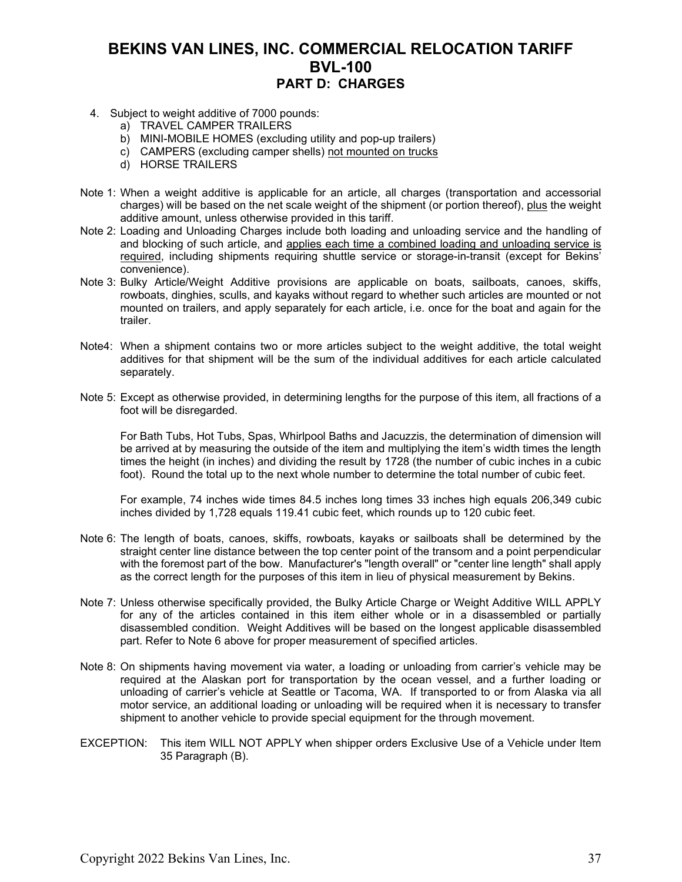# BEKINS VAN LINES, INC. COMMERCIAL RELOCATION TARIFF
# BVL-100
## PART D: CHARGES

4. Subject to weight additive of 7000 pounds:
   a) TRAVEL CAMPER TRAILERS
   b) MINI-MOBILE HOMES (excluding utility and pop-up trailers)
   c) CAMPERS (excluding camper shells) not mounted on trucks
   d) HORSE TRAILERS

Note 1: When a weight additive is applicable for an article, all charges (transportation and accessorial charges) will be based on the net scale weight of the shipment (or portion thereof), plus the weight additive amount, unless otherwise provided in this tariff.

Note 2: Loading and Unloading Charges include both loading and unloading service and the handling of and blocking of such article, and applies each time a combined loading and unloading service is required, including shipments requiring shuttle service or storage-in-transit (except for Bekins' convenience).

Note 3: Bulky Article/Weight Additive provisions are applicable on boats, sailboats, canoes, skiffs, rowboats, dinghies, sculls, and kayaks without regard to whether such articles are mounted or not mounted on trailers, and apply separately for each article, i.e. once for the boat and again for the trailer.

Note4: When a shipment contains two or more articles subject to the weight additive, the total weight additives for that shipment will be the sum of the individual additives for each article calculated separately.

Note 5: Except as otherwise provided, in determining lengths for the purpose of this item, all fractions of a foot will be disregarded.

For Bath Tubs, Hot Tubs, Spas, Whirlpool Baths and Jacuzzis, the determination of dimension will be arrived at by measuring the outside of the item and multiplying the item's width times the length times the height (in inches) and dividing the result by 1728 (the number of cubic inches in a cubic foot). Round the total up to the next whole number to determine the total number of cubic feet.

For example, 74 inches wide times 84.5 inches long times 33 inches high equals 206,349 cubic inches divided by 1,728 equals 119.41 cubic feet, which rounds up to 120 cubic feet.

Note 6: The length of boats, canoes, skiffs, rowboats, kayaks or sailboats shall be determined by the straight center line distance between the top center point of the transom and a point perpendicular with the foremost part of the bow. Manufacturer's "length overall" or "center line length" shall apply as the correct length for the purposes of this item in lieu of physical measurement by Bekins.

Note 7: Unless otherwise specifically provided, the Bulky Article Charge or Weight Additive WILL APPLY for any of the articles contained in this item either whole or in a disassembled or partially disassembled condition. Weight Additives will be based on the longest applicable disassembled part. Refer to Note 6 above for proper measurement of specified articles.

Note 8: On shipments having movement via water, a loading or unloading from carrier's vehicle may be required at the Alaskan port for transportation by the ocean vessel, and a further loading or unloading of carrier's vehicle at Seattle or Tacoma, WA. If transported to or from Alaska via all motor service, an additional loading or unloading will be required when it is necessary to transfer shipment to another vehicle to provide special equipment for the through movement.

EXCEPTION: This item WILL NOT APPLY when shipper orders Exclusive Use of a Vehicle under Item 35 Paragraph (B).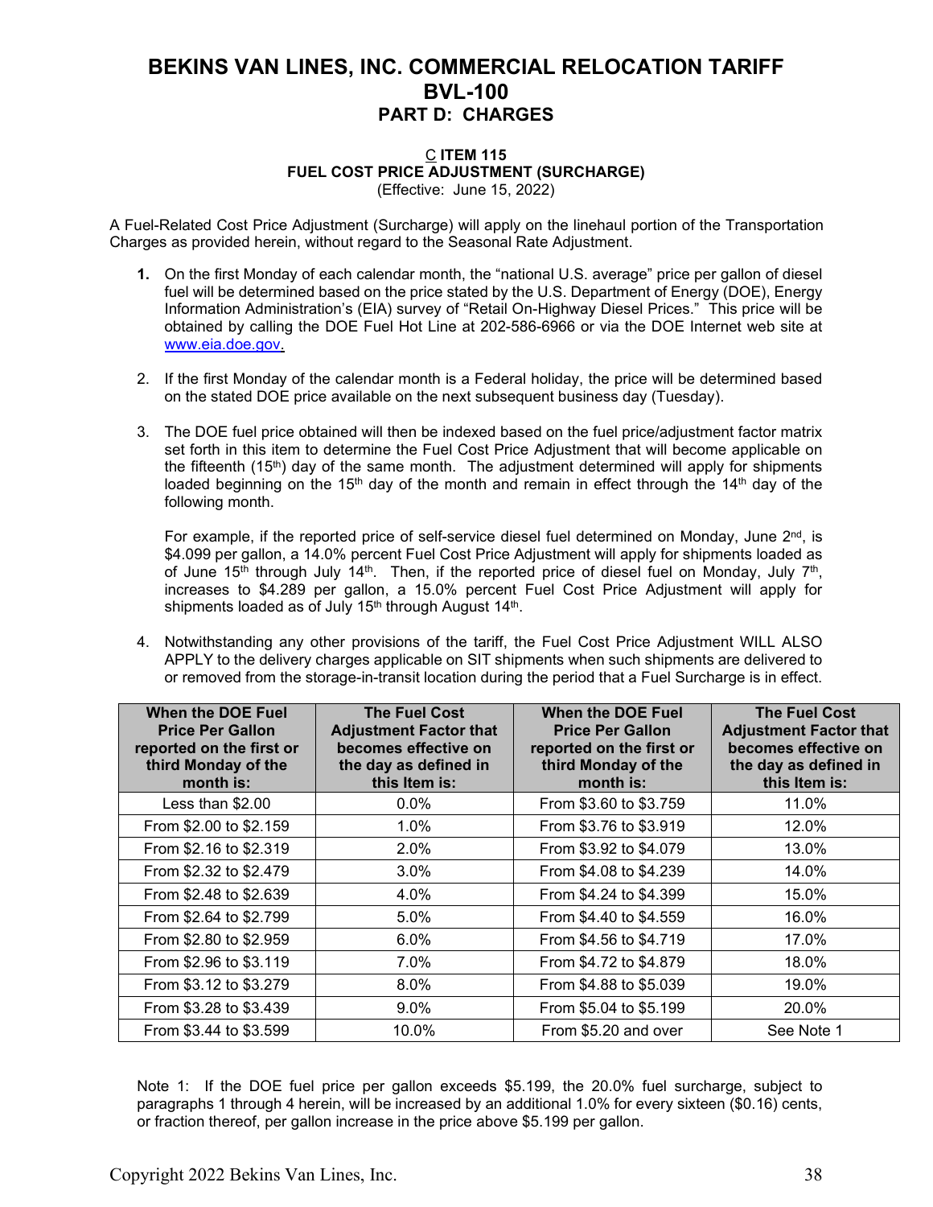# BEKINS VAN LINES, INC. COMMERCIAL RELOCATION TARIFF BVL-100

## PART D: CHARGES

### C ITEM 115
### FUEL COST PRICE ADJUSTMENT (SURCHARGE)

(Effective: June 15, 2022)

A Fuel-Related Cost Price Adjustment (Surcharge) will apply on the linehaul portion of the Transportation Charges as provided herein, without regard to the Seasonal Rate Adjustment.

1. On the first Monday of each calendar month, the "national U.S. average" price per gallon of diesel fuel will be determined based on the price stated by the U.S. Department of Energy (DOE), Energy Information Administration's (EIA) survey of "Retail On-Highway Diesel Prices." This price will be obtained by calling the DOE Fuel Hot Line at 202-586-6966 or via the DOE Internet web site at www.eia.doe.gov.

2. If the first Monday of the calendar month is a Federal holiday, the price will be determined based on the stated DOE price available on the next subsequent business day (Tuesday).

3. The DOE fuel price obtained will then be indexed based on the fuel price/adjustment factor matrix set forth in this item to determine the Fuel Cost Price Adjustment that will become applicable on the fifteenth (15th) day of the same month. The adjustment determined will apply for shipments loaded beginning on the 15th day of the month and remain in effect through the 14th day of the following month.

   For example, if the reported price of self-service diesel fuel determined on Monday, June 2nd, is $4.099 per gallon, a 14.0% percent Fuel Cost Price Adjustment will apply for shipments loaded as of June 15th through July 14th. Then, if the reported price of diesel fuel on Monday, July 7th, increases to $4.289 per gallon, a 15.0% percent Fuel Cost Price Adjustment will apply for shipments loaded as of July 15th through August 14th.

4. Notwithstanding any other provisions of the tariff, the Fuel Cost Price Adjustment WILL ALSO APPLY to the delivery charges applicable on SIT shipments when such shipments are delivered to or removed from the storage-in-transit location during the period that a Fuel Surcharge is in effect.

| When the DOE Fuel Price Per Gallon reported on the first or third Monday of the month is: | The Fuel Cost Adjustment Factor that becomes effective on the day as defined in this Item is: | When the DOE Fuel Price Per Gallon reported on the first or third Monday of the month is: | The Fuel Cost Adjustment Factor that becomes effective on the day as defined in this Item is: |
|---|---|---|---|
| Less than $2.00 | 0.0% | From $3.60 to $3.759 | 11.0% |
| From $2.00 to $2.159 | 1.0% | From $3.76 to $3.919 | 12.0% |
| From $2.16 to $2.319 | 2.0% | From $3.92 to $4.079 | 13.0% |
| From $2.32 to $2.479 | 3.0% | From $4.08 to $4.239 | 14.0% |
| From $2.48 to $2.639 | 4.0% | From $4.24 to $4.399 | 15.0% |
| From $2.64 to $2.799 | 5.0% | From $4.40 to $4.559 | 16.0% |
| From $2.80 to $2.959 | 6.0% | From $4.56 to $4.719 | 17.0% |
| From $2.96 to $3.119 | 7.0% | From $4.72 to $4.879 | 18.0% |
| From $3.12 to $3.279 | 8.0% | From $4.88 to $5.039 | 19.0% |
| From $3.28 to $3.439 | 9.0% | From $5.04 to $5.199 | 20.0% |
| From $3.44 to $3.599 | 10.0% | From $5.20 and over | See Note 1 |

Note 1: If the DOE fuel price per gallon exceeds $5.199, the 20.0% fuel surcharge, subject to paragraphs 1 through 4 herein, will be increased by an additional 1.0% for every sixteen ($0.16) cents, or fraction thereof, per gallon increase in the price above $5.199 per gallon.

Copyright 2022 Bekins Van Lines, Inc.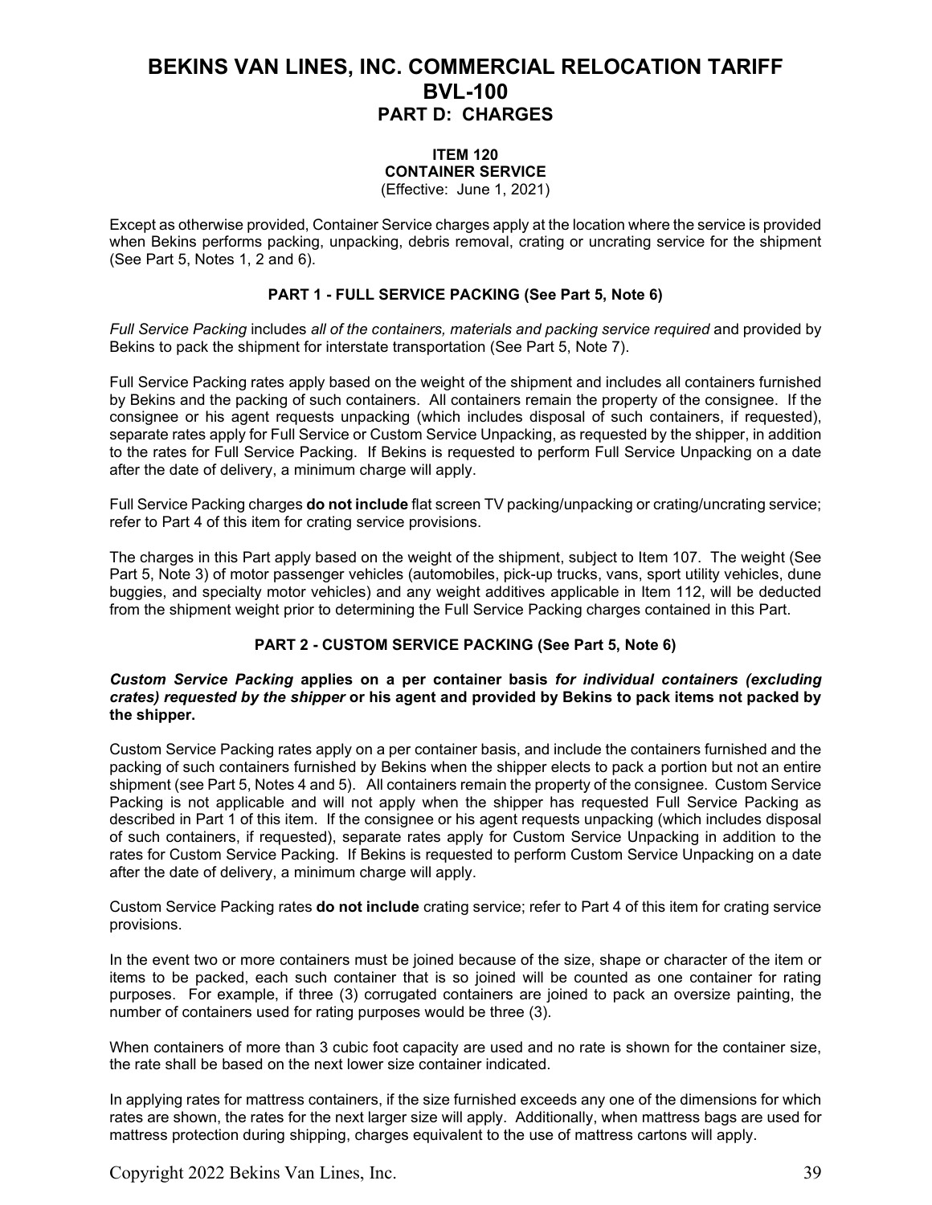# BEKINS VAN LINES, INC. COMMERCIAL RELOCATION TARIFF BVL-100

## PART D: CHARGES

### ITEM 120
### CONTAINER SERVICE

(Effective: June 1, 2021)

Except as otherwise provided, Container Service charges apply at the location where the service is provided when Bekins performs packing, unpacking, debris removal, crating or uncrating service for the shipment (See Part 5, Notes 1, 2 and 6).

#### PART 1 - FULL SERVICE PACKING (See Part 5, Note 6)

*Full Service Packing* includes *all of the containers, materials and packing service required* and provided by Bekins to pack the shipment for interstate transportation (See Part 5, Note 7).

Full Service Packing rates apply based on the weight of the shipment and includes all containers furnished by Bekins and the packing of such containers. All containers remain the property of the consignee. If the consignee or his agent requests unpacking (which includes disposal of such containers, if requested), separate rates apply for Full Service or Custom Service Unpacking, as requested by the shipper, in addition to the rates for Full Service Packing. If Bekins is requested to perform Full Service Unpacking on a date after the date of delivery, a minimum charge will apply.

Full Service Packing charges **do not include** flat screen TV packing/unpacking or crating/uncrating service; refer to Part 4 of this item for crating service provisions.

The charges in this Part apply based on the weight of the shipment, subject to Item 107. The weight (See Part 5, Note 3) of motor passenger vehicles (automobiles, pick-up trucks, vans, sport utility vehicles, dune buggies, and specialty motor vehicles) and any weight additives applicable in Item 112, will be deducted from the shipment weight prior to determining the Full Service Packing charges contained in this Part.

#### PART 2 - CUSTOM SERVICE PACKING (See Part 5, Note 6)

***Custom Service Packing* applies on a per container basis *for individual containers (excluding crates) requested by the shipper* or his agent and provided by Bekins to pack items not packed by the shipper.**

Custom Service Packing rates apply on a per container basis, and include the containers furnished and the packing of such containers furnished by Bekins when the shipper elects to pack a portion but not an entire shipment (see Part 5, Notes 4 and 5). All containers remain the property of the consignee. Custom Service Packing is not applicable and will not apply when the shipper has requested Full Service Packing as described in Part 1 of this item. If the consignee or his agent requests unpacking (which includes disposal of such containers, if requested), separate rates apply for Custom Service Unpacking in addition to the rates for Custom Service Packing. If Bekins is requested to perform Custom Service Unpacking on a date after the date of delivery, a minimum charge will apply.

Custom Service Packing rates **do not include** crating service; refer to Part 4 of this item for crating service provisions.

In the event two or more containers must be joined because of the size, shape or character of the item or items to be packed, each such container that is so joined will be counted as one container for rating purposes. For example, if three (3) corrugated containers are joined to pack an oversize painting, the number of containers used for rating purposes would be three (3).

When containers of more than 3 cubic foot capacity are used and no rate is shown for the container size, the rate shall be based on the next lower size container indicated.

In applying rates for mattress containers, if the size furnished exceeds any one of the dimensions for which rates are shown, the rates for the next larger size will apply. Additionally, when mattress bags are used for mattress protection during shipping, charges equivalent to the use of mattress cartons will apply.

Copyright 2022 Bekins Van Lines, Inc.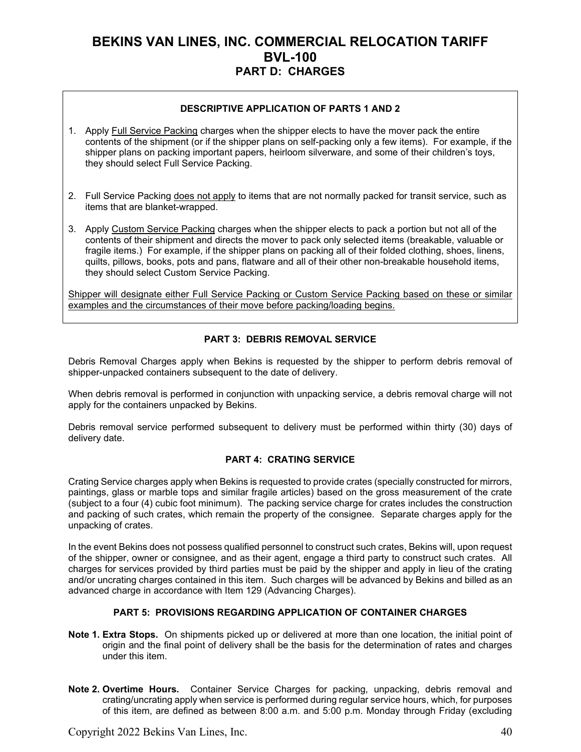# BEKINS VAN LINES, INC. COMMERCIAL RELOCATION TARIFF BVL-100

## PART D: CHARGES

### DESCRIPTIVE APPLICATION OF PARTS 1 AND 2

1. Apply Full Service Packing charges when the shipper elects to have the mover pack the entire contents of the shipment (or if the shipper plans on self-packing only a few items). For example, if the shipper plans on packing important papers, heirloom silverware, and some of their children's toys, they should select Full Service Packing.

2. Full Service Packing does not apply to items that are not normally packed for transit service, such as items that are blanket-wrapped.

3. Apply Custom Service Packing charges when the shipper elects to pack a portion but not all of the contents of their shipment and directs the mover to pack only selected items (breakable, valuable or fragile items.) For example, if the shipper plans on packing all of their folded clothing, shoes, linens, quilts, pillows, books, pots and pans, flatware and all of their other non-breakable household items, they should select Custom Service Packing.

Shipper will designate either Full Service Packing or Custom Service Packing based on these or similar examples and the circumstances of their move before packing/loading begins.

### PART 3: DEBRIS REMOVAL SERVICE

Debris Removal Charges apply when Bekins is requested by the shipper to perform debris removal of shipper-unpacked containers subsequent to the date of delivery.

When debris removal is performed in conjunction with unpacking service, a debris removal charge will not apply for the containers unpacked by Bekins.

Debris removal service performed subsequent to delivery must be performed within thirty (30) days of delivery date.

### PART 4: CRATING SERVICE

Crating Service charges apply when Bekins is requested to provide crates (specially constructed for mirrors, paintings, glass or marble tops and similar fragile articles) based on the gross measurement of the crate (subject to a four (4) cubic foot minimum). The packing service charge for crates includes the construction and packing of such crates, which remain the property of the consignee. Separate charges apply for the unpacking of crates.

In the event Bekins does not possess qualified personnel to construct such crates, Bekins will, upon request of the shipper, owner or consignee, and as their agent, engage a third party to construct such crates. All charges for services provided by third parties must be paid by the shipper and apply in lieu of the crating and/or uncrating charges contained in this item. Such charges will be advanced by Bekins and billed as an advanced charge in accordance with Item 129 (Advancing Charges).

### PART 5: PROVISIONS REGARDING APPLICATION OF CONTAINER CHARGES

**Note 1. Extra Stops.** On shipments picked up or delivered at more than one location, the initial point of origin and the final point of delivery shall be the basis for the determination of rates and charges under this item.

**Note 2. Overtime Hours.** Container Service Charges for packing, unpacking, debris removal and crating/uncrating apply when service is performed during regular service hours, which, for purposes of this item, are defined as between 8:00 a.m. and 5:00 p.m. Monday through Friday (excluding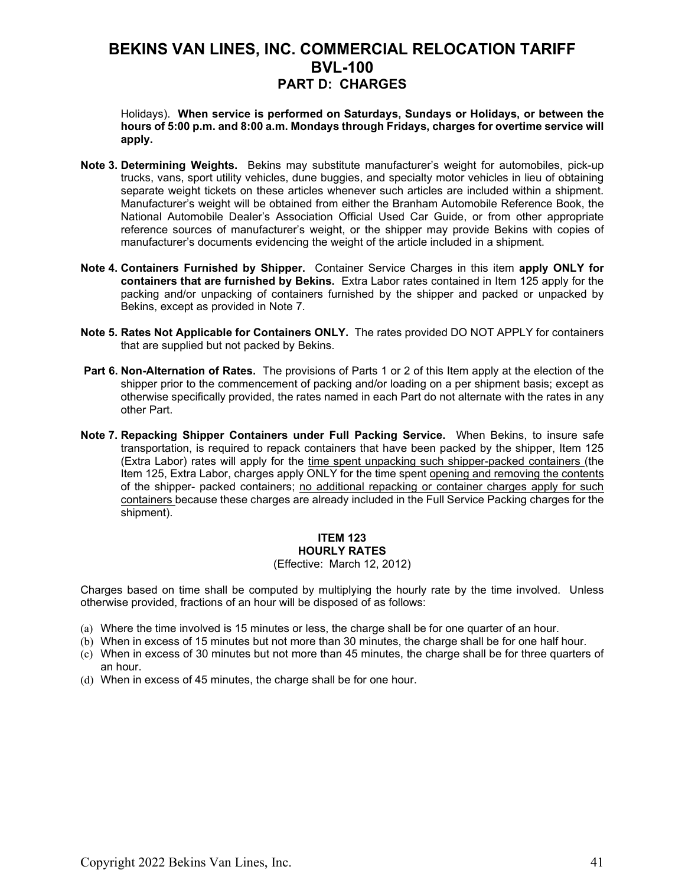Holidays). **When service is performed on Saturdays, Sundays or Holidays, or between the hours of 5:00 p.m. and 8:00 a.m. Mondays through Fridays, charges for overtime service will apply.**

**Note 3. Determining Weights.** Bekins may substitute manufacturer's weight for automobiles, pick-up trucks, vans, sport utility vehicles, dune buggies, and specialty motor vehicles in lieu of obtaining separate weight tickets on these articles whenever such articles are included within a shipment. Manufacturer's weight will be obtained from either the Branham Automobile Reference Book, the National Automobile Dealer's Association Official Used Car Guide, or from other appropriate reference sources of manufacturer's weight, or the shipper may provide Bekins with copies of manufacturer's documents evidencing the weight of the article included in a shipment.

**Note 4. Containers Furnished by Shipper.** Container Service Charges in this item **apply ONLY for containers that are furnished by Bekins.** Extra Labor rates contained in Item 125 apply for the packing and/or unpacking of containers furnished by the shipper and packed or unpacked by Bekins, except as provided in Note 7.

**Note 5. Rates Not Applicable for Containers ONLY.** The rates provided DO NOT APPLY for containers that are supplied but not packed by Bekins.

**Part 6. Non-Alternation of Rates.** The provisions of Parts 1 or 2 of this Item apply at the election of the shipper prior to the commencement of packing and/or loading on a per shipment basis; except as otherwise specifically provided, the rates named in each Part do not alternate with the rates in any other Part.

**Note 7. Repacking Shipper Containers under Full Packing Service.** When Bekins, to insure safe transportation, is required to repack containers that have been packed by the shipper, Item 125 (Extra Labor) rates will apply for the time spent unpacking such shipper-packed containers (the Item 125, Extra Labor, charges apply ONLY for the time spent opening and removing the contents of the shipper- packed containers; no additional repacking or container charges apply for such containers because these charges are already included in the Full Service Packing charges for the shipment).

## ITEM 123
## HOURLY RATES
(Effective: March 12, 2012)

Charges based on time shall be computed by multiplying the hourly rate by the time involved. Unless otherwise provided, fractions of an hour will be disposed of as follows:

(a) Where the time involved is 15 minutes or less, the charge shall be for one quarter of an hour.
(b) When in excess of 15 minutes but not more than 30 minutes, the charge shall be for one half hour.
(c) When in excess of 30 minutes but not more than 45 minutes, the charge shall be for three quarters of an hour.
(d) When in excess of 45 minutes, the charge shall be for one hour.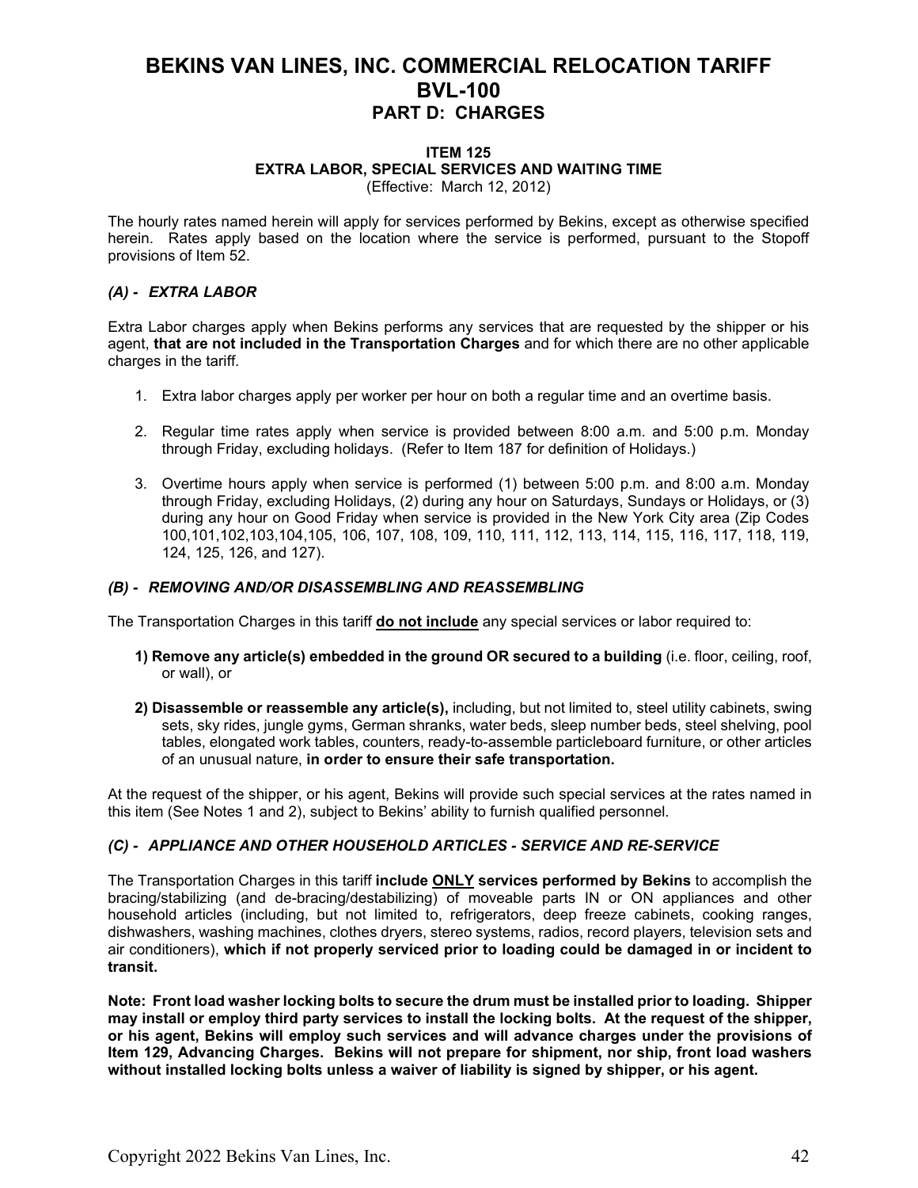# BEKINS VAN LINES, INC. COMMERCIAL RELOCATION TARIFF
# BVL-100
## PART D: CHARGES

### ITEM 125
### EXTRA LABOR, SPECIAL SERVICES AND WAITING TIME
(Effective: March 12, 2012)

The hourly rates named herein will apply for services performed by Bekins, except as otherwise specified herein. Rates apply based on the location where the service is performed, pursuant to the Stopoff provisions of Item 52.

#### *(A) - EXTRA LABOR*

Extra Labor charges apply when Bekins performs any services that are requested by the shipper or his agent, **that are not included in the Transportation Charges** and for which there are no other applicable charges in the tariff.

1. Extra labor charges apply per worker per hour on both a regular time and an overtime basis.
2. Regular time rates apply when service is provided between 8:00 a.m. and 5:00 p.m. Monday through Friday, excluding holidays. (Refer to Item 187 for definition of Holidays.)
3. Overtime hours apply when service is performed (1) between 5:00 p.m. and 8:00 a.m. Monday through Friday, excluding Holidays, (2) during any hour on Saturdays, Sundays or Holidays, or (3) during any hour on Good Friday when service is provided in the New York City area (Zip Codes 100,101,102,103,104,105, 106, 107, 108, 109, 110, 111, 112, 113, 114, 115, 116, 117, 118, 119, 124, 125, 126, and 127).

#### *(B) - REMOVING AND/OR DISASSEMBLING AND REASSEMBLING*

The Transportation Charges in this tariff **do not include** any special services or labor required to:

**1) Remove any article(s) embedded in the ground OR secured to a building** (i.e. floor, ceiling, roof, or wall), or

**2) Disassemble or reassemble any article(s),** including, but not limited to, steel utility cabinets, swing sets, sky rides, jungle gyms, German shranks, water beds, sleep number beds, steel shelving, pool tables, elongated work tables, counters, ready-to-assemble particleboard furniture, or other articles of an unusual nature, **in order to ensure their safe transportation.**

At the request of the shipper, or his agent, Bekins will provide such special services at the rates named in this item (See Notes 1 and 2), subject to Bekins' ability to furnish qualified personnel.

#### *(C) - APPLIANCE AND OTHER HOUSEHOLD ARTICLES - SERVICE AND RE-SERVICE*

The Transportation Charges in this tariff **include ONLY services performed by Bekins** to accomplish the bracing/stabilizing (and de-bracing/destabilizing) of moveable parts IN or ON appliances and other household articles (including, but not limited to, refrigerators, deep freeze cabinets, cooking ranges, dishwashers, washing machines, clothes dryers, stereo systems, radios, record players, television sets and air conditioners), **which if not properly serviced prior to loading could be damaged in or incident to transit.**

**Note: Front load washer locking bolts to secure the drum must be installed prior to loading. Shipper may install or employ third party services to install the locking bolts. At the request of the shipper, or his agent, Bekins will employ such services and will advance charges under the provisions of Item 129, Advancing Charges. Bekins will not prepare for shipment, nor ship, front load washers without installed locking bolts unless a waiver of liability is signed by shipper, or his agent.**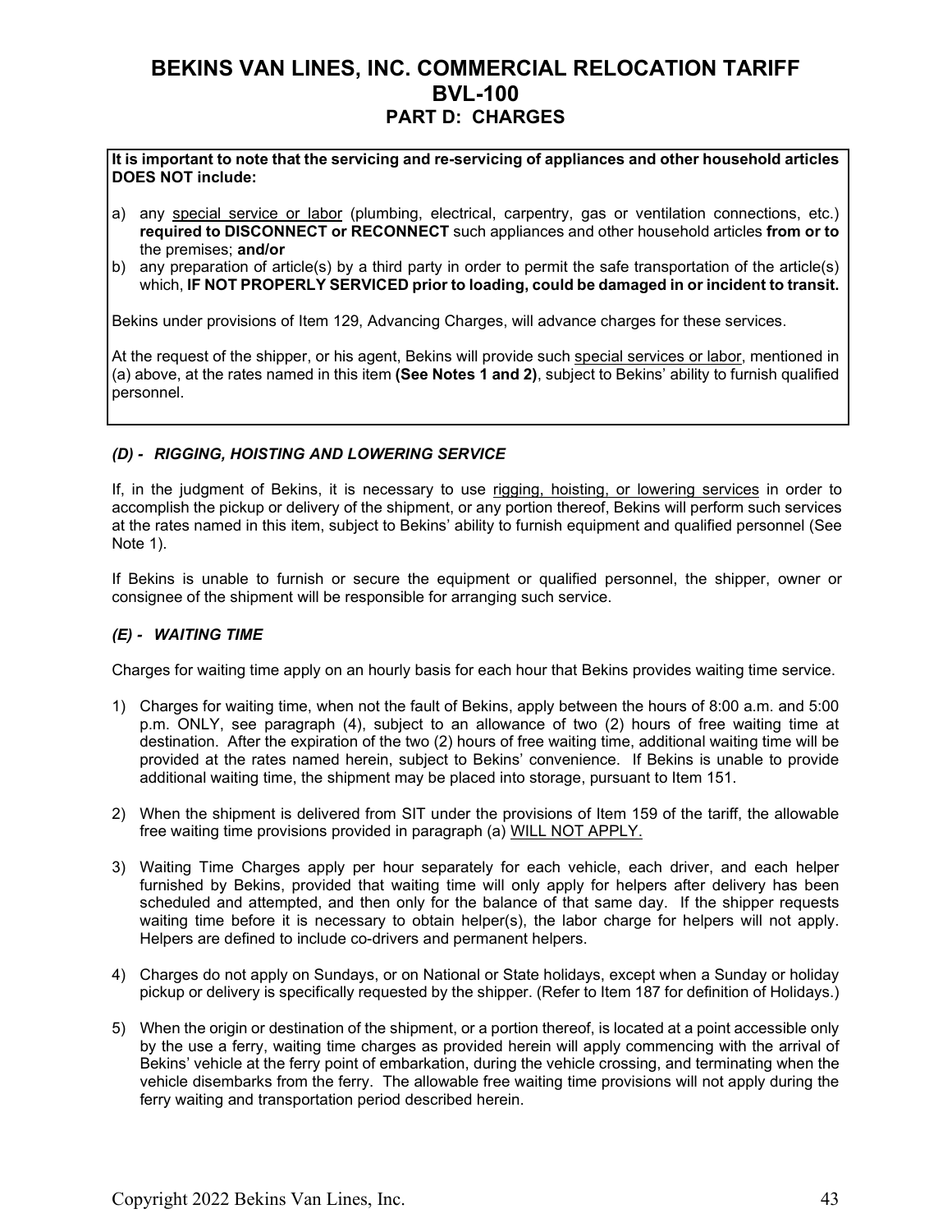# BEKINS VAN LINES, INC. COMMERCIAL RELOCATION TARIFF BVL-100
## PART D: CHARGES

**It is important to note that the servicing and re-servicing of appliances and other household articles DOES NOT include:**

a) any special service or labor (plumbing, electrical, carpentry, gas or ventilation connections, etc.) **required to DISCONNECT or RECONNECT** such appliances and other household articles **from or to** the premises; **and/or**

b) any preparation of article(s) by a third party in order to permit the safe transportation of the article(s) which, **IF NOT PROPERLY SERVICED prior to loading, could be damaged in or incident to transit.**

Bekins under provisions of Item 129, Advancing Charges, will advance charges for these services.

At the request of the shipper, or his agent, Bekins will provide such special services or labor, mentioned in (a) above, at the rates named in this item **(See Notes 1 and 2)**, subject to Bekins' ability to furnish qualified personnel.

### *(D) - RIGGING, HOISTING AND LOWERING SERVICE*

If, in the judgment of Bekins, it is necessary to use rigging, hoisting, or lowering services in order to accomplish the pickup or delivery of the shipment, or any portion thereof, Bekins will perform such services at the rates named in this item, subject to Bekins' ability to furnish equipment and qualified personnel (See Note 1).

If Bekins is unable to furnish or secure the equipment or qualified personnel, the shipper, owner or consignee of the shipment will be responsible for arranging such service.

### *(E) - WAITING TIME*

Charges for waiting time apply on an hourly basis for each hour that Bekins provides waiting time service.

1) Charges for waiting time, when not the fault of Bekins, apply between the hours of 8:00 a.m. and 5:00 p.m. ONLY, see paragraph (4), subject to an allowance of two (2) hours of free waiting time at destination. After the expiration of the two (2) hours of free waiting time, additional waiting time will be provided at the rates named herein, subject to Bekins' convenience. If Bekins is unable to provide additional waiting time, the shipment may be placed into storage, pursuant to Item 151.

2) When the shipment is delivered from SIT under the provisions of Item 159 of the tariff, the allowable free waiting time provisions provided in paragraph (a) WILL NOT APPLY.

3) Waiting Time Charges apply per hour separately for each vehicle, each driver, and each helper furnished by Bekins, provided that waiting time will only apply for helpers after delivery has been scheduled and attempted, and then only for the balance of that same day. If the shipper requests waiting time before it is necessary to obtain helper(s), the labor charge for helpers will not apply. Helpers are defined to include co-drivers and permanent helpers.

4) Charges do not apply on Sundays, or on National or State holidays, except when a Sunday or holiday pickup or delivery is specifically requested by the shipper. (Refer to Item 187 for definition of Holidays.)

5) When the origin or destination of the shipment, or a portion thereof, is located at a point accessible only by the use a ferry, waiting time charges as provided herein will apply commencing with the arrival of Bekins' vehicle at the ferry point of embarkation, during the vehicle crossing, and terminating when the vehicle disembarks from the ferry. The allowable free waiting time provisions will not apply during the ferry waiting and transportation period described herein.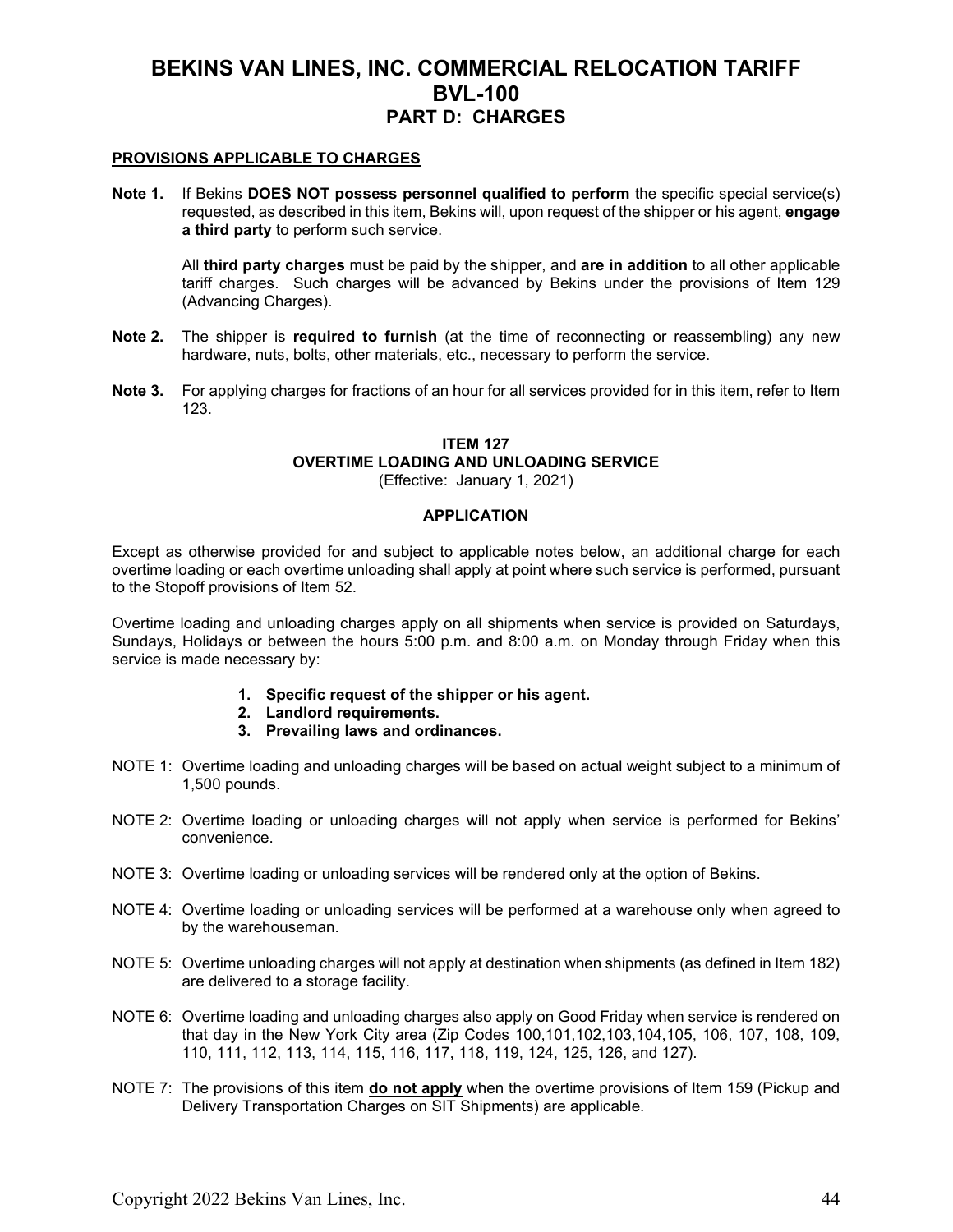# BEKINS VAN LINES, INC. COMMERCIAL RELOCATION TARIFF BVL-100

## PART D: CHARGES

**PROVISIONS APPLICABLE TO CHARGES**

**Note 1.** If Bekins **DOES NOT possess personnel qualified to perform** the specific special service(s) requested, as described in this item, Bekins will, upon request of the shipper or his agent, **engage a third party** to perform such service.

All **third party charges** must be paid by the shipper, and **are in addition** to all other applicable tariff charges. Such charges will be advanced by Bekins under the provisions of Item 129 (Advancing Charges).

**Note 2.** The shipper is **required to furnish** (at the time of reconnecting or reassembling) any new hardware, nuts, bolts, other materials, etc., necessary to perform the service.

**Note 3.** For applying charges for fractions of an hour for all services provided for in this item, refer to Item 123.

### ITEM 127
### OVERTIME LOADING AND UNLOADING SERVICE

(Effective: January 1, 2021)

**APPLICATION**

Except as otherwise provided for and subject to applicable notes below, an additional charge for each overtime loading or each overtime unloading shall apply at point where such service is performed, pursuant to the Stopoff provisions of Item 52.

Overtime loading and unloading charges apply on all shipments when service is provided on Saturdays, Sundays, Holidays or between the hours 5:00 p.m. and 8:00 a.m. on Monday through Friday when this service is made necessary by:

1. **Specific request of the shipper or his agent.**
2. **Landlord requirements.**
3. **Prevailing laws and ordinances.**

NOTE 1: Overtime loading and unloading charges will be based on actual weight subject to a minimum of 1,500 pounds.

NOTE 2: Overtime loading or unloading charges will not apply when service is performed for Bekins' convenience.

NOTE 3: Overtime loading or unloading services will be rendered only at the option of Bekins.

NOTE 4: Overtime loading or unloading services will be performed at a warehouse only when agreed to by the warehouseman.

NOTE 5: Overtime unloading charges will not apply at destination when shipments (as defined in Item 182) are delivered to a storage facility.

NOTE 6: Overtime loading and unloading charges also apply on Good Friday when service is rendered on that day in the New York City area (Zip Codes 100,101,102,103,104,105, 106, 107, 108, 109, 110, 111, 112, 113, 114, 115, 116, 117, 118, 119, 124, 125, 126, and 127).

NOTE 7: The provisions of this item **do not apply** when the overtime provisions of Item 159 (Pickup and Delivery Transportation Charges on SIT Shipments) are applicable.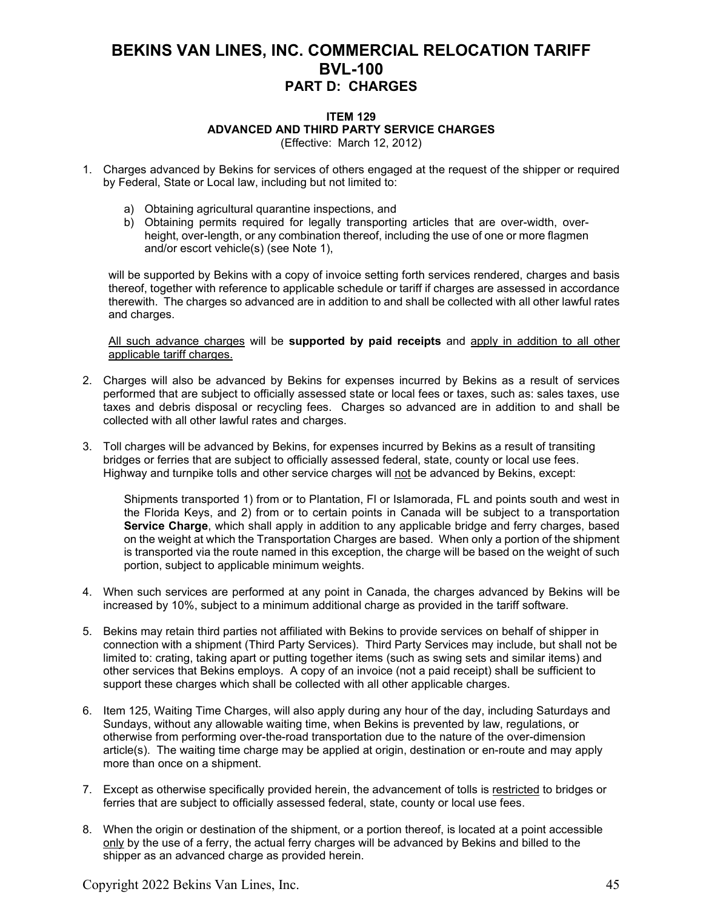# BEKINS VAN LINES, INC. COMMERCIAL RELOCATION TARIFF BVL-100

## PART D: CHARGES

### ITEM 129
### ADVANCED AND THIRD PARTY SERVICE CHARGES

(Effective: March 12, 2012)

1. Charges advanced by Bekins for services of others engaged at the request of the shipper or required by Federal, State or Local law, including but not limited to:

   a) Obtaining agricultural quarantine inspections, and
   b) Obtaining permits required for legally transporting articles that are over-width, over-height, over-length, or any combination thereof, including the use of one or more flagmen and/or escort vehicle(s) (see Note 1),

   will be supported by Bekins with a copy of invoice setting forth services rendered, charges and basis thereof, together with reference to applicable schedule or tariff if charges are assessed in accordance therewith. The charges so advanced are in addition to and shall be collected with all other lawful rates and charges.

   All such advance charges will be **supported by paid receipts** and apply in addition to all other applicable tariff charges.

2. Charges will also be advanced by Bekins for expenses incurred by Bekins as a result of services performed that are subject to officially assessed state or local fees or taxes, such as: sales taxes, use taxes and debris disposal or recycling fees. Charges so advanced are in addition to and shall be collected with all other lawful rates and charges.

3. Toll charges will be advanced by Bekins, for expenses incurred by Bekins as a result of transiting bridges or ferries that are subject to officially assessed federal, state, county or local use fees. Highway and turnpike tolls and other service charges will not be advanced by Bekins, except:

   Shipments transported 1) from or to Plantation, Fl or Islamorada, FL and points south and west in the Florida Keys, and 2) from or to certain points in Canada will be subject to a transportation **Service Charge**, which shall apply in addition to any applicable bridge and ferry charges, based on the weight at which the Transportation Charges are based. When only a portion of the shipment is transported via the route named in this exception, the charge will be based on the weight of such portion, subject to applicable minimum weights.

4. When such services are performed at any point in Canada, the charges advanced by Bekins will be increased by 10%, subject to a minimum additional charge as provided in the tariff software.

5. Bekins may retain third parties not affiliated with Bekins to provide services on behalf of shipper in connection with a shipment (Third Party Services). Third Party Services may include, but shall not be limited to: crating, taking apart or putting together items (such as swing sets and similar items) and other services that Bekins employs. A copy of an invoice (not a paid receipt) shall be sufficient to support these charges which shall be collected with all other applicable charges.

6. Item 125, Waiting Time Charges, will also apply during any hour of the day, including Saturdays and Sundays, without any allowable waiting time, when Bekins is prevented by law, regulations, or otherwise from performing over-the-road transportation due to the nature of the over-dimension article(s). The waiting time charge may be applied at origin, destination or en-route and may apply more than once on a shipment.

7. Except as otherwise specifically provided herein, the advancement of tolls is restricted to bridges or ferries that are subject to officially assessed federal, state, county or local use fees.

8. When the origin or destination of the shipment, or a portion thereof, is located at a point accessible only by the use of a ferry, the actual ferry charges will be advanced by Bekins and billed to the shipper as an advanced charge as provided herein.

Copyright 2022 Bekins Van Lines, Inc.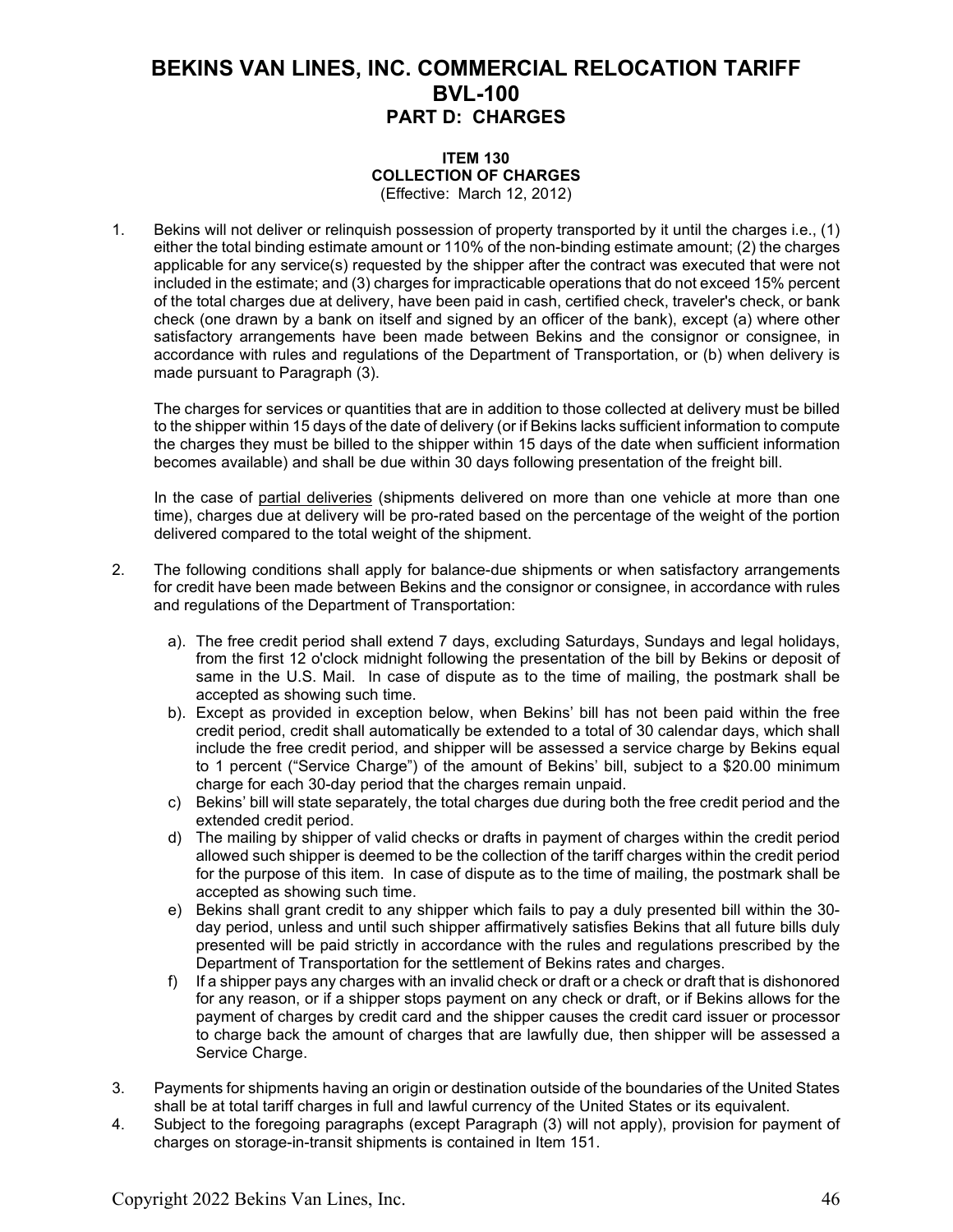# BEKINS VAN LINES, INC. COMMERCIAL RELOCATION TARIFF BVL-100

## PART D: CHARGES

### ITEM 130
### COLLECTION OF CHARGES
(Effective: March 12, 2012)

1. Bekins will not deliver or relinquish possession of property transported by it until the charges i.e., (1) either the total binding estimate amount or 110% of the non-binding estimate amount; (2) the charges applicable for any service(s) requested by the shipper after the contract was executed that were not included in the estimate; and (3) charges for impracticable operations that do not exceed 15% percent of the total charges due at delivery, have been paid in cash, certified check, traveler's check, or bank check (one drawn by a bank on itself and signed by an officer of the bank), except (a) where other satisfactory arrangements have been made between Bekins and the consignor or consignee, in accordance with rules and regulations of the Department of Transportation, or (b) when delivery is made pursuant to Paragraph (3).

   The charges for services or quantities that are in addition to those collected at delivery must be billed to the shipper within 15 days of the date of delivery (or if Bekins lacks sufficient information to compute the charges they must be billed to the shipper within 15 days of the date when sufficient information becomes available) and shall be due within 30 days following presentation of the freight bill.

   In the case of partial deliveries (shipments delivered on more than one vehicle at more than one time), charges due at delivery will be pro-rated based on the percentage of the weight of the portion delivered compared to the total weight of the shipment.

2. The following conditions shall apply for balance-due shipments or when satisfactory arrangements for credit have been made between Bekins and the consignor or consignee, in accordance with rules and regulations of the Department of Transportation:

   a). The free credit period shall extend 7 days, excluding Saturdays, Sundays and legal holidays, from the first 12 o'clock midnight following the presentation of the bill by Bekins or deposit of same in the U.S. Mail. In case of dispute as to the time of mailing, the postmark shall be accepted as showing such time.
   b). Except as provided in exception below, when Bekins' bill has not been paid within the free credit period, credit shall automatically be extended to a total of 30 calendar days, which shall include the free credit period, and shipper will be assessed a service charge by Bekins equal to 1 percent ("Service Charge") of the amount of Bekins' bill, subject to a $20.00 minimum charge for each 30-day period that the charges remain unpaid.
   c) Bekins' bill will state separately, the total charges due during both the free credit period and the extended credit period.
   d) The mailing by shipper of valid checks or drafts in payment of charges within the credit period allowed such shipper is deemed to be the collection of the tariff charges within the credit period for the purpose of this item. In case of dispute as to the time of mailing, the postmark shall be accepted as showing such time.
   e) Bekins shall grant credit to any shipper which fails to pay a duly presented bill within the 30-day period, unless and until such shipper affirmatively satisfies Bekins that all future bills duly presented will be paid strictly in accordance with the rules and regulations prescribed by the Department of Transportation for the settlement of Bekins rates and charges.
   f) If a shipper pays any charges with an invalid check or draft or a check or draft that is dishonored for any reason, or if a shipper stops payment on any check or draft, or if Bekins allows for the payment of charges by credit card and the shipper causes the credit card issuer or processor to charge back the amount of charges that are lawfully due, then shipper will be assessed a Service Charge.

3. Payments for shipments having an origin or destination outside of the boundaries of the United States shall be at total tariff charges in full and lawful currency of the United States or its equivalent.
4. Subject to the foregoing paragraphs (except Paragraph (3) will not apply), provision for payment of charges on storage-in-transit shipments is contained in Item 151.

Copyright 2022 Bekins Van Lines, Inc.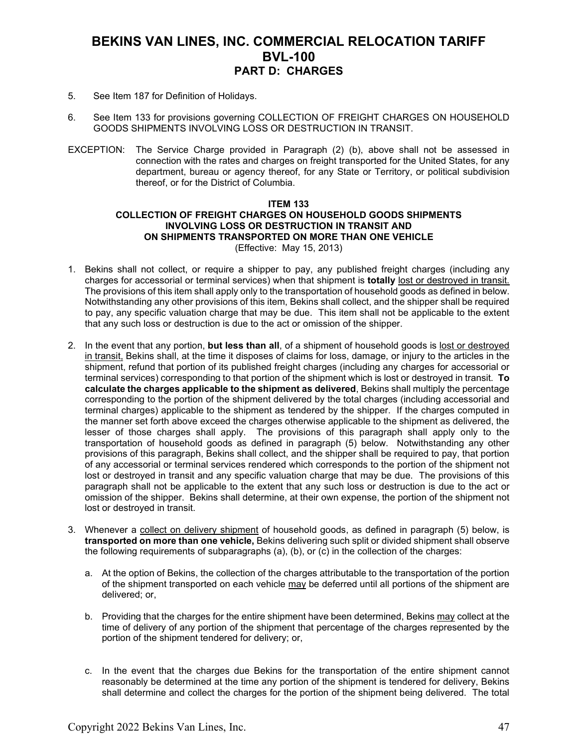5. See Item 187 for Definition of Holidays.

6. See Item 133 for provisions governing COLLECTION OF FREIGHT CHARGES ON HOUSEHOLD GOODS SHIPMENTS INVOLVING LOSS OR DESTRUCTION IN TRANSIT.

EXCEPTION: The Service Charge provided in Paragraph (2) (b), above shall not be assessed in connection with the rates and charges on freight transported for the United States, for any department, bureau or agency thereof, for any State or Territory, or political subdivision thereof, or for the District of Columbia.

### ITEM 133
### COLLECTION OF FREIGHT CHARGES ON HOUSEHOLD GOODS SHIPMENTS INVOLVING LOSS OR DESTRUCTION IN TRANSIT AND ON SHIPMENTS TRANSPORTED ON MORE THAN ONE VEHICLE

(Effective: May 15, 2013)

1. Bekins shall not collect, or require a shipper to pay, any published freight charges (including any charges for accessorial or terminal services) when that shipment is **totally** lost or destroyed in transit. The provisions of this item shall apply only to the transportation of household goods as defined in below. Notwithstanding any other provisions of this item, Bekins shall collect, and the shipper shall be required to pay, any specific valuation charge that may be due. This item shall not be applicable to the extent that any such loss or destruction is due to the act or omission of the shipper.

2. In the event that any portion, **but less than all**, of a shipment of household goods is lost or destroyed in transit, Bekins shall, at the time it disposes of claims for loss, damage, or injury to the articles in the shipment, refund that portion of its published freight charges (including any charges for accessorial or terminal services) corresponding to that portion of the shipment which is lost or destroyed in transit. **To calculate the charges applicable to the shipment as delivered**, Bekins shall multiply the percentage corresponding to the portion of the shipment delivered by the total charges (including accessorial and terminal charges) applicable to the shipment as tendered by the shipper. If the charges computed in the manner set forth above exceed the charges otherwise applicable to the shipment as delivered, the lesser of those charges shall apply. The provisions of this paragraph shall apply only to the transportation of household goods as defined in paragraph (5) below. Notwithstanding any other provisions of this paragraph, Bekins shall collect, and the shipper shall be required to pay, that portion of any accessorial or terminal services rendered which corresponds to the portion of the shipment not lost or destroyed in transit and any specific valuation charge that may be due. The provisions of this paragraph shall not be applicable to the extent that any such loss or destruction is due to the act or omission of the shipper. Bekins shall determine, at their own expense, the portion of the shipment not lost or destroyed in transit.

3. Whenever a collect on delivery shipment of household goods, as defined in paragraph (5) below, is **transported on more than one vehicle,** Bekins delivering such split or divided shipment shall observe the following requirements of subparagraphs (a), (b), or (c) in the collection of the charges:

   a. At the option of Bekins, the collection of the charges attributable to the transportation of the portion of the shipment transported on each vehicle may be deferred until all portions of the shipment are delivered; or,

   b. Providing that the charges for the entire shipment have been determined, Bekins may collect at the time of delivery of any portion of the shipment that percentage of the charges represented by the portion of the shipment tendered for delivery; or,

   c. In the event that the charges due Bekins for the transportation of the entire shipment cannot reasonably be determined at the time any portion of the shipment is tendered for delivery, Bekins shall determine and collect the charges for the portion of the shipment being delivered. The total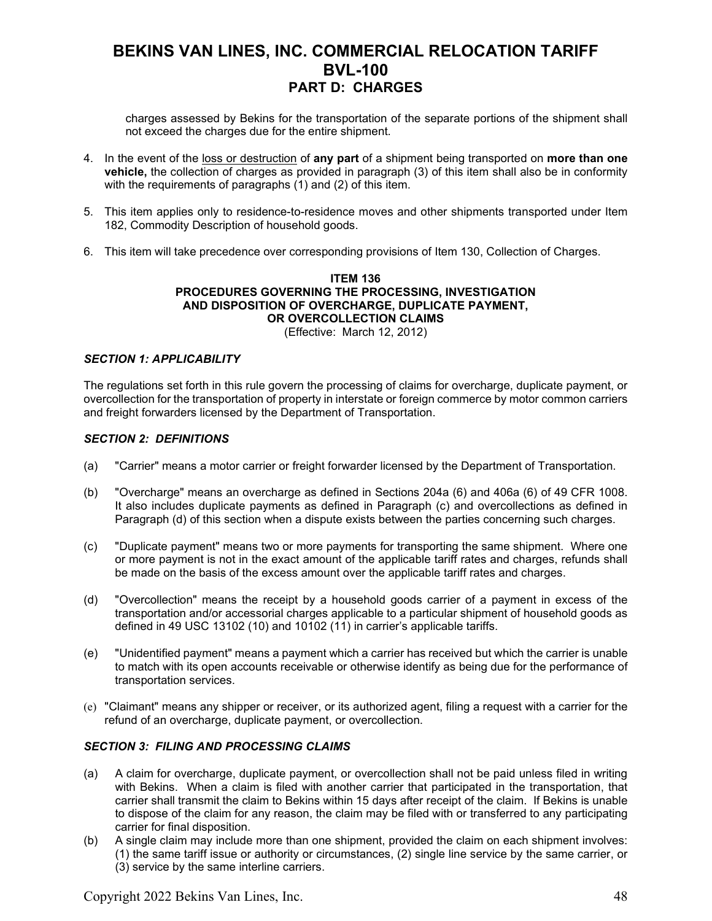charges assessed by Bekins for the transportation of the separate portions of the shipment shall not exceed the charges due for the entire shipment.

4. In the event of the loss or destruction of **any part** of a shipment being transported on **more than one vehicle,** the collection of charges as provided in paragraph (3) of this item shall also be in conformity with the requirements of paragraphs (1) and (2) of this item.

5. This item applies only to residence-to-residence moves and other shipments transported under Item 182, Commodity Description of household goods.

6. This item will take precedence over corresponding provisions of Item 130, Collection of Charges.

**ITEM 136**
**PROCEDURES GOVERNING THE PROCESSING, INVESTIGATION AND DISPOSITION OF OVERCHARGE, DUPLICATE PAYMENT, OR OVERCOLLECTION CLAIMS**
(Effective: March 12, 2012)

***SECTION 1: APPLICABILITY***

The regulations set forth in this rule govern the processing of claims for overcharge, duplicate payment, or overcollection for the transportation of property in interstate or foreign commerce by motor common carriers and freight forwarders licensed by the Department of Transportation.

***SECTION 2: DEFINITIONS***

(a) "Carrier" means a motor carrier or freight forwarder licensed by the Department of Transportation.

(b) "Overcharge" means an overcharge as defined in Sections 204a (6) and 406a (6) of 49 CFR 1008. It also includes duplicate payments as defined in Paragraph (c) and overcollections as defined in Paragraph (d) of this section when a dispute exists between the parties concerning such charges.

(c) "Duplicate payment" means two or more payments for transporting the same shipment. Where one or more payment is not in the exact amount of the applicable tariff rates and charges, refunds shall be made on the basis of the excess amount over the applicable tariff rates and charges.

(d) "Overcollection" means the receipt by a household goods carrier of a payment in excess of the transportation and/or accessorial charges applicable to a particular shipment of household goods as defined in 49 USC 13102 (10) and 10102 (11) in carrier's applicable tariffs.

(e) "Unidentified payment" means a payment which a carrier has received but which the carrier is unable to match with its open accounts receivable or otherwise identify as being due for the performance of transportation services.

(e) "Claimant" means any shipper or receiver, or its authorized agent, filing a request with a carrier for the refund of an overcharge, duplicate payment, or overcollection.

***SECTION 3: FILING AND PROCESSING CLAIMS***

(a) A claim for overcharge, duplicate payment, or overcollection shall not be paid unless filed in writing with Bekins. When a claim is filed with another carrier that participated in the transportation, that carrier shall transmit the claim to Bekins within 15 days after receipt of the claim. If Bekins is unable to dispose of the claim for any reason, the claim may be filed with or transferred to any participating carrier for final disposition.

(b) A single claim may include more than one shipment, provided the claim on each shipment involves: (1) the same tariff issue or authority or circumstances, (2) single line service by the same carrier, or (3) service by the same interline carriers.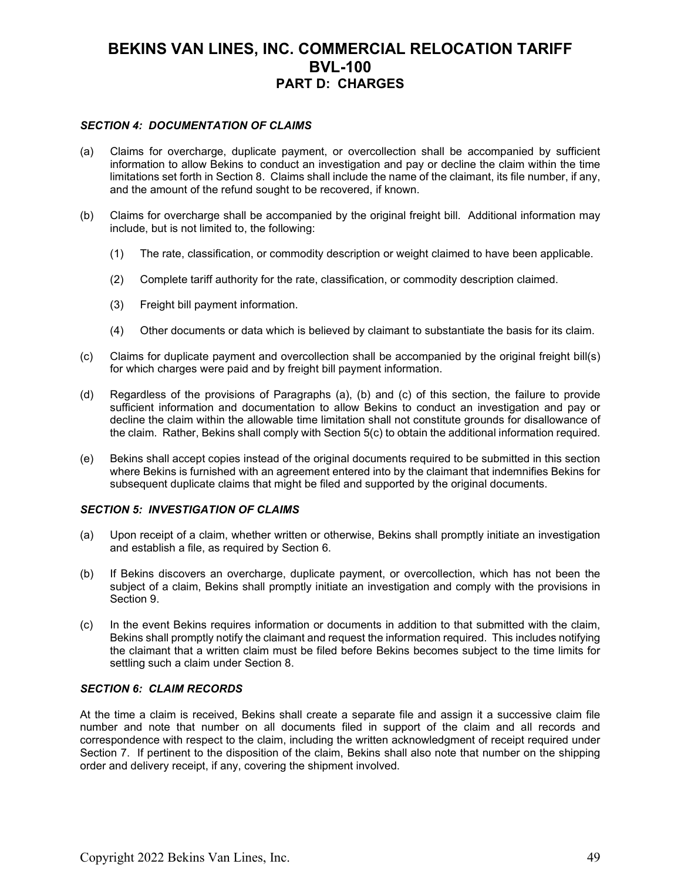# BEKINS VAN LINES, INC. COMMERCIAL RELOCATION TARIFF
# BVL-100
## PART D: CHARGES

### *SECTION 4: DOCUMENTATION OF CLAIMS*

(a) Claims for overcharge, duplicate payment, or overcollection shall be accompanied by sufficient information to allow Bekins to conduct an investigation and pay or decline the claim within the time limitations set forth in Section 8. Claims shall include the name of the claimant, its file number, if any, and the amount of the refund sought to be recovered, if known.

(b) Claims for overcharge shall be accompanied by the original freight bill. Additional information may include, but is not limited to, the following:

(1) The rate, classification, or commodity description or weight claimed to have been applicable.

(2) Complete tariff authority for the rate, classification, or commodity description claimed.

(3) Freight bill payment information.

(4) Other documents or data which is believed by claimant to substantiate the basis for its claim.

(c) Claims for duplicate payment and overcollection shall be accompanied by the original freight bill(s) for which charges were paid and by freight bill payment information.

(d) Regardless of the provisions of Paragraphs (a), (b) and (c) of this section, the failure to provide sufficient information and documentation to allow Bekins to conduct an investigation and pay or decline the claim within the allowable time limitation shall not constitute grounds for disallowance of the claim. Rather, Bekins shall comply with Section 5(c) to obtain the additional information required.

(e) Bekins shall accept copies instead of the original documents required to be submitted in this section where Bekins is furnished with an agreement entered into by the claimant that indemnifies Bekins for subsequent duplicate claims that might be filed and supported by the original documents.

### *SECTION 5: INVESTIGATION OF CLAIMS*

(a) Upon receipt of a claim, whether written or otherwise, Bekins shall promptly initiate an investigation and establish a file, as required by Section 6.

(b) If Bekins discovers an overcharge, duplicate payment, or overcollection, which has not been the subject of a claim, Bekins shall promptly initiate an investigation and comply with the provisions in Section 9.

(c) In the event Bekins requires information or documents in addition to that submitted with the claim, Bekins shall promptly notify the claimant and request the information required. This includes notifying the claimant that a written claim must be filed before Bekins becomes subject to the time limits for settling such a claim under Section 8.

### *SECTION 6: CLAIM RECORDS*

At the time a claim is received, Bekins shall create a separate file and assign it a successive claim file number and note that number on all documents filed in support of the claim and all records and correspondence with respect to the claim, including the written acknowledgment of receipt required under Section 7. If pertinent to the disposition of the claim, Bekins shall also note that number on the shipping order and delivery receipt, if any, covering the shipment involved.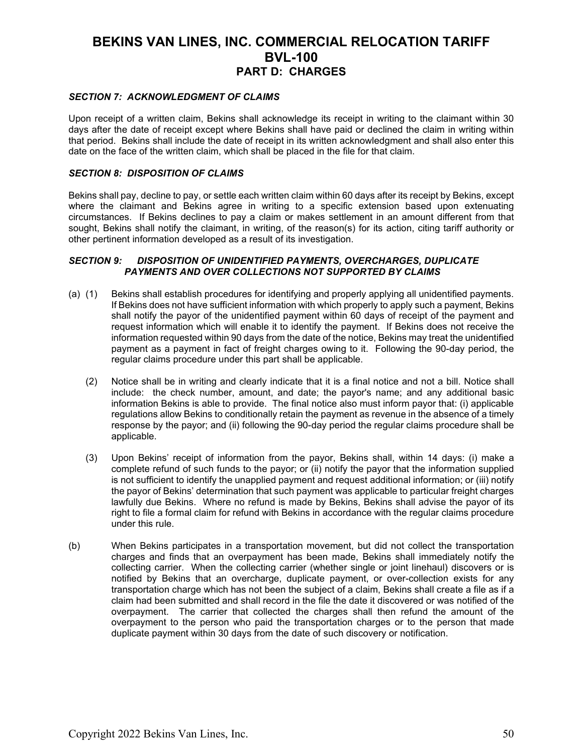# BEKINS VAN LINES, INC. COMMERCIAL RELOCATION TARIFF BVL-100

## PART D: CHARGES

### *SECTION 7: ACKNOWLEDGMENT OF CLAIMS*

Upon receipt of a written claim, Bekins shall acknowledge its receipt in writing to the claimant within 30 days after the date of receipt except where Bekins shall have paid or declined the claim in writing within that period. Bekins shall include the date of receipt in its written acknowledgment and shall also enter this date on the face of the written claim, which shall be placed in the file for that claim.

### *SECTION 8: DISPOSITION OF CLAIMS*

Bekins shall pay, decline to pay, or settle each written claim within 60 days after its receipt by Bekins, except where the claimant and Bekins agree in writing to a specific extension based upon extenuating circumstances. If Bekins declines to pay a claim or makes settlement in an amount different from that sought, Bekins shall notify the claimant, in writing, of the reason(s) for its action, citing tariff authority or other pertinent information developed as a result of its investigation.

### *SECTION 9: DISPOSITION OF UNIDENTIFIED PAYMENTS, OVERCHARGES, DUPLICATE PAYMENTS AND OVER COLLECTIONS NOT SUPPORTED BY CLAIMS*

(a) (1) Bekins shall establish procedures for identifying and properly applying all unidentified payments. If Bekins does not have sufficient information with which properly to apply such a payment, Bekins shall notify the payor of the unidentified payment within 60 days of receipt of the payment and request information which will enable it to identify the payment. If Bekins does not receive the information requested within 90 days from the date of the notice, Bekins may treat the unidentified payment as a payment in fact of freight charges owing to it. Following the 90-day period, the regular claims procedure under this part shall be applicable.

(2) Notice shall be in writing and clearly indicate that it is a final notice and not a bill. Notice shall include: the check number, amount, and date; the payor's name; and any additional basic information Bekins is able to provide. The final notice also must inform payor that: (i) applicable regulations allow Bekins to conditionally retain the payment as revenue in the absence of a timely response by the payor; and (ii) following the 90-day period the regular claims procedure shall be applicable.

(3) Upon Bekins' receipt of information from the payor, Bekins shall, within 14 days: (i) make a complete refund of such funds to the payor; or (ii) notify the payor that the information supplied is not sufficient to identify the unapplied payment and request additional information; or (iii) notify the payor of Bekins' determination that such payment was applicable to particular freight charges lawfully due Bekins. Where no refund is made by Bekins, Bekins shall advise the payor of its right to file a formal claim for refund with Bekins in accordance with the regular claims procedure under this rule.

(b) When Bekins participates in a transportation movement, but did not collect the transportation charges and finds that an overpayment has been made, Bekins shall immediately notify the collecting carrier. When the collecting carrier (whether single or joint linehaul) discovers or is notified by Bekins that an overcharge, duplicate payment, or over-collection exists for any transportation charge which has not been the subject of a claim, Bekins shall create a file as if a claim had been submitted and shall record in the file the date it discovered or was notified of the overpayment. The carrier that collected the charges shall then refund the amount of the overpayment to the person who paid the transportation charges or to the person that made duplicate payment within 30 days from the date of such discovery or notification.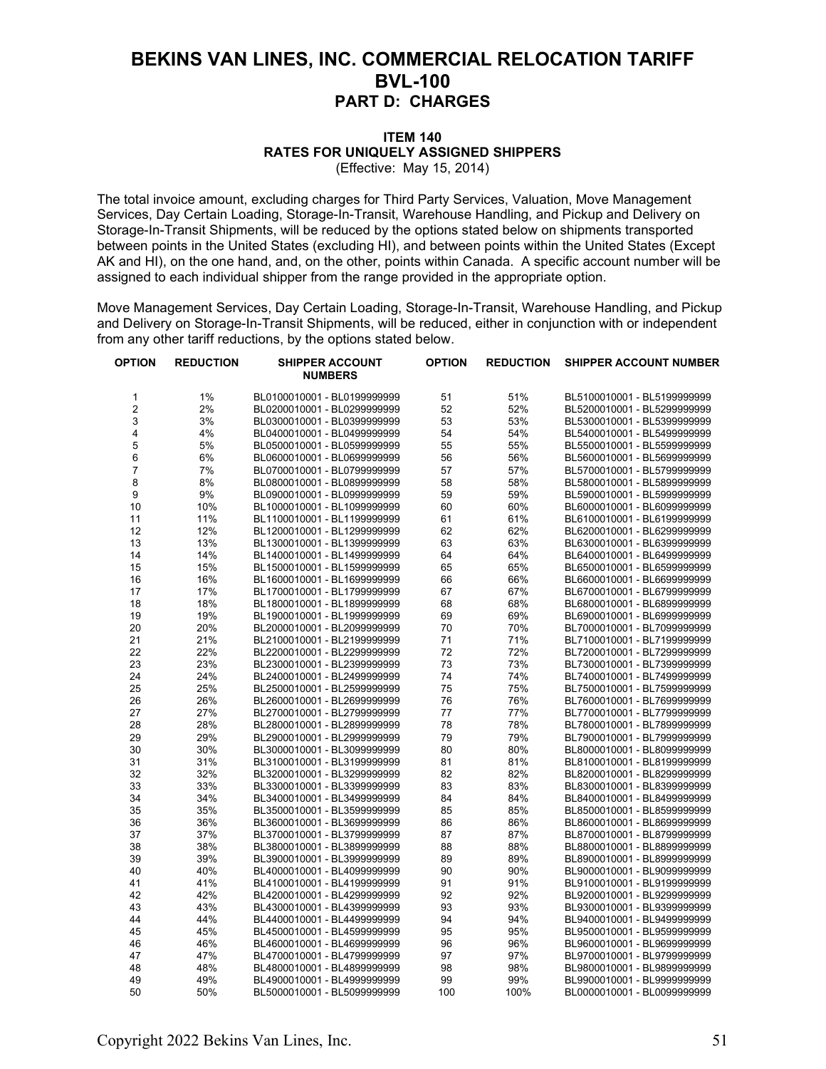# BEKINS VAN LINES, INC. COMMERCIAL RELOCATION TARIFF
# BVL-100
## PART D: CHARGES

### ITEM 140
### RATES FOR UNIQUELY ASSIGNED SHIPPERS
(Effective: May 15, 2014)

The total invoice amount, excluding charges for Third Party Services, Valuation, Move Management Services, Day Certain Loading, Storage-In-Transit, Warehouse Handling, and Pickup and Delivery on Storage-In-Transit Shipments, will be reduced by the options stated below on shipments transported between points in the United States (excluding HI), and between points within the United States (Except AK and HI), on the one hand, and, on the other, points within Canada. A specific account number will be assigned to each individual shipper from the range provided in the appropriate option.

Move Management Services, Day Certain Loading, Storage-In-Transit, Warehouse Handling, and Pickup and Delivery on Storage-In-Transit Shipments, will be reduced, either in conjunction with or independent from any other tariff reductions, by the options stated below.

| OPTION | REDUCTION | SHIPPER ACCOUNT NUMBERS | OPTION | REDUCTION | SHIPPER ACCOUNT NUMBER |
|---|---|---|---|---|---|
| 1 | 1% | BL0100010001 - BL0199999999 | 51 | 51% | BL5100010001 - BL5199999999 |
| 2 | 2% | BL0200010001 - BL0299999999 | 52 | 52% | BL5200010001 - BL5299999999 |
| 3 | 3% | BL0300010001 - BL0399999999 | 53 | 53% | BL5300010001 - BL5399999999 |
| 4 | 4% | BL0400010001 - BL0499999999 | 54 | 54% | BL5400010001 - BL5499999999 |
| 5 | 5% | BL0500010001 - BL0599999999 | 55 | 55% | BL5500010001 - BL5599999999 |
| 6 | 6% | BL0600010001 - BL0699999999 | 56 | 56% | BL5600010001 - BL5699999999 |
| 7 | 7% | BL0700010001 - BL0799999999 | 57 | 57% | BL5700010001 - BL5799999999 |
| 8 | 8% | BL0800010001 - BL0899999999 | 58 | 58% | BL5800010001 - BL5899999999 |
| 9 | 9% | BL0900010001 - BL0999999999 | 59 | 59% | BL5900010001 - BL5999999999 |
| 10 | 10% | BL1000010001 - BL1099999999 | 60 | 60% | BL6000010001 - BL6099999999 |
| 11 | 11% | BL1100010001 - BL1199999999 | 61 | 61% | BL6100010001 - BL6199999999 |
| 12 | 12% | BL1200010001 - BL1299999999 | 62 | 62% | BL6200010001 - BL6299999999 |
| 13 | 13% | BL1300010001 - BL1399999999 | 63 | 63% | BL6300010001 - BL6399999999 |
| 14 | 14% | BL1400010001 - BL1499999999 | 64 | 64% | BL6400010001 - BL6499999999 |
| 15 | 15% | BL1500010001 - BL1599999999 | 65 | 65% | BL6500010001 - BL6599999999 |
| 16 | 16% | BL1600010001 - BL1699999999 | 66 | 66% | BL6600010001 - BL6699999999 |
| 17 | 17% | BL1700010001 - BL1799999999 | 67 | 67% | BL6700010001 - BL6799999999 |
| 18 | 18% | BL1800010001 - BL1899999999 | 68 | 68% | BL6800010001 - BL6899999999 |
| 19 | 19% | BL1900010001 - BL1999999999 | 69 | 69% | BL6900010001 - BL6999999999 |
| 20 | 20% | BL2000010001 - BL2099999999 | 70 | 70% | BL7000010001 - BL7099999999 |
| 21 | 21% | BL2100010001 - BL2199999999 | 71 | 71% | BL7100010001 - BL7199999999 |
| 22 | 22% | BL2200010001 - BL2299999999 | 72 | 72% | BL7200010001 - BL7299999999 |
| 23 | 23% | BL2300010001 - BL2399999999 | 73 | 73% | BL7300010001 - BL7399999999 |
| 24 | 24% | BL2400010001 - BL2499999999 | 74 | 74% | BL7400010001 - BL7499999999 |
| 25 | 25% | BL2500010001 - BL2599999999 | 75 | 75% | BL7500010001 - BL7599999999 |
| 26 | 26% | BL2600010001 - BL2699999999 | 76 | 76% | BL7600010001 - BL7699999999 |
| 27 | 27% | BL2700010001 - BL2799999999 | 77 | 77% | BL7700010001 - BL7799999999 |
| 28 | 28% | BL2800010001 - BL2899999999 | 78 | 78% | BL7800010001 - BL7899999999 |
| 29 | 29% | BL2900010001 - BL2999999999 | 79 | 79% | BL7900010001 - BL7999999999 |
| 30 | 30% | BL3000010001 - BL3099999999 | 80 | 80% | BL8000010001 - BL8099999999 |
| 31 | 31% | BL3100010001 - BL3199999999 | 81 | 81% | BL8100010001 - BL8199999999 |
| 32 | 32% | BL3200010001 - BL3299999999 | 82 | 82% | BL8200010001 - BL8299999999 |
| 33 | 33% | BL3300010001 - BL3399999999 | 83 | 83% | BL8300010001 - BL8399999999 |
| 34 | 34% | BL3400010001 - BL3499999999 | 84 | 84% | BL8400010001 - BL8499999999 |
| 35 | 35% | BL3500010001 - BL3599999999 | 85 | 85% | BL8500010001 - BL8599999999 |
| 36 | 36% | BL3600010001 - BL3699999999 | 86 | 86% | BL8600010001 - BL8699999999 |
| 37 | 37% | BL3700010001 - BL3799999999 | 87 | 87% | BL8700010001 - BL8799999999 |
| 38 | 38% | BL3800010001 - BL3899999999 | 88 | 88% | BL8800010001 - BL8899999999 |
| 39 | 39% | BL3900010001 - BL3999999999 | 89 | 89% | BL8900010001 - BL8999999999 |
| 40 | 40% | BL4000010001 - BL4099999999 | 90 | 90% | BL9000010001 - BL9099999999 |
| 41 | 41% | BL4100010001 - BL4199999999 | 91 | 91% | BL9100010001 - BL9199999999 |
| 42 | 42% | BL4200010001 - BL4299999999 | 92 | 92% | BL9200010001 - BL9299999999 |
| 43 | 43% | BL4300010001 - BL4399999999 | 93 | 93% | BL9300010001 - BL9399999999 |
| 44 | 44% | BL4400010001 - BL4499999999 | 94 | 94% | BL9400010001 - BL9499999999 |
| 45 | 45% | BL4500010001 - BL4599999999 | 95 | 95% | BL9500010001 - BL9599999999 |
| 46 | 46% | BL4600010001 - BL4699999999 | 96 | 96% | BL9600010001 - BL9699999999 |
| 47 | 47% | BL4700010001 - BL4799999999 | 97 | 97% | BL9700010001 - BL9799999999 |
| 48 | 48% | BL4800010001 - BL4899999999 | 98 | 98% | BL9800010001 - BL9899999999 |
| 49 | 49% | BL4900010001 - BL4999999999 | 99 | 99% | BL9900010001 - BL9999999999 |
| 50 | 50% | BL5000010001 - BL5099999999 | 100 | 100% | BL0000010001 - BL0099999999 |

Copyright 2022 Bekins Van Lines, Inc.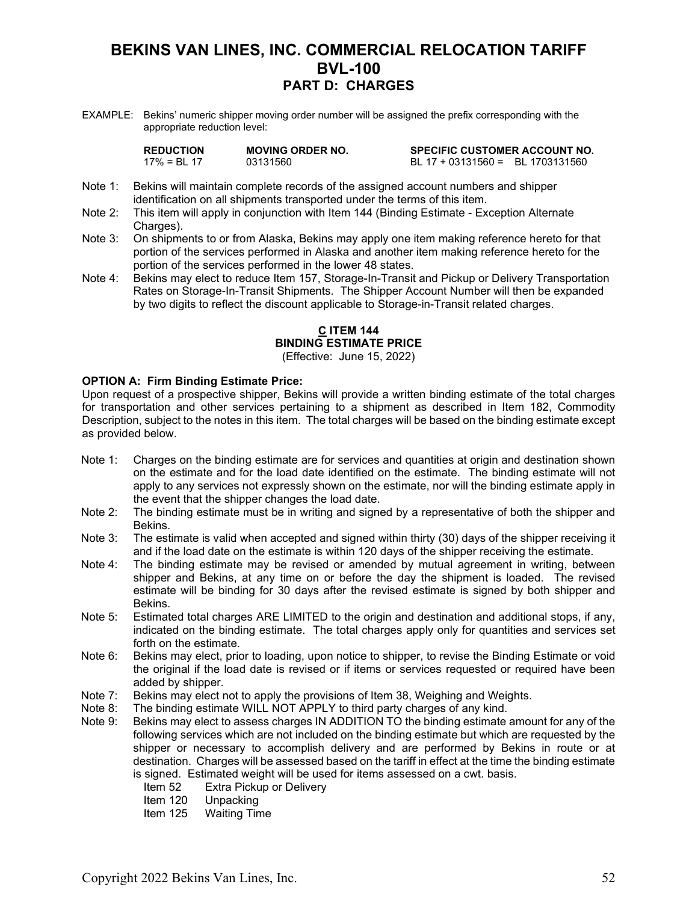# BEKINS VAN LINES, INC. COMMERCIAL RELOCATION TARIFF
# BVL-100
## PART D: CHARGES

EXAMPLE: Bekins' numeric shipper moving order number will be assigned the prefix corresponding with the appropriate reduction level:

| REDUCTION | MOVING ORDER NO. | SPECIFIC CUSTOMER ACCOUNT NO. |
|---|---|---|
| 17% = BL 17 | 03131560 | BL 17 + 03131560 = BL 1703131560 |

Note 1: Bekins will maintain complete records of the assigned account numbers and shipper identification on all shipments transported under the terms of this item.

Note 2: This item will apply in conjunction with Item 144 (Binding Estimate - Exception Alternate Charges).

Note 3: On shipments to or from Alaska, Bekins may apply one item making reference hereto for that portion of the services performed in Alaska and another item making reference hereto for the portion of the services performed in the lower 48 states.

Note 4: Bekins may elect to reduce Item 157, Storage-In-Transit and Pickup or Delivery Transportation Rates on Storage-In-Transit Shipments. The Shipper Account Number will then be expanded by two digits to reflect the discount applicable to Storage-in-Transit related charges.

### C ITEM 144
### BINDING ESTIMATE PRICE
(Effective: June 15, 2022)

**OPTION A: Firm Binding Estimate Price:**
Upon request of a prospective shipper, Bekins will provide a written binding estimate of the total charges for transportation and other services pertaining to a shipment as described in Item 182, Commodity Description, subject to the notes in this item. The total charges will be based on the binding estimate except as provided below.

Note 1: Charges on the binding estimate are for services and quantities at origin and destination shown on the estimate and for the load date identified on the estimate. The binding estimate will not apply to any services not expressly shown on the estimate, nor will the binding estimate apply in the event that the shipper changes the load date.

Note 2: The binding estimate must be in writing and signed by a representative of both the shipper and Bekins.

Note 3: The estimate is valid when accepted and signed within thirty (30) days of the shipper receiving it and if the load date on the estimate is within 120 days of the shipper receiving the estimate.

Note 4: The binding estimate may be revised or amended by mutual agreement in writing, between shipper and Bekins, at any time on or before the day the shipment is loaded. The revised estimate will be binding for 30 days after the revised estimate is signed by both shipper and Bekins.

Note 5: Estimated total charges ARE LIMITED to the origin and destination and additional stops, if any, indicated on the binding estimate. The total charges apply only for quantities and services set forth on the estimate.

Note 6: Bekins may elect, prior to loading, upon notice to shipper, to revise the Binding Estimate or void the original if the load date is revised or if items or services requested or required have been added by shipper.

Note 7: Bekins may elect not to apply the provisions of Item 38, Weighing and Weights.

Note 8: The binding estimate WILL NOT APPLY to third party charges of any kind.

Note 9: Bekins may elect to assess charges IN ADDITION TO the binding estimate amount for any of the following services which are not included on the binding estimate but which are requested by the shipper or necessary to accomplish delivery and are performed by Bekins in route or at destination. Charges will be assessed based on the tariff in effect at the time the binding estimate is signed. Estimated weight will be used for items assessed on a cwt. basis.

- Item 52 Extra Pickup or Delivery
- Item 120 Unpacking
- Item 125 Waiting Time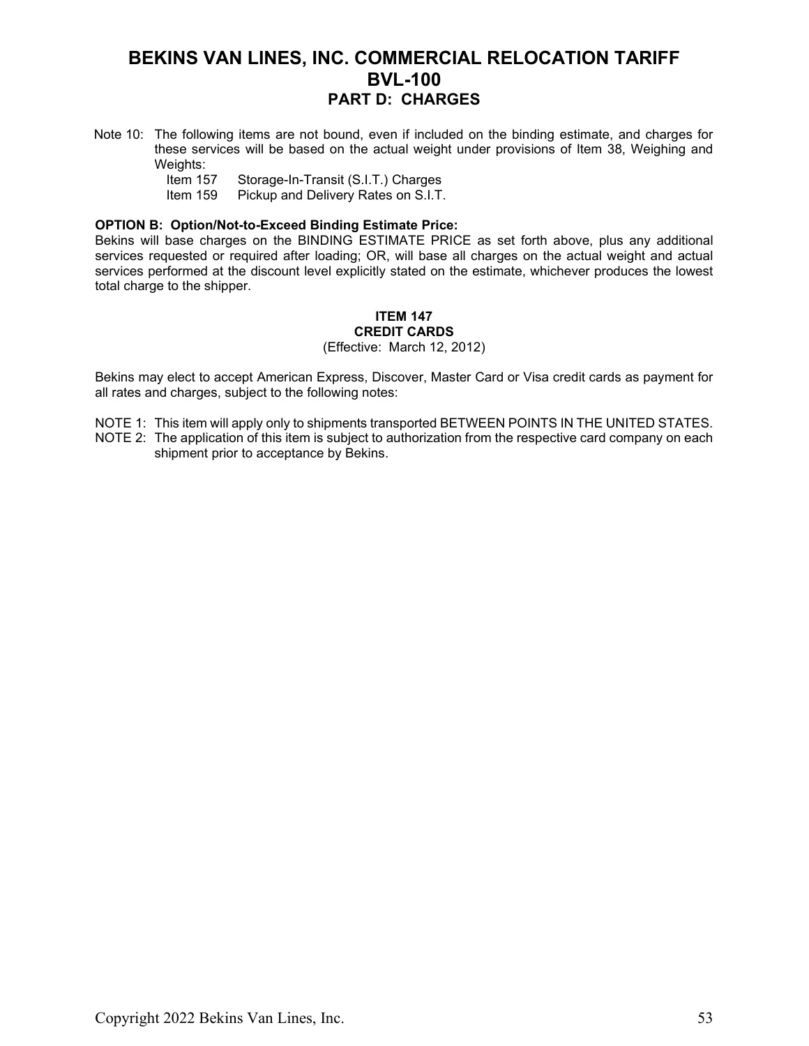Note 10: The following items are not bound, even if included on the binding estimate, and charges for these services will be based on the actual weight under provisions of Item 38, Weighing and Weights:

- Item 157 Storage-In-Transit (S.I.T.) Charges
- Item 159 Pickup and Delivery Rates on S.I.T.

**OPTION B: Option/Not-to-Exceed Binding Estimate Price:**

Bekins will base charges on the BINDING ESTIMATE PRICE as set forth above, plus any additional services requested or required after loading; OR, will base all charges on the actual weight and actual services performed at the discount level explicitly stated on the estimate, whichever produces the lowest total charge to the shipper.

## ITEM 147
## CREDIT CARDS

(Effective: March 12, 2012)

Bekins may elect to accept American Express, Discover, Master Card or Visa credit cards as payment for all rates and charges, subject to the following notes:

NOTE 1: This item will apply only to shipments transported BETWEEN POINTS IN THE UNITED STATES.

NOTE 2: The application of this item is subject to authorization from the respective card company on each shipment prior to acceptance by Bekins.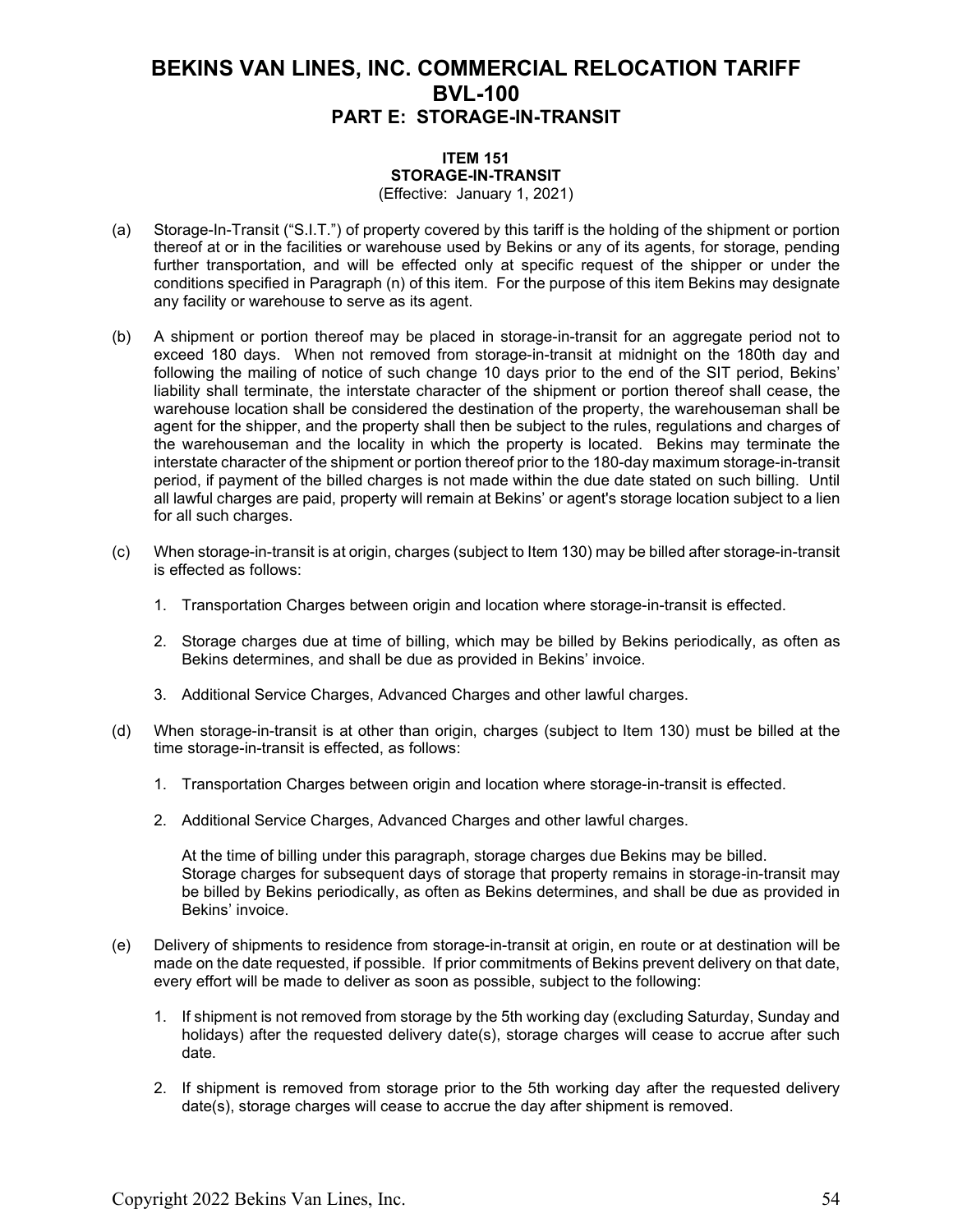# BEKINS VAN LINES, INC. COMMERCIAL RELOCATION TARIFF BVL-100

## PART E: STORAGE-IN-TRANSIT

### ITEM 151
### STORAGE-IN-TRANSIT

(Effective: January 1, 2021)

(a) Storage-In-Transit ("S.I.T.") of property covered by this tariff is the holding of the shipment or portion thereof at or in the facilities or warehouse used by Bekins or any of its agents, for storage, pending further transportation, and will be effected only at specific request of the shipper or under the conditions specified in Paragraph (n) of this item. For the purpose of this item Bekins may designate any facility or warehouse to serve as its agent.

(b) A shipment or portion thereof may be placed in storage-in-transit for an aggregate period not to exceed 180 days. When not removed from storage-in-transit at midnight on the 180th day and following the mailing of notice of such change 10 days prior to the end of the SIT period, Bekins' liability shall terminate, the interstate character of the shipment or portion thereof shall cease, the warehouse location shall be considered the destination of the property, the warehouseman shall be agent for the shipper, and the property shall then be subject to the rules, regulations and charges of the warehouseman and the locality in which the property is located. Bekins may terminate the interstate character of the shipment or portion thereof prior to the 180-day maximum storage-in-transit period, if payment of the billed charges is not made within the due date stated on such billing. Until all lawful charges are paid, property will remain at Bekins' or agent's storage location subject to a lien for all such charges.

(c) When storage-in-transit is at origin, charges (subject to Item 130) may be billed after storage-in-transit is effected as follows:

1. Transportation Charges between origin and location where storage-in-transit is effected.

2. Storage charges due at time of billing, which may be billed by Bekins periodically, as often as Bekins determines, and shall be due as provided in Bekins' invoice.

3. Additional Service Charges, Advanced Charges and other lawful charges.

(d) When storage-in-transit is at other than origin, charges (subject to Item 130) must be billed at the time storage-in-transit is effected, as follows:

1. Transportation Charges between origin and location where storage-in-transit is effected.

2. Additional Service Charges, Advanced Charges and other lawful charges.

At the time of billing under this paragraph, storage charges due Bekins may be billed. Storage charges for subsequent days of storage that property remains in storage-in-transit may be billed by Bekins periodically, as often as Bekins determines, and shall be due as provided in Bekins' invoice.

(e) Delivery of shipments to residence from storage-in-transit at origin, en route or at destination will be made on the date requested, if possible. If prior commitments of Bekins prevent delivery on that date, every effort will be made to deliver as soon as possible, subject to the following:

1. If shipment is not removed from storage by the 5th working day (excluding Saturday, Sunday and holidays) after the requested delivery date(s), storage charges will cease to accrue after such date.

2. If shipment is removed from storage prior to the 5th working day after the requested delivery date(s), storage charges will cease to accrue the day after shipment is removed.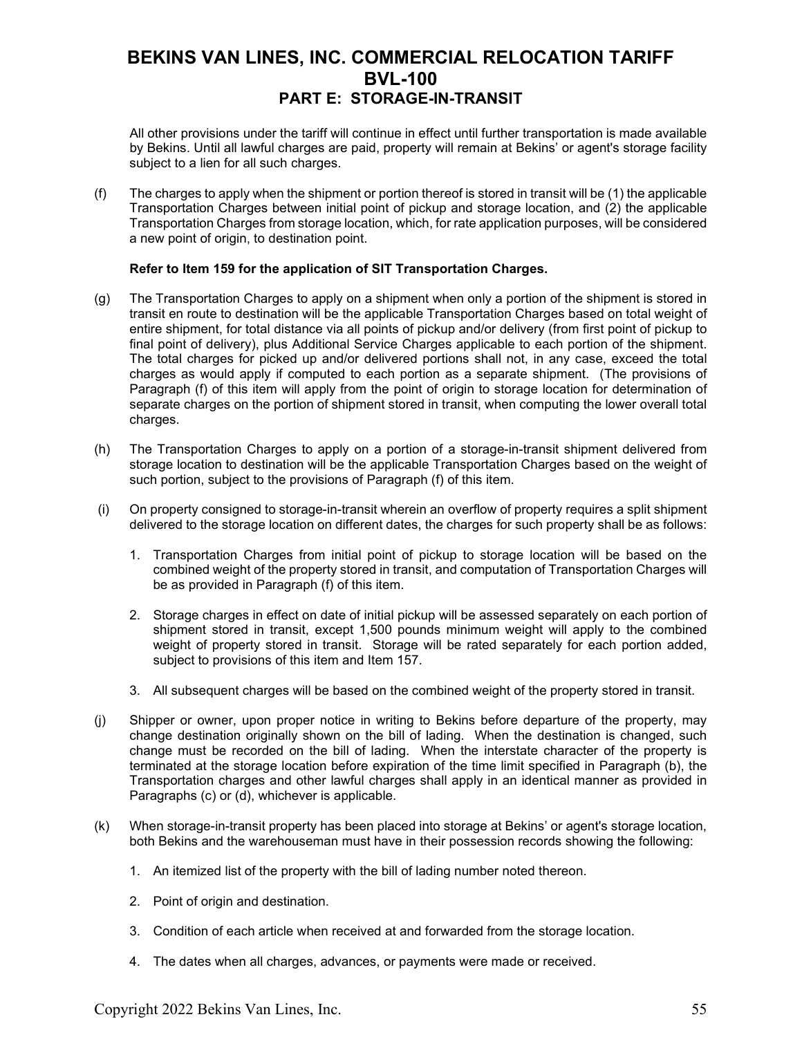# BEKINS VAN LINES, INC. COMMERCIAL RELOCATION TARIFF BVL-100

## PART E: STORAGE-IN-TRANSIT

All other provisions under the tariff will continue in effect until further transportation is made available by Bekins. Until all lawful charges are paid, property will remain at Bekins' or agent's storage facility subject to a lien for all such charges.

(f) The charges to apply when the shipment or portion thereof is stored in transit will be (1) the applicable Transportation Charges between initial point of pickup and storage location, and (2) the applicable Transportation Charges from storage location, which, for rate application purposes, will be considered a new point of origin, to destination point.

**Refer to Item 159 for the application of SIT Transportation Charges.**

(g) The Transportation Charges to apply on a shipment when only a portion of the shipment is stored in transit en route to destination will be the applicable Transportation Charges based on total weight of entire shipment, for total distance via all points of pickup and/or delivery (from first point of pickup to final point of delivery), plus Additional Service Charges applicable to each portion of the shipment. The total charges for picked up and/or delivered portions shall not, in any case, exceed the total charges as would apply if computed to each portion as a separate shipment. (The provisions of Paragraph (f) of this item will apply from the point of origin to storage location for determination of separate charges on the portion of shipment stored in transit, when computing the lower overall total charges.

(h) The Transportation Charges to apply on a portion of a storage-in-transit shipment delivered from storage location to destination will be the applicable Transportation Charges based on the weight of such portion, subject to the provisions of Paragraph (f) of this item.

(i) On property consigned to storage-in-transit wherein an overflow of property requires a split shipment delivered to the storage location on different dates, the charges for such property shall be as follows:

1. Transportation Charges from initial point of pickup to storage location will be based on the combined weight of the property stored in transit, and computation of Transportation Charges will be as provided in Paragraph (f) of this item.
2. Storage charges in effect on date of initial pickup will be assessed separately on each portion of shipment stored in transit, except 1,500 pounds minimum weight will apply to the combined weight of property stored in transit. Storage will be rated separately for each portion added, subject to provisions of this item and Item 157.
3. All subsequent charges will be based on the combined weight of the property stored in transit.

(j) Shipper or owner, upon proper notice in writing to Bekins before departure of the property, may change destination originally shown on the bill of lading. When the destination is changed, such change must be recorded on the bill of lading. When the interstate character of the property is terminated at the storage location before expiration of the time limit specified in Paragraph (b), the Transportation charges and other lawful charges shall apply in an identical manner as provided in Paragraphs (c) or (d), whichever is applicable.

(k) When storage-in-transit property has been placed into storage at Bekins' or agent's storage location, both Bekins and the warehouseman must have in their possession records showing the following:

1. An itemized list of the property with the bill of lading number noted thereon.
2. Point of origin and destination.
3. Condition of each article when received at and forwarded from the storage location.
4. The dates when all charges, advances, or payments were made or received.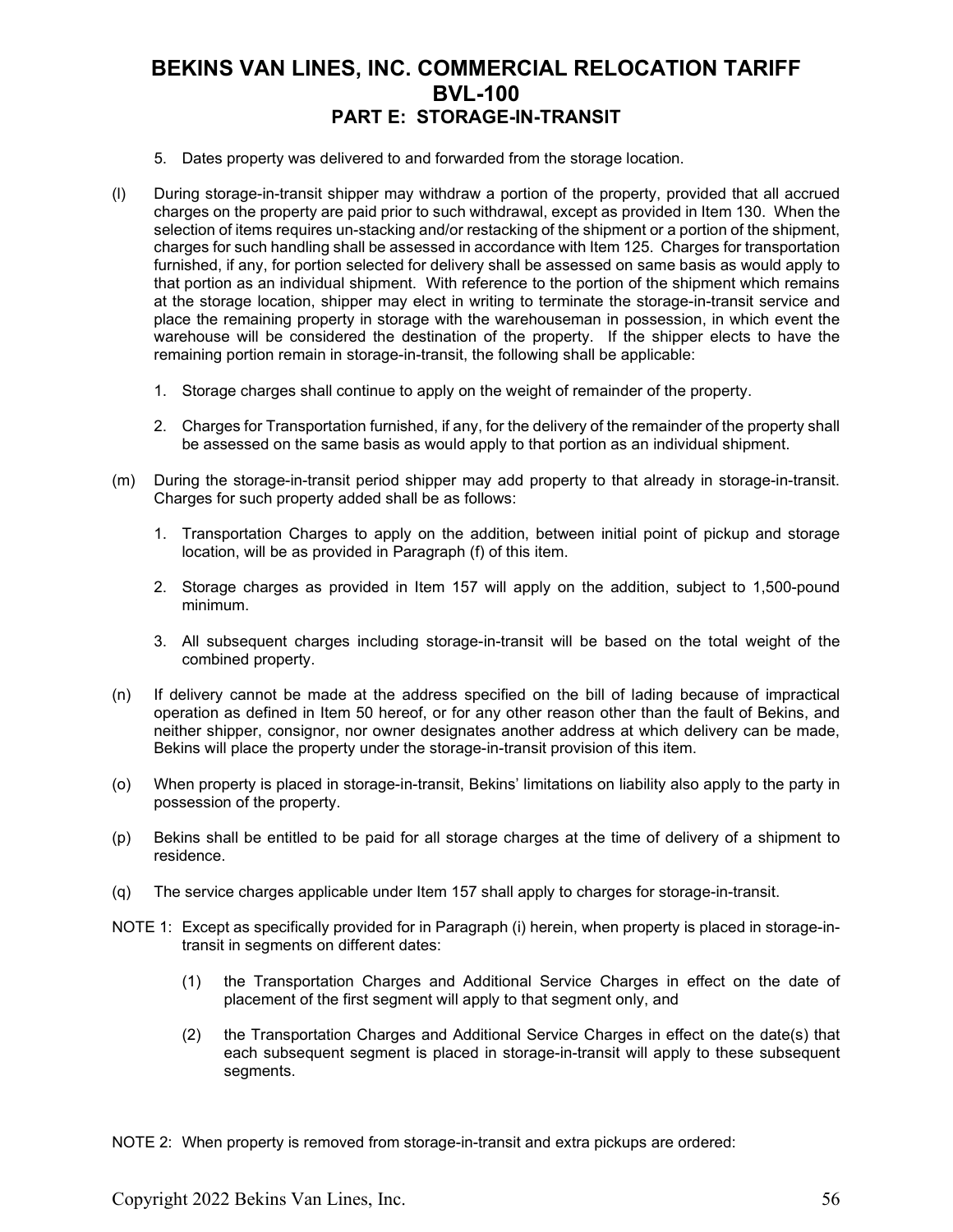# BEKINS VAN LINES, INC. COMMERCIAL RELOCATION TARIFF
# BVL-100
## PART E: STORAGE-IN-TRANSIT

5. Dates property was delivered to and forwarded from the storage location.

(l) During storage-in-transit shipper may withdraw a portion of the property, provided that all accrued charges on the property are paid prior to such withdrawal, except as provided in Item 130. When the selection of items requires un-stacking and/or restacking of the shipment or a portion of the shipment, charges for such handling shall be assessed in accordance with Item 125. Charges for transportation furnished, if any, for portion selected for delivery shall be assessed on same basis as would apply to that portion as an individual shipment. With reference to the portion of the shipment which remains at the storage location, shipper may elect in writing to terminate the storage-in-transit service and place the remaining property in storage with the warehouseman in possession, in which event the warehouse will be considered the destination of the property. If the shipper elects to have the remaining portion remain in storage-in-transit, the following shall be applicable:

1. Storage charges shall continue to apply on the weight of remainder of the property.

2. Charges for Transportation furnished, if any, for the delivery of the remainder of the property shall be assessed on the same basis as would apply to that portion as an individual shipment.

(m) During the storage-in-transit period shipper may add property to that already in storage-in-transit. Charges for such property added shall be as follows:

1. Transportation Charges to apply on the addition, between initial point of pickup and storage location, will be as provided in Paragraph (f) of this item.

2. Storage charges as provided in Item 157 will apply on the addition, subject to 1,500-pound minimum.

3. All subsequent charges including storage-in-transit will be based on the total weight of the combined property.

(n) If delivery cannot be made at the address specified on the bill of lading because of impractical operation as defined in Item 50 hereof, or for any other reason other than the fault of Bekins, and neither shipper, consignor, nor owner designates another address at which delivery can be made, Bekins will place the property under the storage-in-transit provision of this item.

(o) When property is placed in storage-in-transit, Bekins' limitations on liability also apply to the party in possession of the property.

(p) Bekins shall be entitled to be paid for all storage charges at the time of delivery of a shipment to residence.

(q) The service charges applicable under Item 157 shall apply to charges for storage-in-transit.

NOTE 1: Except as specifically provided for in Paragraph (i) herein, when property is placed in storage-in-transit in segments on different dates:

(1) the Transportation Charges and Additional Service Charges in effect on the date of placement of the first segment will apply to that segment only, and

(2) the Transportation Charges and Additional Service Charges in effect on the date(s) that each subsequent segment is placed in storage-in-transit will apply to these subsequent segments.

NOTE 2: When property is removed from storage-in-transit and extra pickups are ordered: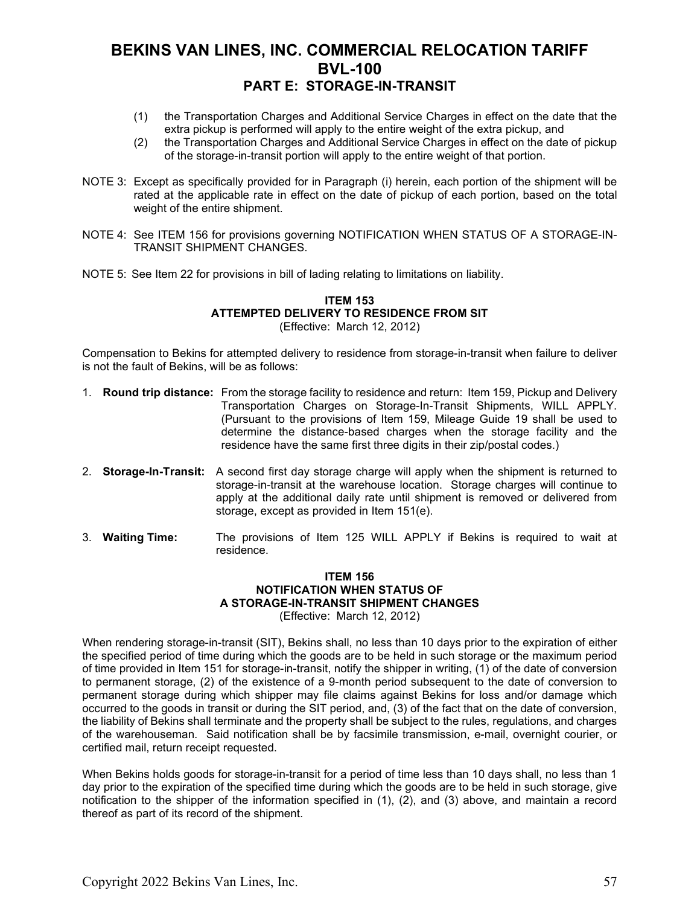(1) the Transportation Charges and Additional Service Charges in effect on the date that the extra pickup is performed will apply to the entire weight of the extra pickup, and
(2) the Transportation Charges and Additional Service Charges in effect on the date of pickup of the storage-in-transit portion will apply to the entire weight of that portion.

NOTE 3: Except as specifically provided for in Paragraph (i) herein, each portion of the shipment will be rated at the applicable rate in effect on the date of pickup of each portion, based on the total weight of the entire shipment.

NOTE 4: See ITEM 156 for provisions governing NOTIFICATION WHEN STATUS OF A STORAGE-IN-TRANSIT SHIPMENT CHANGES.

NOTE 5: See Item 22 for provisions in bill of lading relating to limitations on liability.

### ITEM 153
### ATTEMPTED DELIVERY TO RESIDENCE FROM SIT
(Effective: March 12, 2012)

Compensation to Bekins for attempted delivery to residence from storage-in-transit when failure to deliver is not the fault of Bekins, will be as follows:

1. **Round trip distance:** From the storage facility to residence and return: Item 159, Pickup and Delivery Transportation Charges on Storage-In-Transit Shipments, WILL APPLY. (Pursuant to the provisions of Item 159, Mileage Guide 19 shall be used to determine the distance-based charges when the storage facility and the residence have the same first three digits in their zip/postal codes.)

2. **Storage-In-Transit:** A second first day storage charge will apply when the shipment is returned to storage-in-transit at the warehouse location. Storage charges will continue to apply at the additional daily rate until shipment is removed or delivered from storage, except as provided in Item 151(e).

3. **Waiting Time:** The provisions of Item 125 WILL APPLY if Bekins is required to wait at residence.

### ITEM 156
### NOTIFICATION WHEN STATUS OF A STORAGE-IN-TRANSIT SHIPMENT CHANGES
(Effective: March 12, 2012)

When rendering storage-in-transit (SIT), Bekins shall, no less than 10 days prior to the expiration of either the specified period of time during which the goods are to be held in such storage or the maximum period of time provided in Item 151 for storage-in-transit, notify the shipper in writing, (1) of the date of conversion to permanent storage, (2) of the existence of a 9-month period subsequent to the date of conversion to permanent storage during which shipper may file claims against Bekins for loss and/or damage which occurred to the goods in transit or during the SIT period, and, (3) of the fact that on the date of conversion, the liability of Bekins shall terminate and the property shall be subject to the rules, regulations, and charges of the warehouseman. Said notification shall be by facsimile transmission, e-mail, overnight courier, or certified mail, return receipt requested.

When Bekins holds goods for storage-in-transit for a period of time less than 10 days shall, no less than 1 day prior to the expiration of the specified time during which the goods are to be held in such storage, give notification to the shipper of the information specified in (1), (2), and (3) above, and maintain a record thereof as part of its record of the shipment.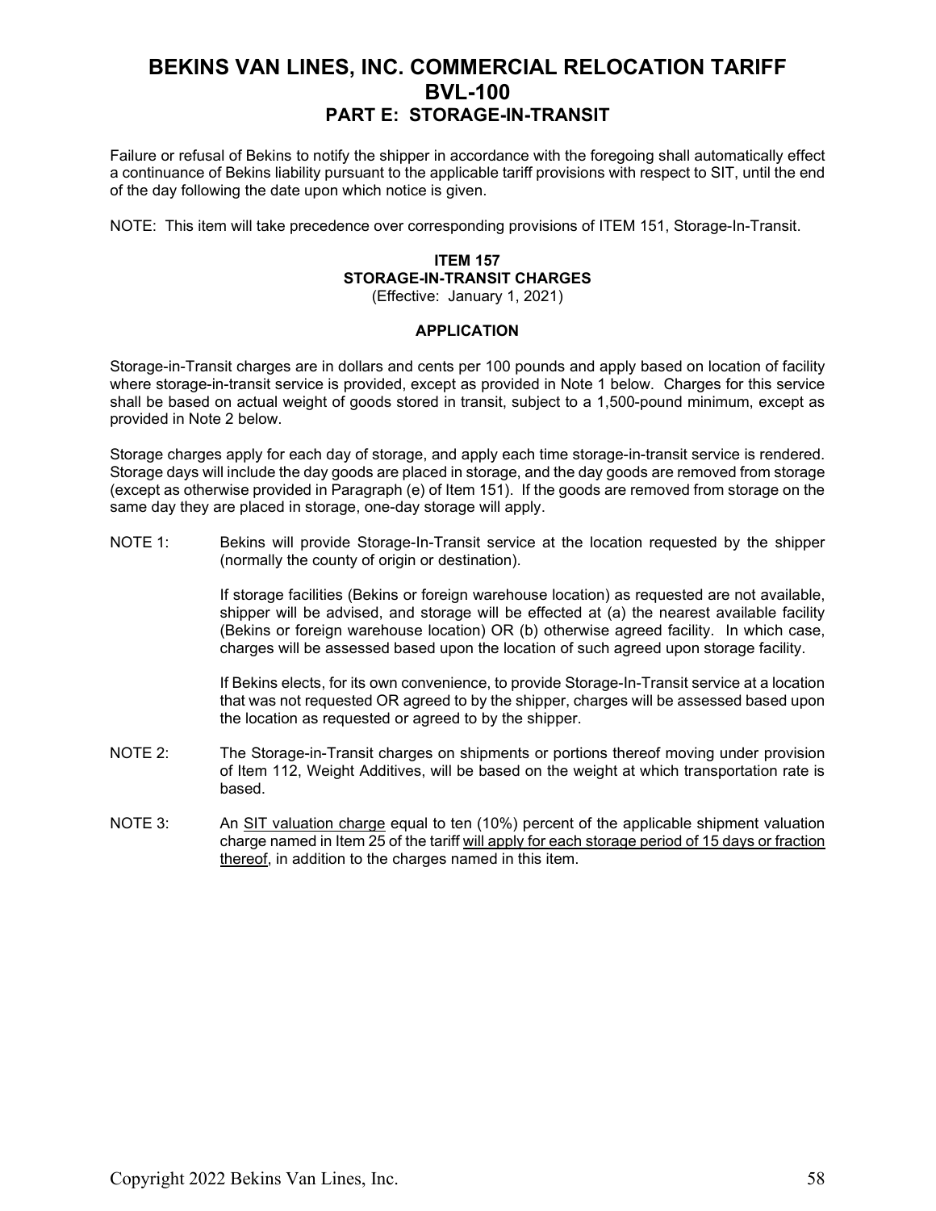# BEKINS VAN LINES, INC. COMMERCIAL RELOCATION TARIFF BVL-100

## PART E: STORAGE-IN-TRANSIT

Failure or refusal of Bekins to notify the shipper in accordance with the foregoing shall automatically effect a continuance of Bekins liability pursuant to the applicable tariff provisions with respect to SIT, until the end of the day following the date upon which notice is given.

NOTE: This item will take precedence over corresponding provisions of ITEM 151, Storage-In-Transit.

### ITEM 157
### STORAGE-IN-TRANSIT CHARGES
(Effective: January 1, 2021)

#### APPLICATION

Storage-in-Transit charges are in dollars and cents per 100 pounds and apply based on location of facility where storage-in-transit service is provided, except as provided in Note 1 below. Charges for this service shall be based on actual weight of goods stored in transit, subject to a 1,500-pound minimum, except as provided in Note 2 below.

Storage charges apply for each day of storage, and apply each time storage-in-transit service is rendered. Storage days will include the day goods are placed in storage, and the day goods are removed from storage (except as otherwise provided in Paragraph (e) of Item 151). If the goods are removed from storage on the same day they are placed in storage, one-day storage will apply.

NOTE 1: Bekins will provide Storage-In-Transit service at the location requested by the shipper (normally the county of origin or destination).

If storage facilities (Bekins or foreign warehouse location) as requested are not available, shipper will be advised, and storage will be effected at (a) the nearest available facility (Bekins or foreign warehouse location) OR (b) otherwise agreed facility. In which case, charges will be assessed based upon the location of such agreed upon storage facility.

If Bekins elects, for its own convenience, to provide Storage-In-Transit service at a location that was not requested OR agreed to by the shipper, charges will be assessed based upon the location as requested or agreed to by the shipper.

NOTE 2: The Storage-in-Transit charges on shipments or portions thereof moving under provision of Item 112, Weight Additives, will be based on the weight at which transportation rate is based.

NOTE 3: An <u>SIT valuation charge</u> equal to ten (10%) percent of the applicable shipment valuation charge named in Item 25 of the tariff <u>will apply for each storage period of 15 days or fraction thereof</u>, in addition to the charges named in this item.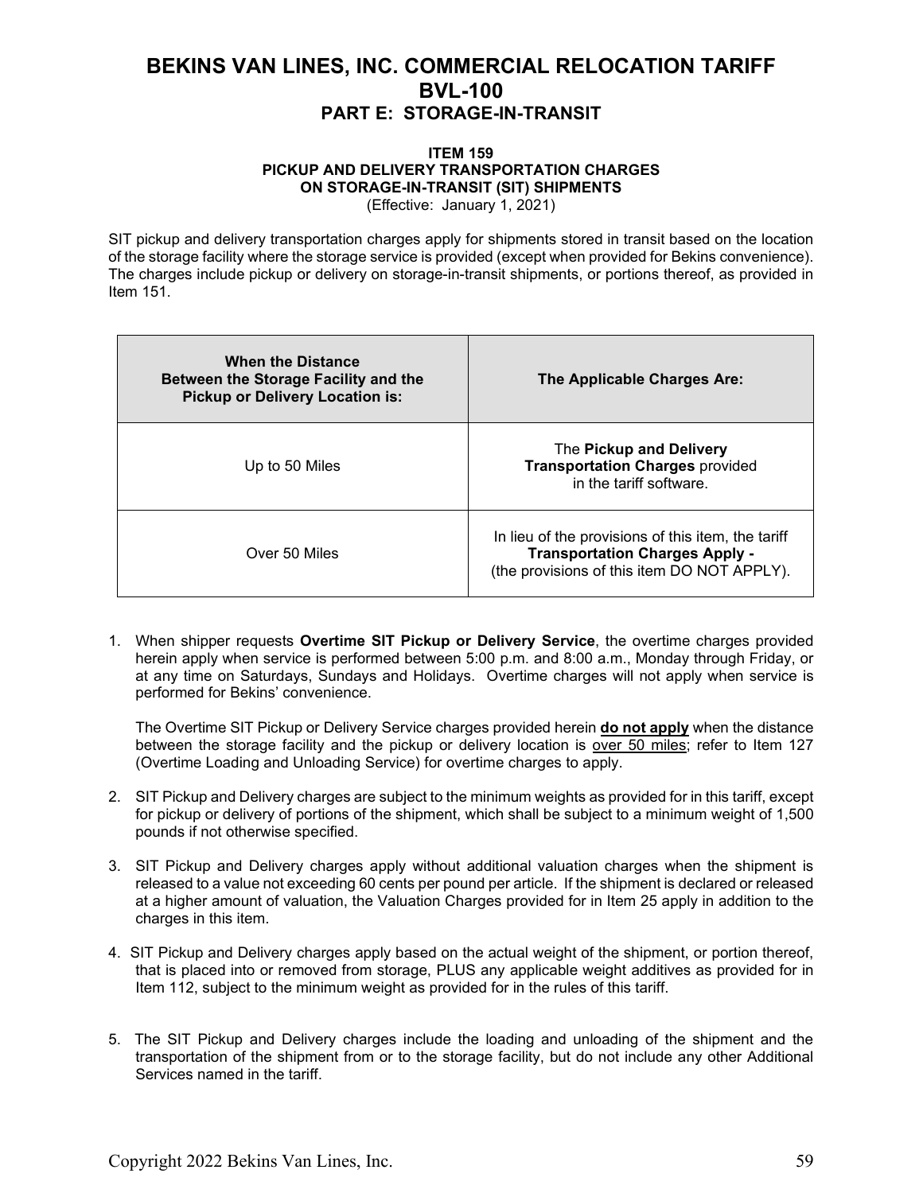# BEKINS VAN LINES, INC. COMMERCIAL RELOCATION TARIFF
# BVL-100
## PART E: STORAGE-IN-TRANSIT

### ITEM 159
### PICKUP AND DELIVERY TRANSPORTATION CHARGES ON STORAGE-IN-TRANSIT (SIT) SHIPMENTS

(Effective: January 1, 2021)

SIT pickup and delivery transportation charges apply for shipments stored in transit based on the location of the storage facility where the storage service is provided (except when provided for Bekins convenience). The charges include pickup or delivery on storage-in-transit shipments, or portions thereof, as provided in Item 151.

| When the Distance Between the Storage Facility and the Pickup or Delivery Location is: | The Applicable Charges Are: |
|---|---|
| Up to 50 Miles | The **Pickup and Delivery Transportation Charges** provided in the tariff software. |
| Over 50 Miles | In lieu of the provisions of this item, the tariff **Transportation Charges Apply -** (the provisions of this item DO NOT APPLY). |

1. When shipper requests **Overtime SIT Pickup or Delivery Service**, the overtime charges provided herein apply when service is performed between 5:00 p.m. and 8:00 a.m., Monday through Friday, or at any time on Saturdays, Sundays and Holidays. Overtime charges will not apply when service is performed for Bekins' convenience.

   The Overtime SIT Pickup or Delivery Service charges provided herein **do not apply** when the distance between the storage facility and the pickup or delivery location is over 50 miles; refer to Item 127 (Overtime Loading and Unloading Service) for overtime charges to apply.

2. SIT Pickup and Delivery charges are subject to the minimum weights as provided for in this tariff, except for pickup or delivery of portions of the shipment, which shall be subject to a minimum weight of 1,500 pounds if not otherwise specified.

3. SIT Pickup and Delivery charges apply without additional valuation charges when the shipment is released to a value not exceeding 60 cents per pound per article. If the shipment is declared or released at a higher amount of valuation, the Valuation Charges provided for in Item 25 apply in addition to the charges in this item.

4. SIT Pickup and Delivery charges apply based on the actual weight of the shipment, or portion thereof, that is placed into or removed from storage, PLUS any applicable weight additives as provided for in Item 112, subject to the minimum weight as provided for in the rules of this tariff.

5. The SIT Pickup and Delivery charges include the loading and unloading of the shipment and the transportation of the shipment from or to the storage facility, but do not include any other Additional Services named in the tariff.

Copyright 2022 Bekins Van Lines, Inc.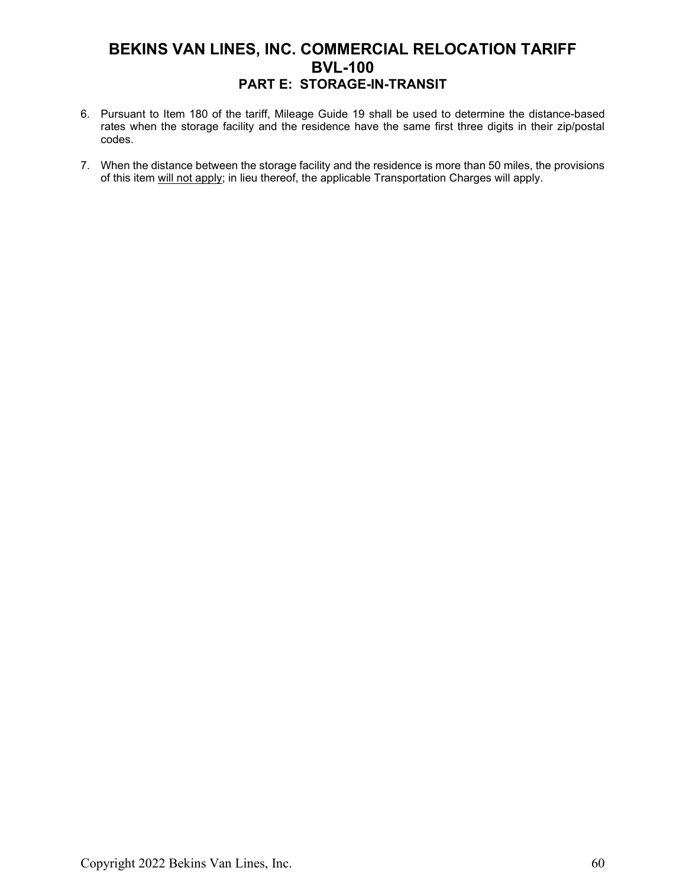6. Pursuant to Item 180 of the tariff, Mileage Guide 19 shall be used to determine the distance-based rates when the storage facility and the residence have the same first three digits in their zip/postal codes.

7. When the distance between the storage facility and the residence is more than 50 miles, the provisions of this item <u>will not apply</u>; in lieu thereof, the applicable Transportation Charges will apply.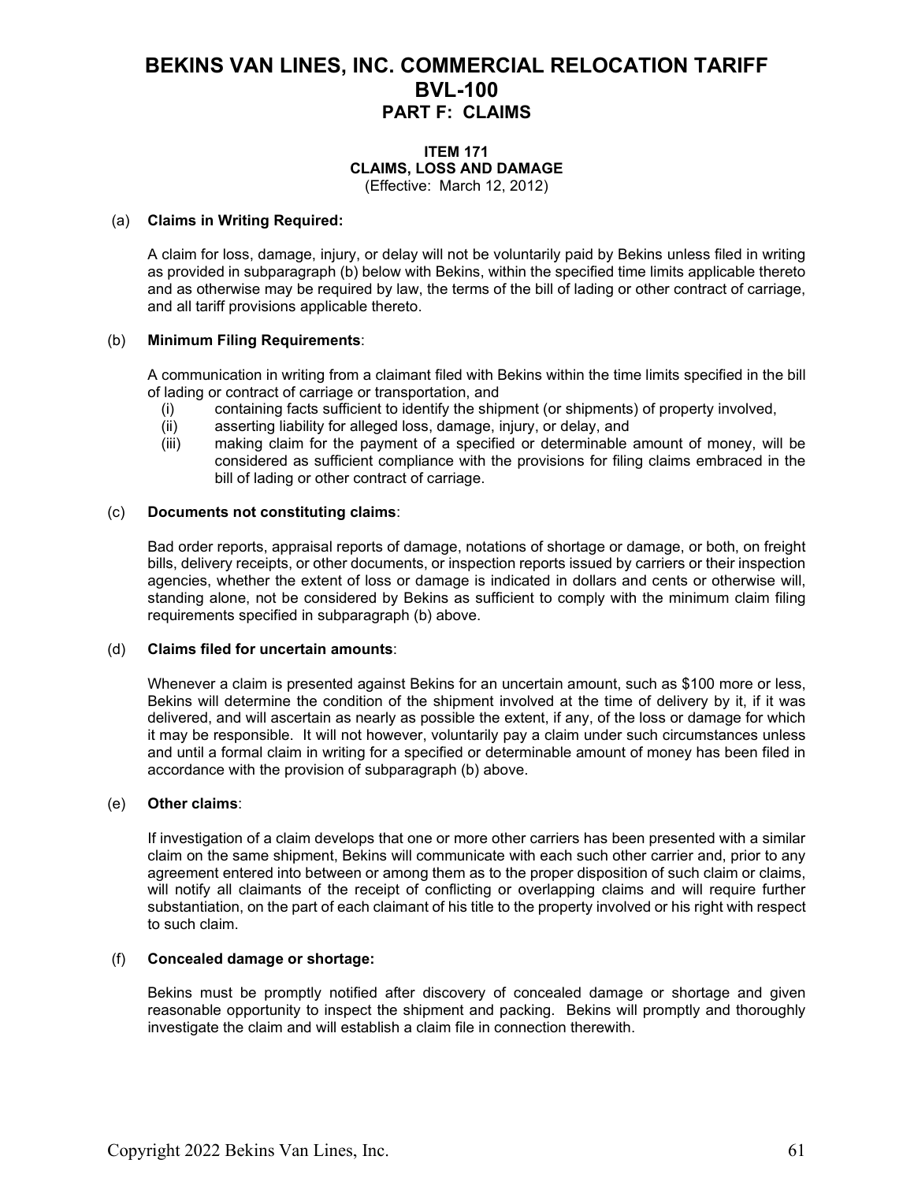# BEKINS VAN LINES, INC. COMMERCIAL RELOCATION TARIFF BVL-100

## PART F: CLAIMS

### ITEM 171
### CLAIMS, LOSS AND DAMAGE
(Effective: March 12, 2012)

(a) **Claims in Writing Required:**

A claim for loss, damage, injury, or delay will not be voluntarily paid by Bekins unless filed in writing as provided in subparagraph (b) below with Bekins, within the specified time limits applicable thereto and as otherwise may be required by law, the terms of the bill of lading or other contract of carriage, and all tariff provisions applicable thereto.

(b) **Minimum Filing Requirements**:

A communication in writing from a claimant filed with Bekins within the time limits specified in the bill of lading or contract of carriage or transportation, and

- (i) containing facts sufficient to identify the shipment (or shipments) of property involved,
- (ii) asserting liability for alleged loss, damage, injury, or delay, and
- (iii) making claim for the payment of a specified or determinable amount of money, will be considered as sufficient compliance with the provisions for filing claims embraced in the bill of lading or other contract of carriage.

(c) **Documents not constituting claims**:

Bad order reports, appraisal reports of damage, notations of shortage or damage, or both, on freight bills, delivery receipts, or other documents, or inspection reports issued by carriers or their inspection agencies, whether the extent of loss or damage is indicated in dollars and cents or otherwise will, standing alone, not be considered by Bekins as sufficient to comply with the minimum claim filing requirements specified in subparagraph (b) above.

(d) **Claims filed for uncertain amounts**:

Whenever a claim is presented against Bekins for an uncertain amount, such as $100 more or less, Bekins will determine the condition of the shipment involved at the time of delivery by it, if it was delivered, and will ascertain as nearly as possible the extent, if any, of the loss or damage for which it may be responsible. It will not however, voluntarily pay a claim under such circumstances unless and until a formal claim in writing for a specified or determinable amount of money has been filed in accordance with the provision of subparagraph (b) above.

(e) **Other claims**:

If investigation of a claim develops that one or more other carriers has been presented with a similar claim on the same shipment, Bekins will communicate with each such other carrier and, prior to any agreement entered into between or among them as to the proper disposition of such claim or claims, will notify all claimants of the receipt of conflicting or overlapping claims and will require further substantiation, on the part of each claimant of his title to the property involved or his right with respect to such claim.

(f) **Concealed damage or shortage:**

Bekins must be promptly notified after discovery of concealed damage or shortage and given reasonable opportunity to inspect the shipment and packing. Bekins will promptly and thoroughly investigate the claim and will establish a claim file in connection therewith.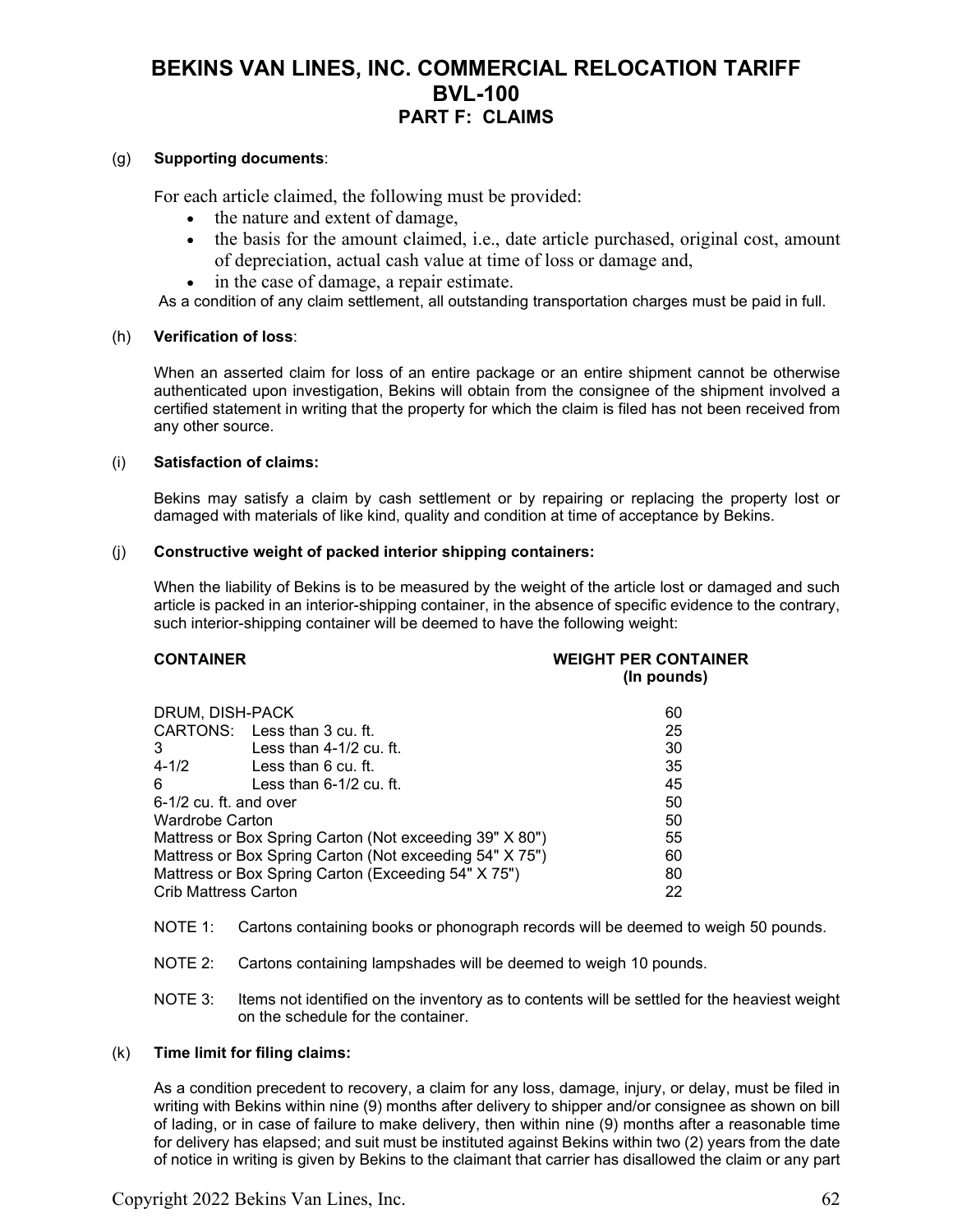# BEKINS VAN LINES, INC. COMMERCIAL RELOCATION TARIFF
# BVL-100
## PART F: CLAIMS

(g) **Supporting documents**:

For each article claimed, the following must be provided:

- the nature and extent of damage,
- the basis for the amount claimed, i.e., date article purchased, original cost, amount of depreciation, actual cash value at time of loss or damage and,
- in the case of damage, a repair estimate.

As a condition of any claim settlement, all outstanding transportation charges must be paid in full.

(h) **Verification of loss**:

When an asserted claim for loss of an entire package or an entire shipment cannot be otherwise authenticated upon investigation, Bekins will obtain from the consignee of the shipment involved a certified statement in writing that the property for which the claim is filed has not been received from any other source.

(i) **Satisfaction of claims:**

Bekins may satisfy a claim by cash settlement or by repairing or replacing the property lost or damaged with materials of like kind, quality and condition at time of acceptance by Bekins.

(j) **Constructive weight of packed interior shipping containers:**

When the liability of Bekins is to be measured by the weight of the article lost or damaged and such article is packed in an interior-shipping container, in the absence of specific evidence to the contrary, such interior-shipping container will be deemed to have the following weight:

| CONTAINER | | WEIGHT PER CONTAINER (In pounds) |
|---|---|---|
| DRUM, DISH-PACK | | 60 |
| CARTONS: | Less than 3 cu. ft. | 25 |
| 3 | Less than 4-1/2 cu. ft. | 30 |
| 4-1/2 | Less than 6 cu. ft. | 35 |
| 6 | Less than 6-1/2 cu. ft. | 45 |
| 6-1/2 cu. ft. and over | | 50 |
| Wardrobe Carton | | 50 |
| Mattress or Box Spring Carton (Not exceeding 39" X 80") | | 55 |
| Mattress or Box Spring Carton (Not exceeding 54" X 75") | | 60 |
| Mattress or Box Spring Carton (Exceeding 54" X 75") | | 80 |
| Crib Mattress Carton | | 22 |

NOTE 1: Cartons containing books or phonograph records will be deemed to weigh 50 pounds.

NOTE 2: Cartons containing lampshades will be deemed to weigh 10 pounds.

NOTE 3: Items not identified on the inventory as to contents will be settled for the heaviest weight on the schedule for the container.

(k) **Time limit for filing claims:**

As a condition precedent to recovery, a claim for any loss, damage, injury, or delay, must be filed in writing with Bekins within nine (9) months after delivery to shipper and/or consignee as shown on bill of lading, or in case of failure to make delivery, then within nine (9) months after a reasonable time for delivery has elapsed; and suit must be instituted against Bekins within two (2) years from the date of notice in writing is given by Bekins to the claimant that carrier has disallowed the claim or any part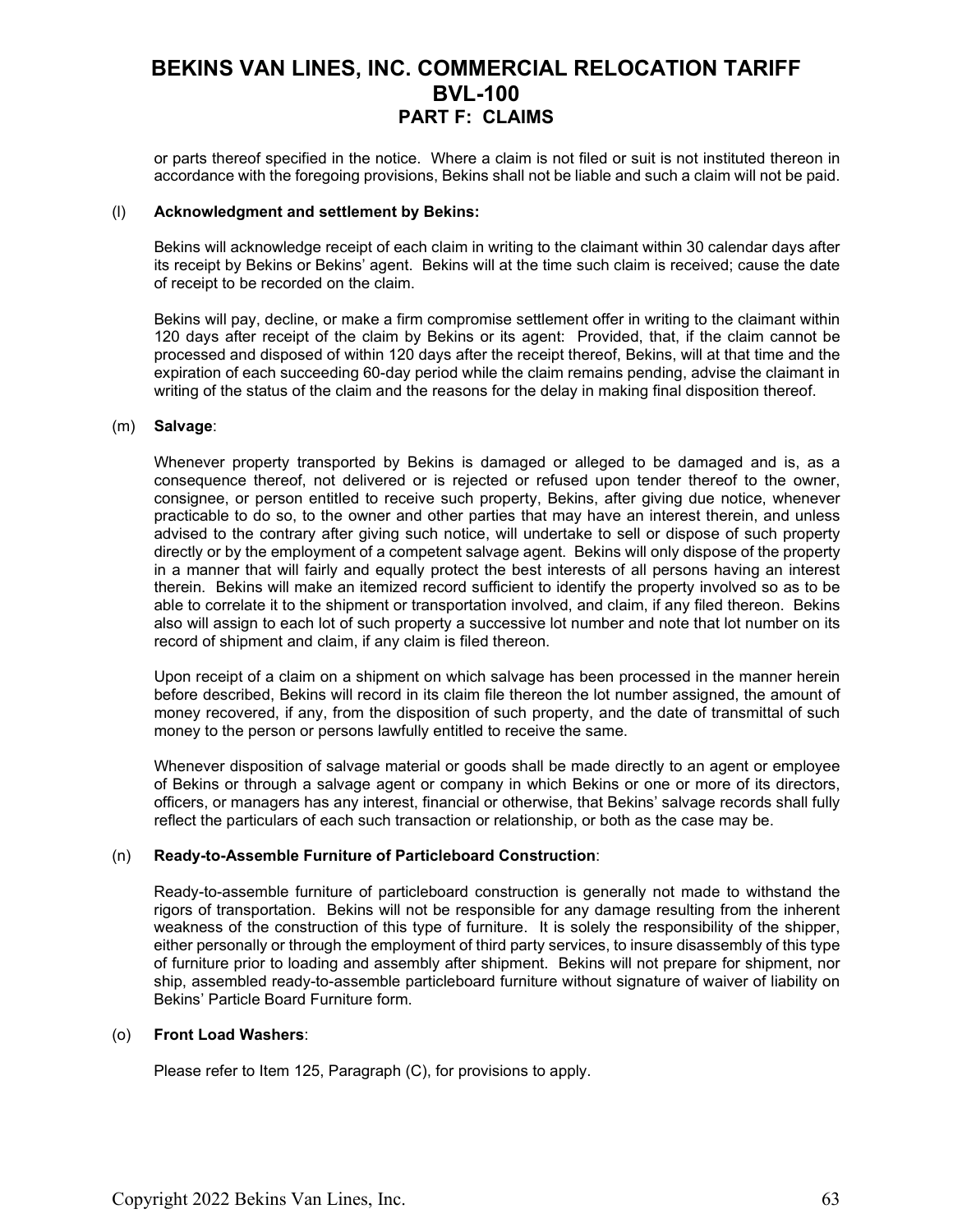or parts thereof specified in the notice. Where a claim is not filed or suit is not instituted thereon in accordance with the foregoing provisions, Bekins shall not be liable and such a claim will not be paid.

(l) **Acknowledgment and settlement by Bekins:**

Bekins will acknowledge receipt of each claim in writing to the claimant within 30 calendar days after its receipt by Bekins or Bekins' agent. Bekins will at the time such claim is received; cause the date of receipt to be recorded on the claim.

Bekins will pay, decline, or make a firm compromise settlement offer in writing to the claimant within 120 days after receipt of the claim by Bekins or its agent: Provided, that, if the claim cannot be processed and disposed of within 120 days after the receipt thereof, Bekins, will at that time and the expiration of each succeeding 60-day period while the claim remains pending, advise the claimant in writing of the status of the claim and the reasons for the delay in making final disposition thereof.

(m) **Salvage**:

Whenever property transported by Bekins is damaged or alleged to be damaged and is, as a consequence thereof, not delivered or is rejected or refused upon tender thereof to the owner, consignee, or person entitled to receive such property, Bekins, after giving due notice, whenever practicable to do so, to the owner and other parties that may have an interest therein, and unless advised to the contrary after giving such notice, will undertake to sell or dispose of such property directly or by the employment of a competent salvage agent. Bekins will only dispose of the property in a manner that will fairly and equally protect the best interests of all persons having an interest therein. Bekins will make an itemized record sufficient to identify the property involved so as to be able to correlate it to the shipment or transportation involved, and claim, if any filed thereon. Bekins also will assign to each lot of such property a successive lot number and note that lot number on its record of shipment and claim, if any claim is filed thereon.

Upon receipt of a claim on a shipment on which salvage has been processed in the manner herein before described, Bekins will record in its claim file thereon the lot number assigned, the amount of money recovered, if any, from the disposition of such property, and the date of transmittal of such money to the person or persons lawfully entitled to receive the same.

Whenever disposition of salvage material or goods shall be made directly to an agent or employee of Bekins or through a salvage agent or company in which Bekins or one or more of its directors, officers, or managers has any interest, financial or otherwise, that Bekins' salvage records shall fully reflect the particulars of each such transaction or relationship, or both as the case may be.

(n) **Ready-to-Assemble Furniture of Particleboard Construction**:

Ready-to-assemble furniture of particleboard construction is generally not made to withstand the rigors of transportation. Bekins will not be responsible for any damage resulting from the inherent weakness of the construction of this type of furniture. It is solely the responsibility of the shipper, either personally or through the employment of third party services, to insure disassembly of this type of furniture prior to loading and assembly after shipment. Bekins will not prepare for shipment, nor ship, assembled ready-to-assemble particleboard furniture without signature of waiver of liability on Bekins' Particle Board Furniture form.

(o) **Front Load Washers**:

Please refer to Item 125, Paragraph (C), for provisions to apply.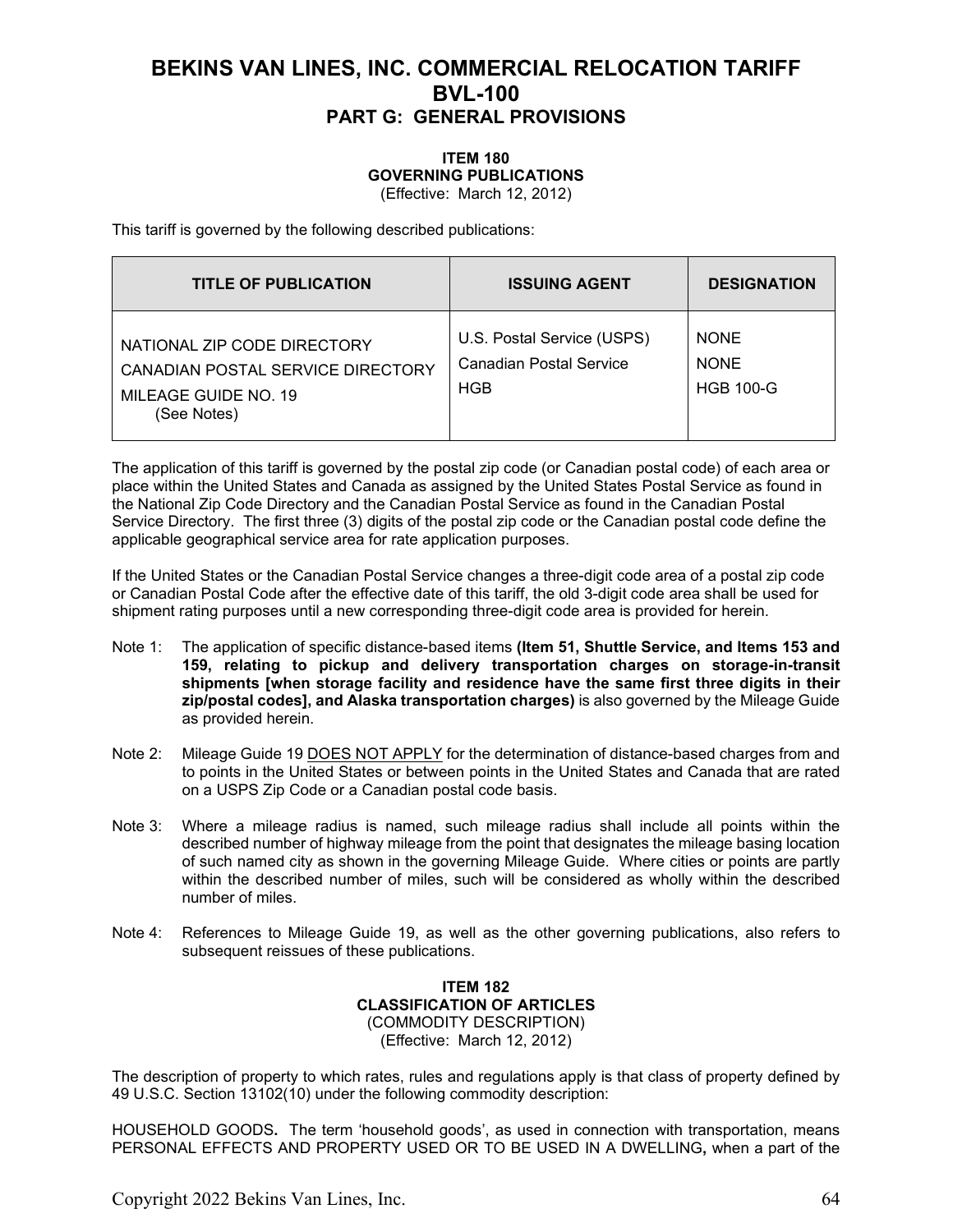# BEKINS VAN LINES, INC. COMMERCIAL RELOCATION TARIFF BVL-100

## PART G: GENERAL PROVISIONS

### ITEM 180
### GOVERNING PUBLICATIONS
(Effective: March 12, 2012)

This tariff is governed by the following described publications:

| TITLE OF PUBLICATION | ISSUING AGENT | DESIGNATION |
|---|---|---|
| NATIONAL ZIP CODE DIRECTORY | U.S. Postal Service (USPS) | NONE |
| CANADIAN POSTAL SERVICE DIRECTORY | Canadian Postal Service | NONE |
| MILEAGE GUIDE NO. 19 (See Notes) | HGB | HGB 100-G |

The application of this tariff is governed by the postal zip code (or Canadian postal code) of each area or place within the United States and Canada as assigned by the United States Postal Service as found in the National Zip Code Directory and the Canadian Postal Service as found in the Canadian Postal Service Directory. The first three (3) digits of the postal zip code or the Canadian postal code define the applicable geographical service area for rate application purposes.

If the United States or the Canadian Postal Service changes a three-digit code area of a postal zip code or Canadian Postal Code after the effective date of this tariff, the old 3-digit code area shall be used for shipment rating purposes until a new corresponding three-digit code area is provided for herein.

Note 1: The application of specific distance-based items **(Item 51, Shuttle Service, and Items 153 and 159, relating to pickup and delivery transportation charges on storage-in-transit shipments [when storage facility and residence have the same first three digits in their zip/postal codes], and Alaska transportation charges)** is also governed by the Mileage Guide as provided herein.

Note 2: Mileage Guide 19 DOES NOT APPLY for the determination of distance-based charges from and to points in the United States or between points in the United States and Canada that are rated on a USPS Zip Code or a Canadian postal code basis.

Note 3: Where a mileage radius is named, such mileage radius shall include all points within the described number of highway mileage from the point that designates the mileage basing location of such named city as shown in the governing Mileage Guide. Where cities or points are partly within the described number of miles, such will be considered as wholly within the described number of miles.

Note 4: References to Mileage Guide 19, as well as the other governing publications, also refers to subsequent reissues of these publications.

### ITEM 182
### CLASSIFICATION OF ARTICLES
(COMMODITY DESCRIPTION)
(Effective: March 12, 2012)

The description of property to which rates, rules and regulations apply is that class of property defined by 49 U.S.C. Section 13102(10) under the following commodity description:

HOUSEHOLD GOODS**.** The term 'household goods', as used in connection with transportation, means PERSONAL EFFECTS AND PROPERTY USED OR TO BE USED IN A DWELLING**,** when a part of the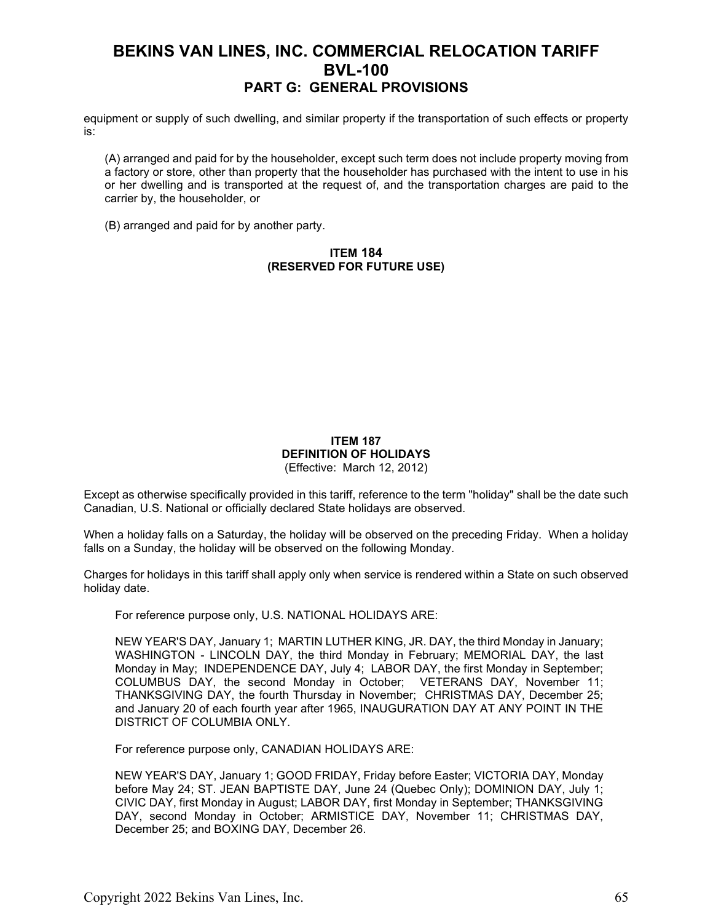equipment or supply of such dwelling, and similar property if the transportation of such effects or property is:

(A) arranged and paid for by the householder, except such term does not include property moving from a factory or store, other than property that the householder has purchased with the intent to use in his or her dwelling and is transported at the request of, and the transportation charges are paid to the carrier by, the householder, or

(B) arranged and paid for by another party.

#### ITEM 184
#### (RESERVED FOR FUTURE USE)

#### ITEM 187
#### DEFINITION OF HOLIDAYS
(Effective: March 12, 2012)

Except as otherwise specifically provided in this tariff, reference to the term "holiday" shall be the date such Canadian, U.S. National or officially declared State holidays are observed.

When a holiday falls on a Saturday, the holiday will be observed on the preceding Friday. When a holiday falls on a Sunday, the holiday will be observed on the following Monday.

Charges for holidays in this tariff shall apply only when service is rendered within a State on such observed holiday date.

For reference purpose only, U.S. NATIONAL HOLIDAYS ARE:

NEW YEAR'S DAY, January 1; MARTIN LUTHER KING, JR. DAY, the third Monday in January; WASHINGTON - LINCOLN DAY, the third Monday in February; MEMORIAL DAY, the last Monday in May; INDEPENDENCE DAY, July 4; LABOR DAY, the first Monday in September; COLUMBUS DAY, the second Monday in October; VETERANS DAY, November 11; THANKSGIVING DAY, the fourth Thursday in November; CHRISTMAS DAY, December 25; and January 20 of each fourth year after 1965, INAUGURATION DAY AT ANY POINT IN THE DISTRICT OF COLUMBIA ONLY.

For reference purpose only, CANADIAN HOLIDAYS ARE:

NEW YEAR'S DAY, January 1; GOOD FRIDAY, Friday before Easter; VICTORIA DAY, Monday before May 24; ST. JEAN BAPTISTE DAY, June 24 (Quebec Only); DOMINION DAY, July 1; CIVIC DAY, first Monday in August; LABOR DAY, first Monday in September; THANKSGIVING DAY, second Monday in October; ARMISTICE DAY, November 11; CHRISTMAS DAY, December 25; and BOXING DAY, December 26.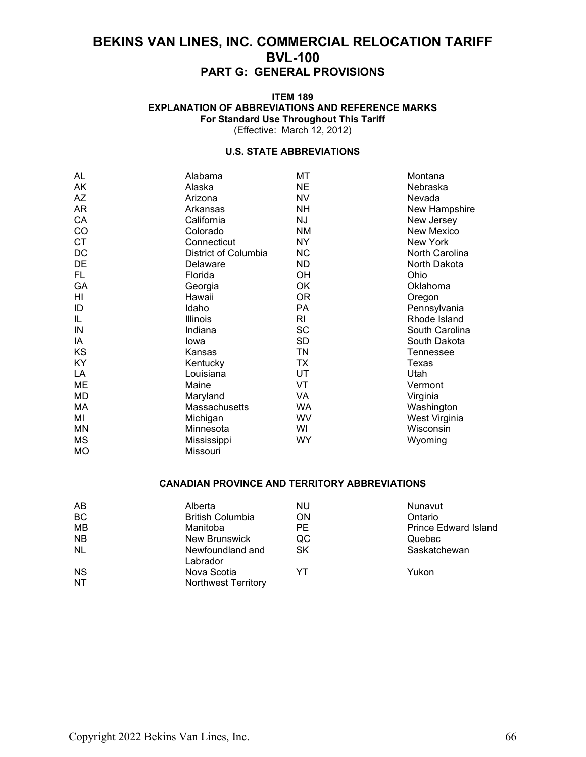# BEKINS VAN LINES, INC. COMMERCIAL RELOCATION TARIFF BVL-100

## PART G: GENERAL PROVISIONS

### ITEM 189
### EXPLANATION OF ABBREVIATIONS AND REFERENCE MARKS
**For Standard Use Throughout This Tariff**

(Effective: March 12, 2012)

#### U.S. STATE ABBREVIATIONS

| | | | |
|---|---|---|---|
| AL | Alabama | MT | Montana |
| AK | Alaska | NE | Nebraska |
| AZ | Arizona | NV | Nevada |
| AR | Arkansas | NH | New Hampshire |
| CA | California | NJ | New Jersey |
| CO | Colorado | NM | New Mexico |
| CT | Connecticut | NY | New York |
| DC | District of Columbia | NC | North Carolina |
| DE | Delaware | ND | North Dakota |
| FL | Florida | OH | Ohio |
| GA | Georgia | OK | Oklahoma |
| HI | Hawaii | OR | Oregon |
| ID | Idaho | PA | Pennsylvania |
| IL | Illinois | RI | Rhode Island |
| IN | Indiana | SC | South Carolina |
| IA | Iowa | SD | South Dakota |
| KS | Kansas | TN | Tennessee |
| KY | Kentucky | TX | Texas |
| LA | Louisiana | UT | Utah |
| ME | Maine | VT | Vermont |
| MD | Maryland | VA | Virginia |
| MA | Massachusetts | WA | Washington |
| MI | Michigan | WV | West Virginia |
| MN | Minnesota | WI | Wisconsin |
| MS | Mississippi | WY | Wyoming |
| MO | Missouri | | |

#### CANADIAN PROVINCE AND TERRITORY ABBREVIATIONS

| | | | |
|---|---|---|---|
| AB | Alberta | NU | Nunavut |
| BC | British Columbia | ON | Ontario |
| MB | Manitoba | PE | Prince Edward Island |
| NB | New Brunswick | QC | Quebec |
| NL | Newfoundland and Labrador | SK | Saskatchewan |
| NS | Nova Scotia | YT | Yukon |
| NT | Northwest Territory | | |

Copyright 2022 Bekins Van Lines, Inc.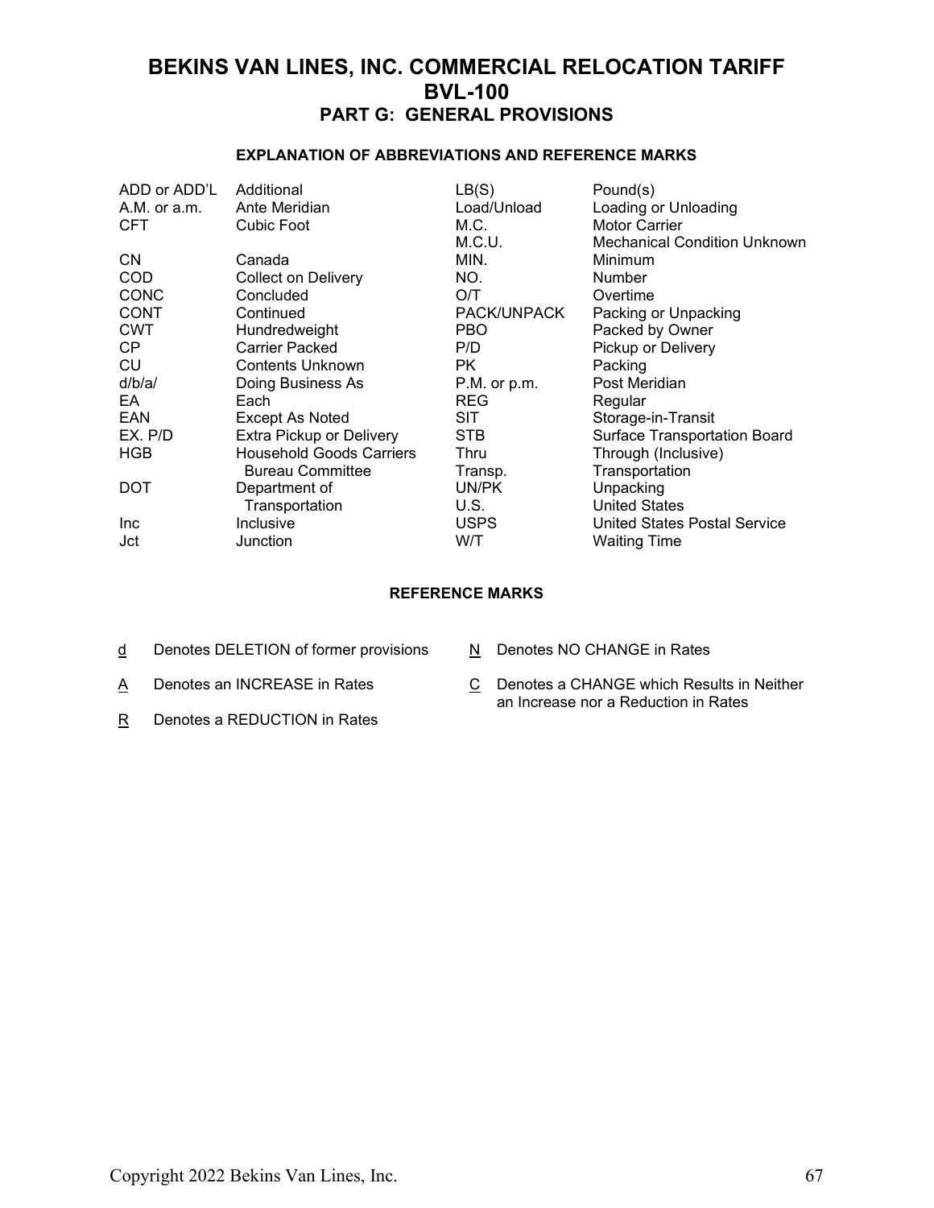# BEKINS VAN LINES, INC. COMMERCIAL RELOCATION TARIFF
# BVL-100
## PART G: GENERAL PROVISIONS

### EXPLANATION OF ABBREVIATIONS AND REFERENCE MARKS

| | | | |
|---|---|---|---|
| ADD or ADD'L | Additional | LB(S) | Pound(s) |
| A.M. or a.m. | Ante Meridian | Load/Unload | Loading or Unloading |
| CFT | Cubic Foot | M.C. | Motor Carrier |
| | | M.C.U. | Mechanical Condition Unknown |
| CN | Canada | MIN. | Minimum |
| COD | Collect on Delivery | NO. | Number |
| CONC | Concluded | O/T | Overtime |
| CONT | Continued | PACK/UNPACK | Packing or Unpacking |
| CWT | Hundredweight | PBO | Packed by Owner |
| CP | Carrier Packed | P/D | Pickup or Delivery |
| CU | Contents Unknown | PK | Packing |
| d/b/a/ | Doing Business As | P.M. or p.m. | Post Meridian |
| EA | Each | REG | Regular |
| EAN | Except As Noted | SIT | Storage-in-Transit |
| EX. P/D | Extra Pickup or Delivery | STB | Surface Transportation Board |
| HGB | Household Goods Carriers Bureau Committee | Thru | Through (Inclusive) |
| | | Transp. | Transportation |
| DOT | Department of Transportation | UN/PK | Unpacking |
| | | U.S. | United States |
| Inc | Inclusive | USPS | United States Postal Service |
| Jct | Junction | W/T | Waiting Time |

### REFERENCE MARKS

- d   Denotes DELETION of former provisions
- A   Denotes an INCREASE in Rates
- R   Denotes a REDUCTION in Rates
- N   Denotes NO CHANGE in Rates
- C   Denotes a CHANGE which Results in Neither an Increase nor a Reduction in Rates

Copyright 2022 Bekins Van Lines, Inc.